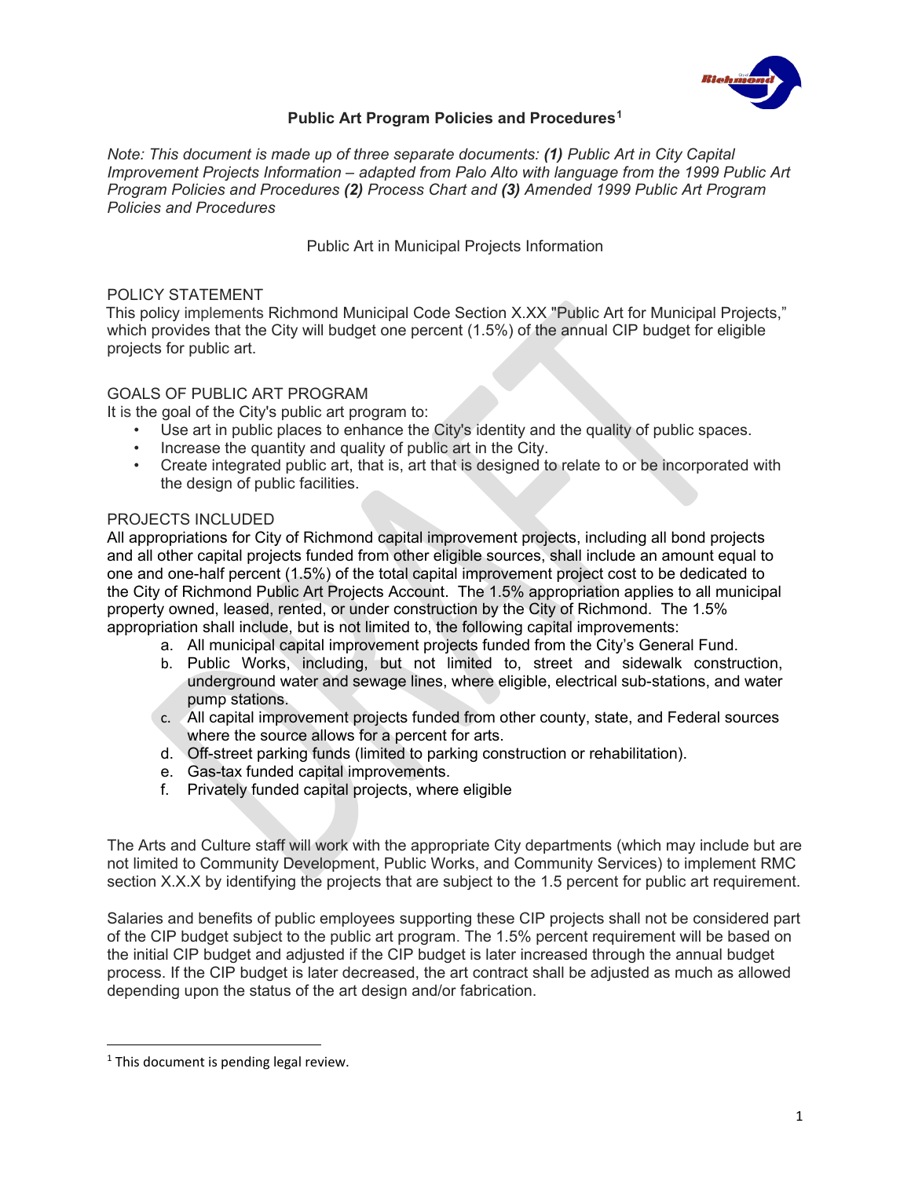# Public Art Program Policies and Procedures[1]

*Note: This document is made up of three separate documents: **(1)** Public Art in City Capital Improvement Projects Information – adapted from Palo Alto with language from the 1999 Public Art Program Policies and Procedures **(2)** Process Chart and **(3)** Amended 1999 Public Art Program Policies and Procedures*

Public Art in Municipal Projects Information

## POLICY STATEMENT

This policy implements Richmond Municipal Code Section X.XX "Public Art for Municipal Projects," which provides that the City will budget one percent (1.5%) of the annual CIP budget for eligible projects for public art.

## GOALS OF PUBLIC ART PROGRAM

It is the goal of the City's public art program to:

- Use art in public places to enhance the City's identity and the quality of public spaces.
- Increase the quantity and quality of public art in the City.
- Create integrated public art, that is, art that is designed to relate to or be incorporated with the design of public facilities.

## PROJECTS INCLUDED

All appropriations for City of Richmond capital improvement projects, including all bond projects and all other capital projects funded from other eligible sources, shall include an amount equal to one and one-half percent (1.5%) of the total capital improvement project cost to be dedicated to the City of Richmond Public Art Projects Account. The 1.5% appropriation applies to all municipal property owned, leased, rented, or under construction by the City of Richmond. The 1.5% appropriation shall include, but is not limited to, the following capital improvements:

a. All municipal capital improvement projects funded from the City's General Fund.
b. Public Works, including, but not limited to, street and sidewalk construction, underground water and sewage lines, where eligible, electrical sub-stations, and water pump stations.
c. All capital improvement projects funded from other county, state, and Federal sources where the source allows for a percent for arts.
d. Off-street parking funds (limited to parking construction or rehabilitation).
e. Gas-tax funded capital improvements.
f. Privately funded capital projects, where eligible

The Arts and Culture staff will work with the appropriate City departments (which may include but are not limited to Community Development, Public Works, and Community Services) to implement RMC section X.X.X by identifying the projects that are subject to the 1.5 percent for public art requirement.

Salaries and benefits of public employees supporting these CIP projects shall not be considered part of the CIP budget subject to the public art program. The 1.5% percent requirement will be based on the initial CIP budget and adjusted if the CIP budget is later increased through the annual budget process. If the CIP budget is later decreased, the art contract shall be adjusted as much as allowed depending upon the status of the art design and/or fabrication.

---

[1] This document is pending legal review.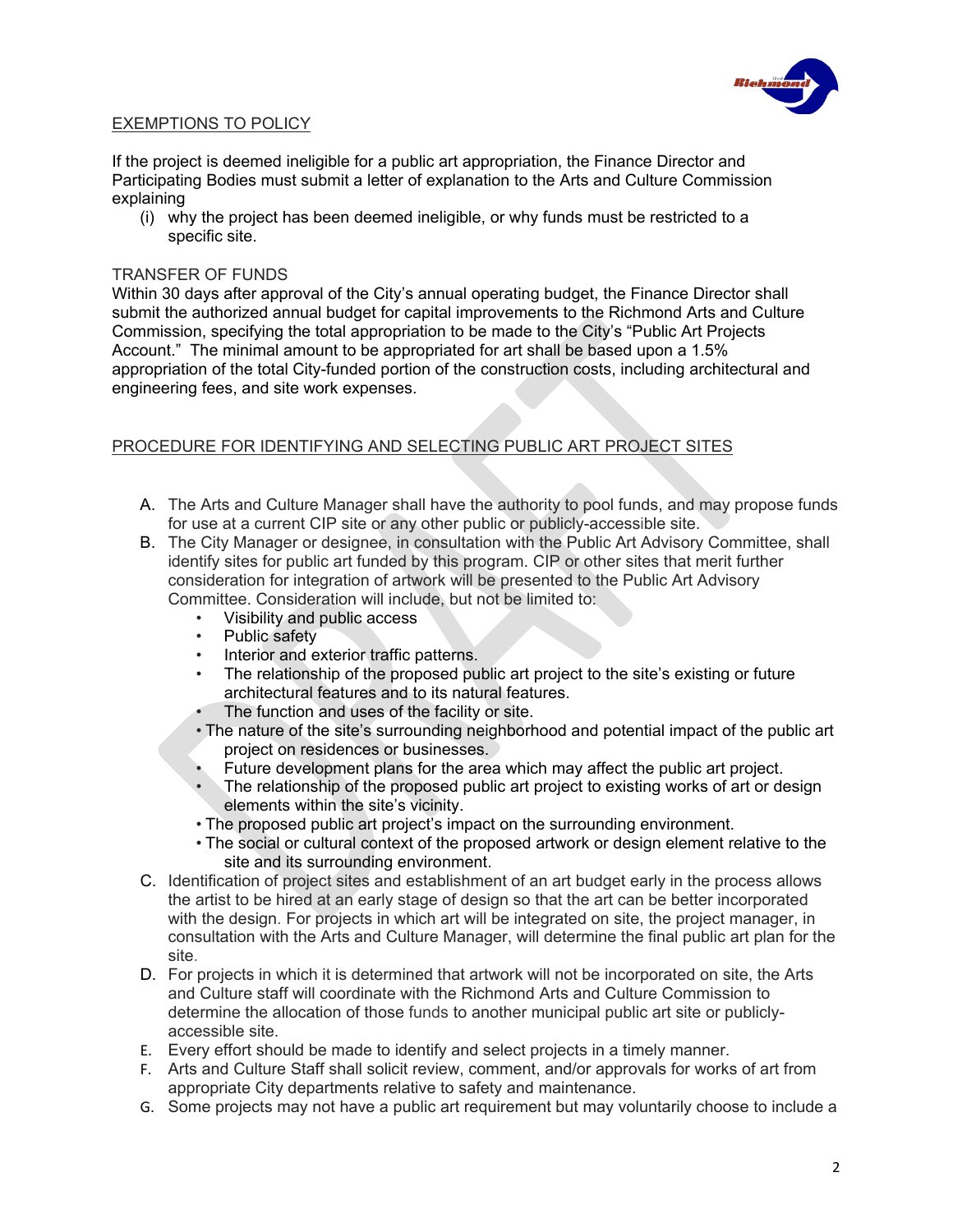## EXEMPTIONS TO POLICY

If the project is deemed ineligible for a public art appropriation, the Finance Director and Participating Bodies must submit a letter of explanation to the Arts and Culture Commission explaining

(i) why the project has been deemed ineligible, or why funds must be restricted to a specific site.

TRANSFER OF FUNDS

Within 30 days after approval of the City's annual operating budget, the Finance Director shall submit the authorized annual budget for capital improvements to the Richmond Arts and Culture Commission, specifying the total appropriation to be made to the City's "Public Art Projects Account." The minimal amount to be appropriated for art shall be based upon a 1.5% appropriation of the total City-funded portion of the construction costs, including architectural and engineering fees, and site work expenses.

## PROCEDURE FOR IDENTIFYING AND SELECTING PUBLIC ART PROJECT SITES

A. The Arts and Culture Manager shall have the authority to pool funds, and may propose funds for use at a current CIP site or any other public or publicly-accessible site.

B. The City Manager or designee, in consultation with the Public Art Advisory Committee, shall identify sites for public art funded by this program. CIP or other sites that merit further consideration for integration of artwork will be presented to the Public Art Advisory Committee. Consideration will include, but not be limited to:
   - Visibility and public access
   - Public safety
   - Interior and exterior traffic patterns.
   - The relationship of the proposed public art project to the site's existing or future architectural features and to its natural features.
   - The function and uses of the facility or site.
   - The nature of the site's surrounding neighborhood and potential impact of the public art project on residences or businesses.
   - Future development plans for the area which may affect the public art project.
   - The relationship of the proposed public art project to existing works of art or design elements within the site's vicinity.
   - The proposed public art project's impact on the surrounding environment.
   - The social or cultural context of the proposed artwork or design element relative to the site and its surrounding environment.

C. Identification of project sites and establishment of an art budget early in the process allows the artist to be hired at an early stage of design so that the art can be better incorporated with the design. For projects in which art will be integrated on site, the project manager, in consultation with the Arts and Culture Manager, will determine the final public art plan for the site.

D. For projects in which it is determined that artwork will not be incorporated on site, the Arts and Culture staff will coordinate with the Richmond Arts and Culture Commission to determine the allocation of those funds to another municipal public art site or publicly-accessible site.

E. Every effort should be made to identify and select projects in a timely manner.

F. Arts and Culture Staff shall solicit review, comment, and/or approvals for works of art from appropriate City departments relative to safety and maintenance.

G. Some projects may not have a public art requirement but may voluntarily choose to include a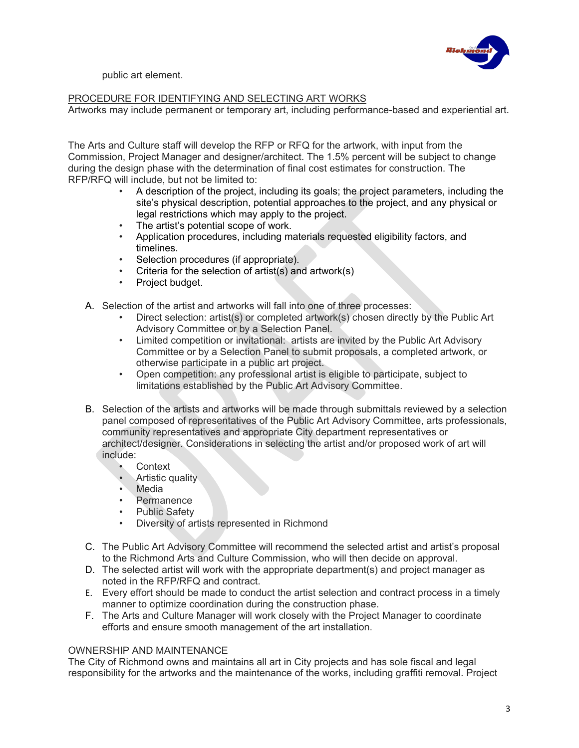public art element.

PROCEDURE FOR IDENTIFYING AND SELECTING ART WORKS

Artworks may include permanent or temporary art, including performance-based and experiential art.

The Arts and Culture staff will develop the RFP or RFQ for the artwork, with input from the Commission, Project Manager and designer/architect. The 1.5% percent will be subject to change during the design phase with the determination of final cost estimates for construction. The RFP/RFQ will include, but not be limited to:

- A description of the project, including its goals; the project parameters, including the site's physical description, potential approaches to the project, and any physical or legal restrictions which may apply to the project.
- The artist's potential scope of work.
- Application procedures, including materials requested eligibility factors, and timelines.
- Selection procedures (if appropriate).
- Criteria for the selection of artist(s) and artwork(s)
- Project budget.

A. Selection of the artist and artworks will fall into one of three processes:
   - Direct selection: artist(s) or completed artwork(s) chosen directly by the Public Art Advisory Committee or by a Selection Panel.
   - Limited competition or invitational: artists are invited by the Public Art Advisory Committee or by a Selection Panel to submit proposals, a completed artwork, or otherwise participate in a public art project.
   - Open competition: any professional artist is eligible to participate, subject to limitations established by the Public Art Advisory Committee.

B. Selection of the artists and artworks will be made through submittals reviewed by a selection panel composed of representatives of the Public Art Advisory Committee, arts professionals, community representatives and appropriate City department representatives or architect/designer. Considerations in selecting the artist and/or proposed work of art will include:
   - Context
   - Artistic quality
   - Media
   - Permanence
   - Public Safety
   - Diversity of artists represented in Richmond

C. The Public Art Advisory Committee will recommend the selected artist and artist's proposal to the Richmond Arts and Culture Commission, who will then decide on approval.

D. The selected artist will work with the appropriate department(s) and project manager as noted in the RFP/RFQ and contract.

E. Every effort should be made to conduct the artist selection and contract process in a timely manner to optimize coordination during the construction phase.

F. The Arts and Culture Manager will work closely with the Project Manager to coordinate efforts and ensure smooth management of the art installation.

OWNERSHIP AND MAINTENANCE

The City of Richmond owns and maintains all art in City projects and has sole fiscal and legal responsibility for the artworks and the maintenance of the works, including graffiti removal. Project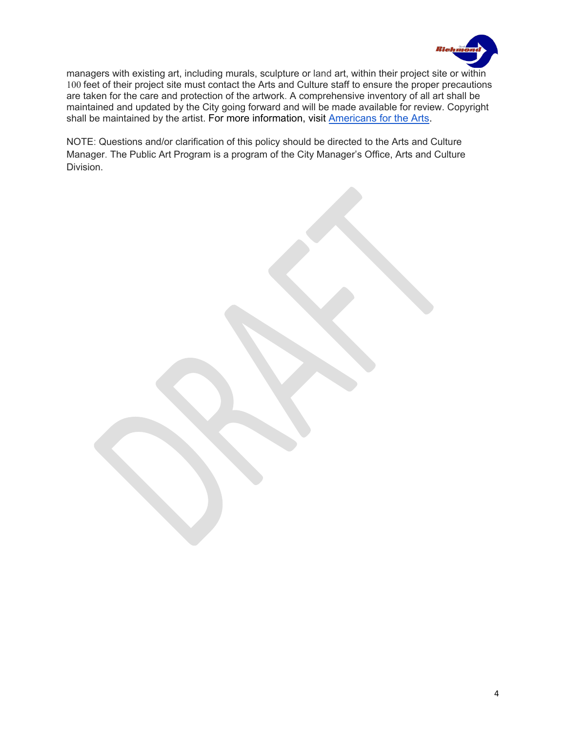managers with existing art, including murals, sculpture or land art, within their project site or within 100 feet of their project site must contact the Arts and Culture staff to ensure the proper precautions are taken for the care and protection of the artwork. A comprehensive inventory of all art shall be maintained and updated by the City going forward and will be made available for review. Copyright shall be maintained by the artist. For more information, visit Americans for the Arts.

NOTE: Questions and/or clarification of this policy should be directed to the Arts and Culture Manager. The Public Art Program is a program of the City Manager's Office, Arts and Culture Division.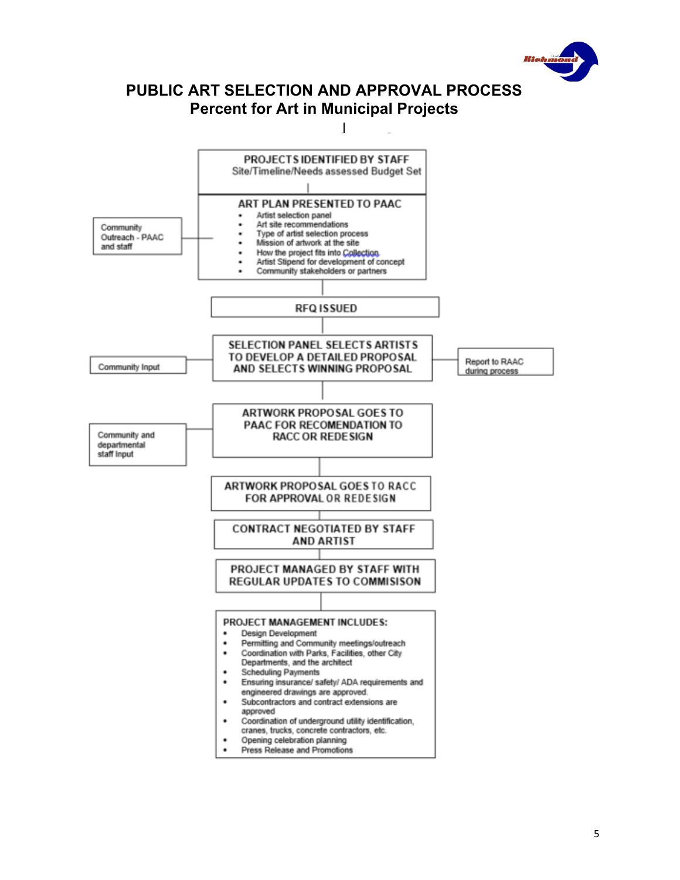# PUBLIC ART SELECTION AND APPROVAL PROCESS
## Percent for Art in Municipal Projects

**PROJECTS IDENTIFIED BY STAFF**
Site/Timeline/Needs assessed Budget Set

**ART PLAN PRESENTED TO PAAC**

*Community Outreach - PAAC and staff*

- Artist selection panel
- Art site recommendations
- Type of artist selection process
- Mission of artwork at the site
- How the project fits into Collection
- Artist Stipend for development of concept
- Community stakeholders or partners

**RFQ ISSUED**

**SELECTION PANEL SELECTS ARTISTS TO DEVELOP A DETAILED PROPOSAL AND SELECTS WINNING PROPOSAL**

*Community Input*

*Report to RAAC during process*

**ARTWORK PROPOSAL GOES TO PAAC FOR RECOMENDATION TO RACC OR REDESIGN**

*Community and departmental staff Input*

**ARTWORK PROPOSAL GOES TO RACC FOR APPROVAL OR REDESIGN**

**CONTRACT NEGOTIATED BY STAFF AND ARTIST**

**PROJECT MANAGED BY STAFF WITH REGULAR UPDATES TO COMMISISON**

**PROJECT MANAGEMENT INCLUDES:**

- Design Development
- Permitting and Community meetings/outreach
- Coordination with Parks, Facilities, other City Departments, and the architect
- Scheduling Payments
- Ensuring insurance/ safety/ ADA requirements and engineered drawings are approved.
- Subcontractors and contract extensions are approved
- Coordination of underground utility identification, cranes, trucks, concrete contractors, etc.
- Opening celebration planning
- Press Release and Promotions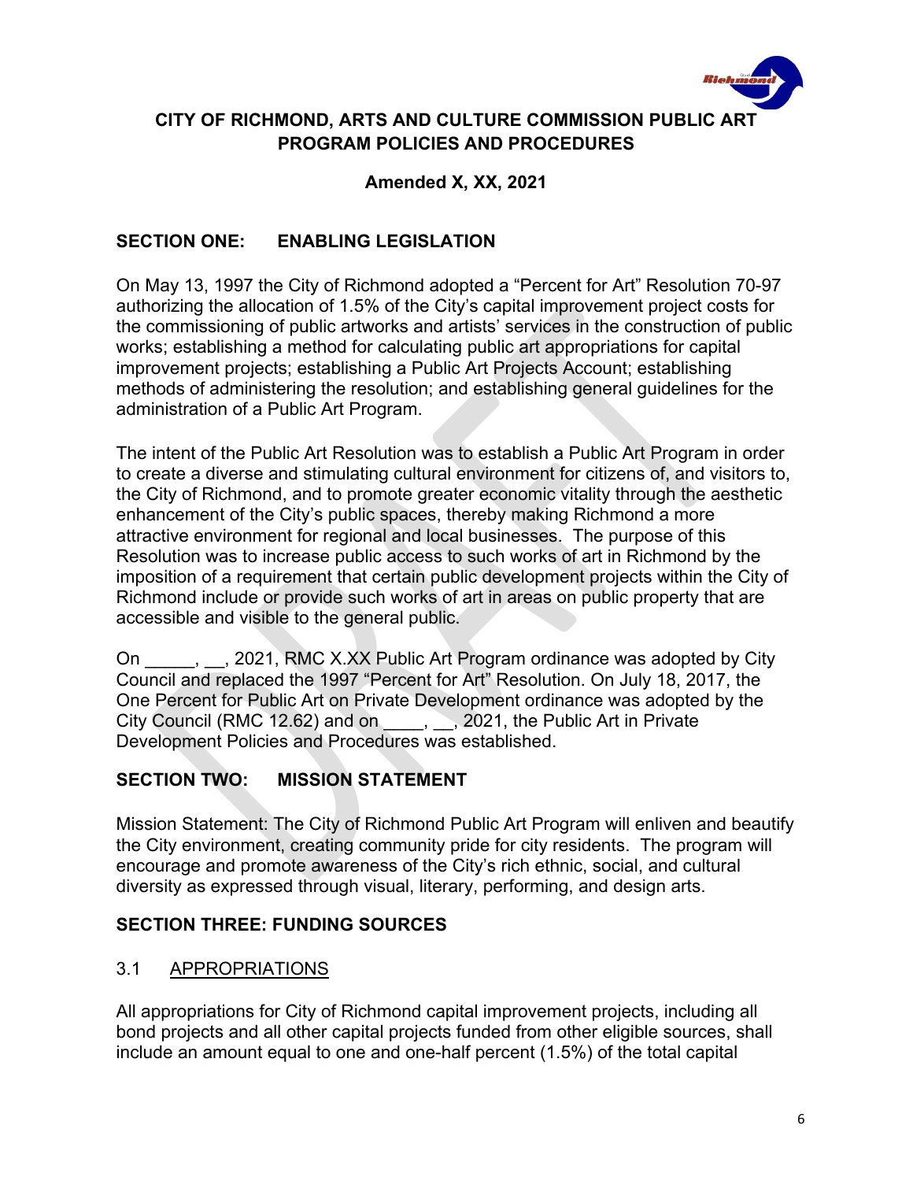**CITY OF RICHMOND, ARTS AND CULTURE COMMISSION PUBLIC ART PROGRAM POLICIES AND PROCEDURES**

**Amended X, XX, 2021**

## SECTION ONE: ENABLING LEGISLATION

On May 13, 1997 the City of Richmond adopted a "Percent for Art" Resolution 70-97 authorizing the allocation of 1.5% of the City's capital improvement project costs for the commissioning of public artworks and artists' services in the construction of public works; establishing a method for calculating public art appropriations for capital improvement projects; establishing a Public Art Projects Account; establishing methods of administering the resolution; and establishing general guidelines for the administration of a Public Art Program.

The intent of the Public Art Resolution was to establish a Public Art Program in order to create a diverse and stimulating cultural environment for citizens of, and visitors to, the City of Richmond, and to promote greater economic vitality through the aesthetic enhancement of the City's public spaces, thereby making Richmond a more attractive environment for regional and local businesses. The purpose of this Resolution was to increase public access to such works of art in Richmond by the imposition of a requirement that certain public development projects within the City of Richmond include or provide such works of art in areas on public property that are accessible and visible to the general public.

On _____, __, 2021, RMC X.XX Public Art Program ordinance was adopted by City Council and replaced the 1997 "Percent for Art" Resolution. On July 18, 2017, the One Percent for Public Art on Private Development ordinance was adopted by the City Council (RMC 12.62) and on ____, __, 2021, the Public Art in Private Development Policies and Procedures was established.

## SECTION TWO: MISSION STATEMENT

Mission Statement: The City of Richmond Public Art Program will enliven and beautify the City environment, creating community pride for city residents. The program will encourage and promote awareness of the City's rich ethnic, social, and cultural diversity as expressed through visual, literary, performing, and design arts.

## SECTION THREE: FUNDING SOURCES

### 3.1 APPROPRIATIONS

All appropriations for City of Richmond capital improvement projects, including all bond projects and all other capital projects funded from other eligible sources, shall include an amount equal to one and one-half percent (1.5%) of the total capital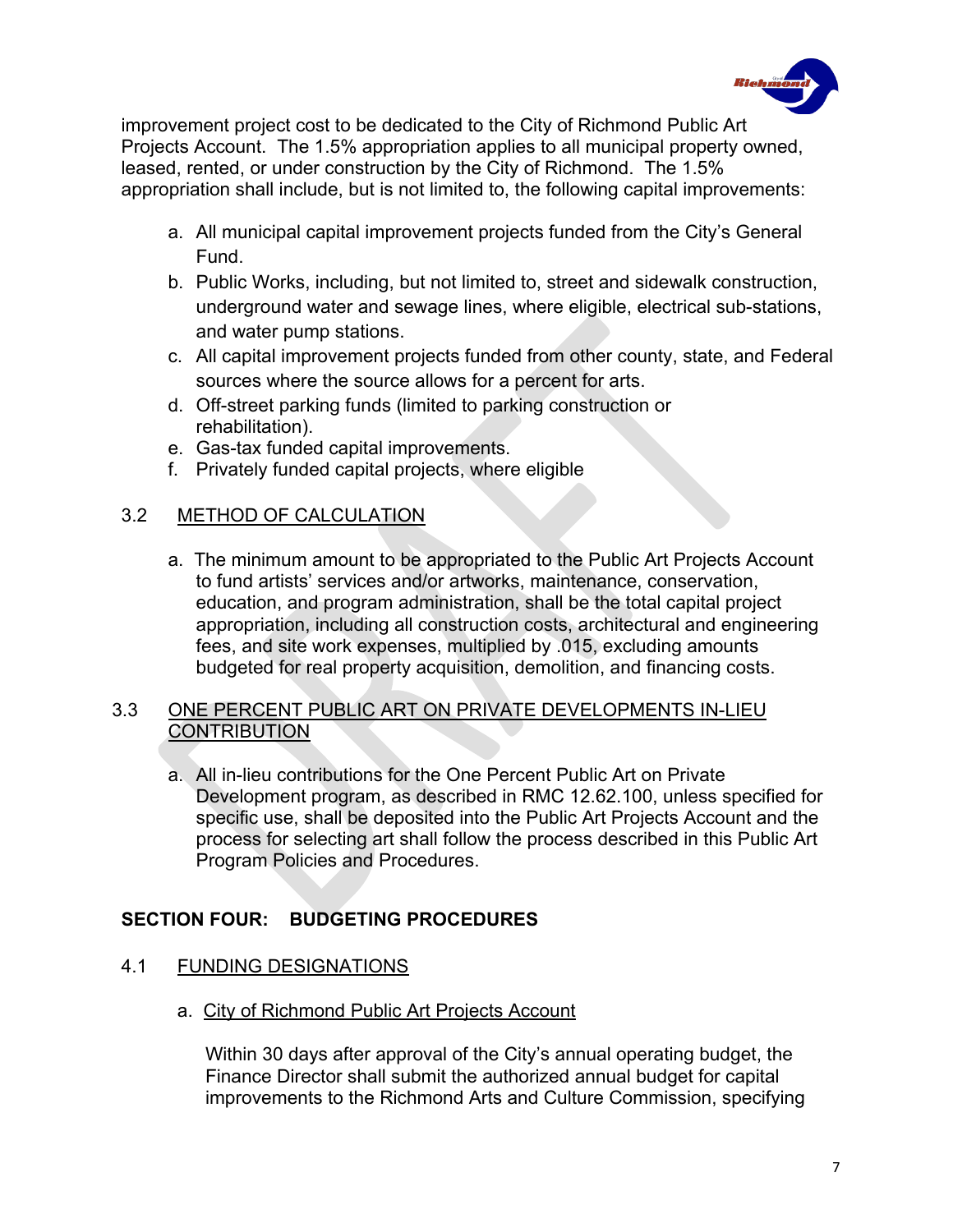improvement project cost to be dedicated to the City of Richmond Public Art Projects Account. The 1.5% appropriation applies to all municipal property owned, leased, rented, or under construction by the City of Richmond. The 1.5% appropriation shall include, but is not limited to, the following capital improvements:

a. All municipal capital improvement projects funded from the City's General Fund.
b. Public Works, including, but not limited to, street and sidewalk construction, underground water and sewage lines, where eligible, electrical sub-stations, and water pump stations.
c. All capital improvement projects funded from other county, state, and Federal sources where the source allows for a percent for arts.
d. Off-street parking funds (limited to parking construction or rehabilitation).
e. Gas-tax funded capital improvements.
f. Privately funded capital projects, where eligible

### 3.2 METHOD OF CALCULATION

a. The minimum amount to be appropriated to the Public Art Projects Account to fund artists' services and/or artworks, maintenance, conservation, education, and program administration, shall be the total capital project appropriation, including all construction costs, architectural and engineering fees, and site work expenses, multiplied by .015, excluding amounts budgeted for real property acquisition, demolition, and financing costs.

### 3.3 ONE PERCENT PUBLIC ART ON PRIVATE DEVELOPMENTS IN-LIEU CONTRIBUTION

a. All in-lieu contributions for the One Percent Public Art on Private Development program, as described in RMC 12.62.100, unless specified for specific use, shall be deposited into the Public Art Projects Account and the process for selecting art shall follow the process described in this Public Art Program Policies and Procedures.

## SECTION FOUR: BUDGETING PROCEDURES

### 4.1 FUNDING DESIGNATIONS

a. City of Richmond Public Art Projects Account

Within 30 days after approval of the City's annual operating budget, the Finance Director shall submit the authorized annual budget for capital improvements to the Richmond Arts and Culture Commission, specifying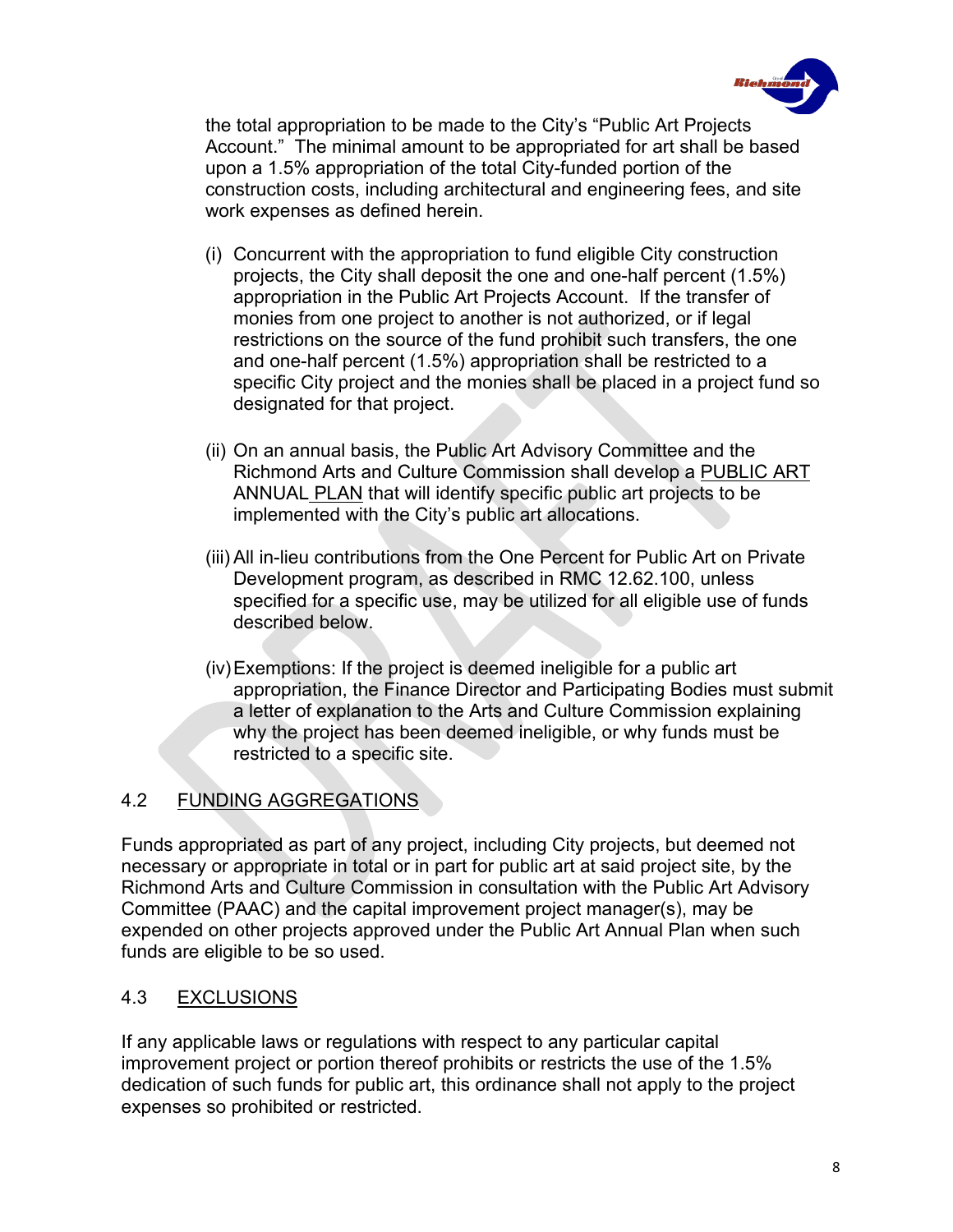the total appropriation to be made to the City's "Public Art Projects Account." The minimal amount to be appropriated for art shall be based upon a 1.5% appropriation of the total City-funded portion of the construction costs, including architectural and engineering fees, and site work expenses as defined herein.

(i) Concurrent with the appropriation to fund eligible City construction projects, the City shall deposit the one and one-half percent (1.5%) appropriation in the Public Art Projects Account. If the transfer of monies from one project to another is not authorized, or if legal restrictions on the source of the fund prohibit such transfers, the one and one-half percent (1.5%) appropriation shall be restricted to a specific City project and the monies shall be placed in a project fund so designated for that project.

(ii) On an annual basis, the Public Art Advisory Committee and the Richmond Arts and Culture Commission shall develop a PUBLIC ART ANNUAL PLAN that will identify specific public art projects to be implemented with the City's public art allocations.

(iii) All in-lieu contributions from the One Percent for Public Art on Private Development program, as described in RMC 12.62.100, unless specified for a specific use, may be utilized for all eligible use of funds described below.

(iv) Exemptions: If the project is deemed ineligible for a public art appropriation, the Finance Director and Participating Bodies must submit a letter of explanation to the Arts and Culture Commission explaining why the project has been deemed ineligible, or why funds must be restricted to a specific site.

## 4.2 FUNDING AGGREGATIONS

Funds appropriated as part of any project, including City projects, but deemed not necessary or appropriate in total or in part for public art at said project site, by the Richmond Arts and Culture Commission in consultation with the Public Art Advisory Committee (PAAC) and the capital improvement project manager(s), may be expended on other projects approved under the Public Art Annual Plan when such funds are eligible to be so used.

## 4.3 EXCLUSIONS

If any applicable laws or regulations with respect to any particular capital improvement project or portion thereof prohibits or restricts the use of the 1.5% dedication of such funds for public art, this ordinance shall not apply to the project expenses so prohibited or restricted.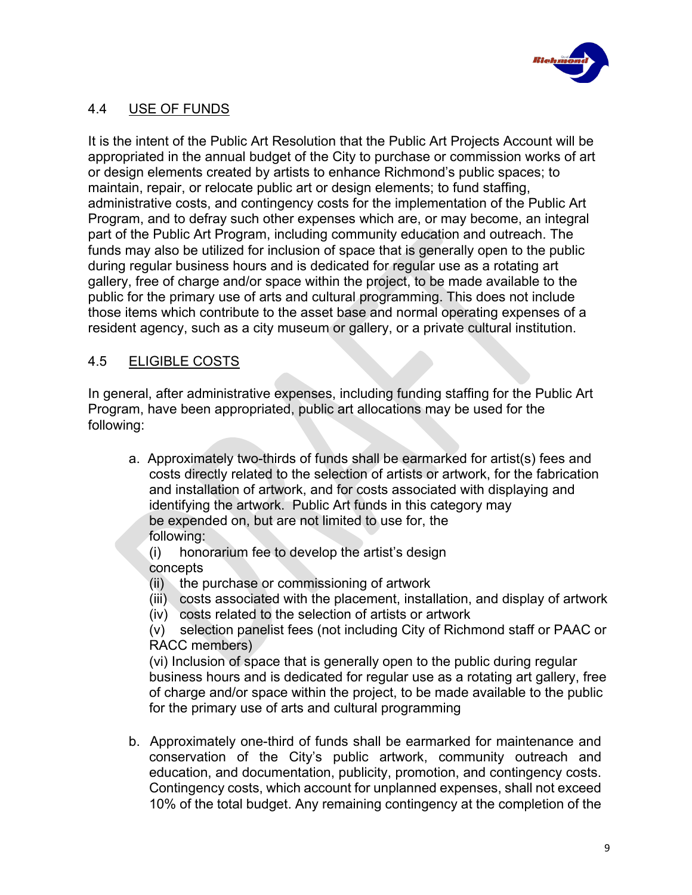## 4.4 USE OF FUNDS

It is the intent of the Public Art Resolution that the Public Art Projects Account will be appropriated in the annual budget of the City to purchase or commission works of art or design elements created by artists to enhance Richmond's public spaces; to maintain, repair, or relocate public art or design elements; to fund staffing, administrative costs, and contingency costs for the implementation of the Public Art Program, and to defray such other expenses which are, or may become, an integral part of the Public Art Program, including community education and outreach. The funds may also be utilized for inclusion of space that is generally open to the public during regular business hours and is dedicated for regular use as a rotating art gallery, free of charge and/or space within the project, to be made available to the public for the primary use of arts and cultural programming. This does not include those items which contribute to the asset base and normal operating expenses of a resident agency, such as a city museum or gallery, or a private cultural institution.

## 4.5 ELIGIBLE COSTS

In general, after administrative expenses, including funding staffing for the Public Art Program, have been appropriated, public art allocations may be used for the following:

a. Approximately two-thirds of funds shall be earmarked for artist(s) fees and costs directly related to the selection of artists or artwork, for the fabrication and installation of artwork, and for costs associated with displaying and identifying the artwork. Public Art funds in this category may be expended on, but are not limited to use for, the following:
   - (i) honorarium fee to develop the artist's design concepts
   - (ii) the purchase or commissioning of artwork
   - (iii) costs associated with the placement, installation, and display of artwork
   - (iv) costs related to the selection of artists or artwork
   - (v) selection panelist fees (not including City of Richmond staff or PAAC or RACC members)
   - (vi) Inclusion of space that is generally open to the public during regular business hours and is dedicated for regular use as a rotating art gallery, free of charge and/or space within the project, to be made available to the public for the primary use of arts and cultural programming

b. Approximately one-third of funds shall be earmarked for maintenance and conservation of the City's public artwork, community outreach and education, and documentation, publicity, promotion, and contingency costs. Contingency costs, which account for unplanned expenses, shall not exceed 10% of the total budget. Any remaining contingency at the completion of the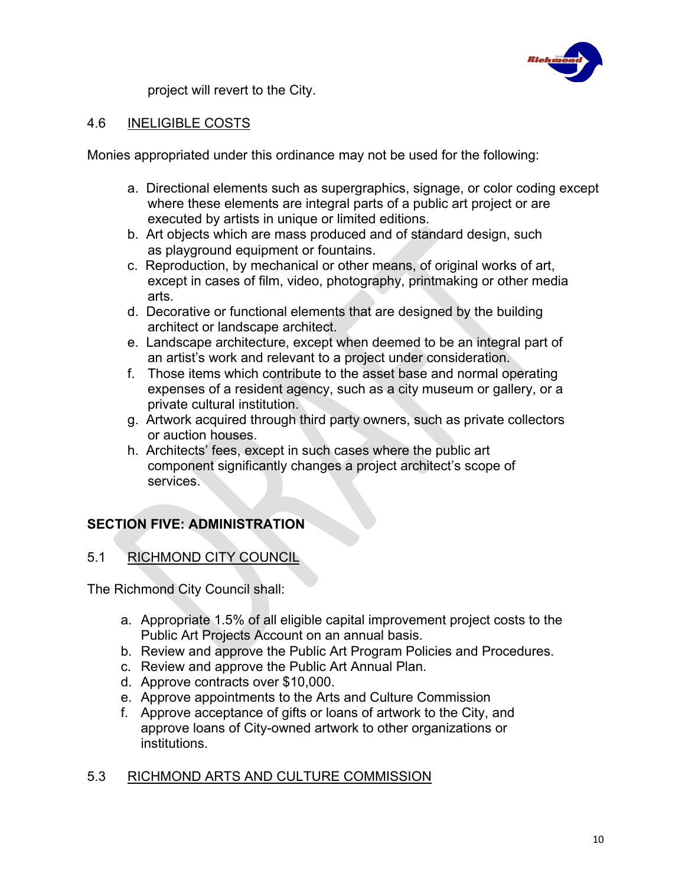project will revert to the City.

### 4.6 INELIGIBLE COSTS

Monies appropriated under this ordinance may not be used for the following:

a. Directional elements such as supergraphics, signage, or color coding except where these elements are integral parts of a public art project or are executed by artists in unique or limited editions.
b. Art objects which are mass produced and of standard design, such as playground equipment or fountains.
c. Reproduction, by mechanical or other means, of original works of art, except in cases of film, video, photography, printmaking or other media arts.
d. Decorative or functional elements that are designed by the building architect or landscape architect.
e. Landscape architecture, except when deemed to be an integral part of an artist's work and relevant to a project under consideration.
f. Those items which contribute to the asset base and normal operating expenses of a resident agency, such as a city museum or gallery, or a private cultural institution.
g. Artwork acquired through third party owners, such as private collectors or auction houses.
h. Architects' fees, except in such cases where the public art component significantly changes a project architect's scope of services.

## SECTION FIVE: ADMINISTRATION

### 5.1 RICHMOND CITY COUNCIL

The Richmond City Council shall:

a. Appropriate 1.5% of all eligible capital improvement project costs to the Public Art Projects Account on an annual basis.
b. Review and approve the Public Art Program Policies and Procedures.
c. Review and approve the Public Art Annual Plan.
d. Approve contracts over $10,000.
e. Approve appointments to the Arts and Culture Commission
f. Approve acceptance of gifts or loans of artwork to the City, and approve loans of City-owned artwork to other organizations or institutions.

### 5.3 RICHMOND ARTS AND CULTURE COMMISSION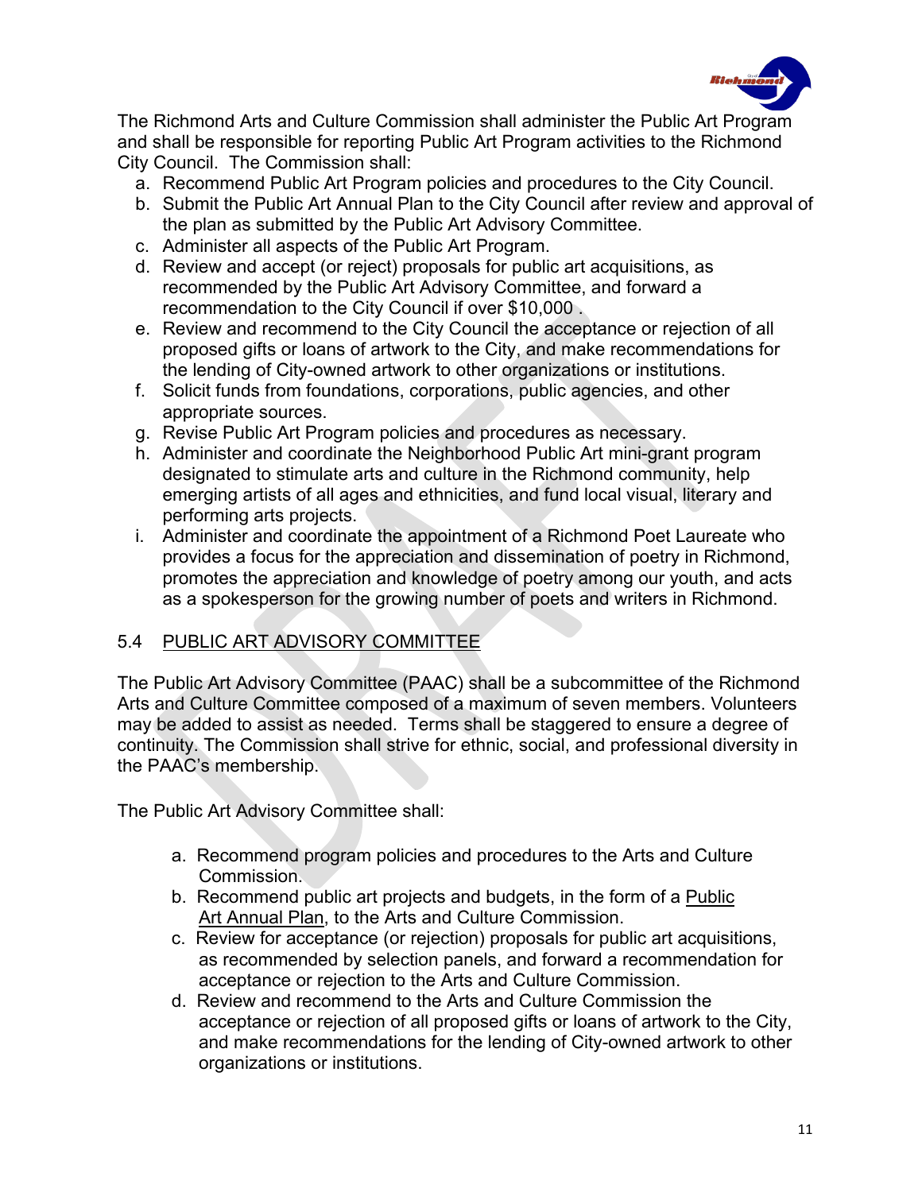The Richmond Arts and Culture Commission shall administer the Public Art Program and shall be responsible for reporting Public Art Program activities to the Richmond City Council. The Commission shall:

a. Recommend Public Art Program policies and procedures to the City Council.
b. Submit the Public Art Annual Plan to the City Council after review and approval of the plan as submitted by the Public Art Advisory Committee.
c. Administer all aspects of the Public Art Program.
d. Review and accept (or reject) proposals for public art acquisitions, as recommended by the Public Art Advisory Committee, and forward a recommendation to the City Council if over $10,000 .
e. Review and recommend to the City Council the acceptance or rejection of all proposed gifts or loans of artwork to the City, and make recommendations for the lending of City-owned artwork to other organizations or institutions.
f. Solicit funds from foundations, corporations, public agencies, and other appropriate sources.
g. Revise Public Art Program policies and procedures as necessary.
h. Administer and coordinate the Neighborhood Public Art mini-grant program designated to stimulate arts and culture in the Richmond community, help emerging artists of all ages and ethnicities, and fund local visual, literary and performing arts projects.
i. Administer and coordinate the appointment of a Richmond Poet Laureate who provides a focus for the appreciation and dissemination of poetry in Richmond, promotes the appreciation and knowledge of poetry among our youth, and acts as a spokesperson for the growing number of poets and writers in Richmond.

## 5.4 PUBLIC ART ADVISORY COMMITTEE

The Public Art Advisory Committee (PAAC) shall be a subcommittee of the Richmond Arts and Culture Committee composed of a maximum of seven members. Volunteers may be added to assist as needed. Terms shall be staggered to ensure a degree of continuity. The Commission shall strive for ethnic, social, and professional diversity in the PAAC's membership.

The Public Art Advisory Committee shall:

a. Recommend program policies and procedures to the Arts and Culture Commission.
b. Recommend public art projects and budgets, in the form of a Public Art Annual Plan, to the Arts and Culture Commission.
c. Review for acceptance (or rejection) proposals for public art acquisitions, as recommended by selection panels, and forward a recommendation for acceptance or rejection to the Arts and Culture Commission.
d. Review and recommend to the Arts and Culture Commission the acceptance or rejection of all proposed gifts or loans of artwork to the City, and make recommendations for the lending of City-owned artwork to other organizations or institutions.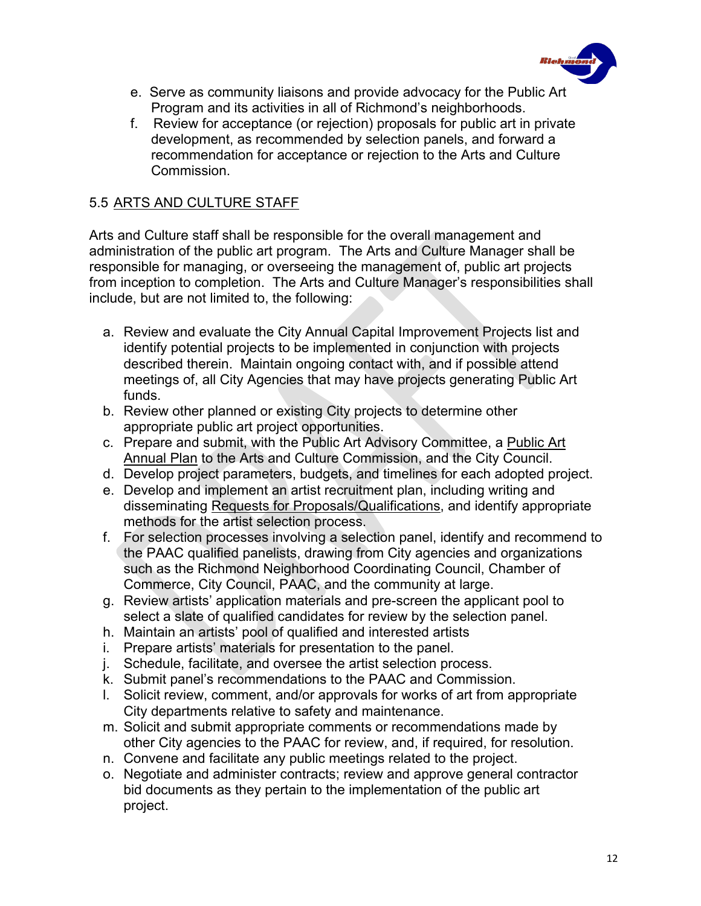e. Serve as community liaisons and provide advocacy for the Public Art Program and its activities in all of Richmond's neighborhoods.
f. Review for acceptance (or rejection) proposals for public art in private development, as recommended by selection panels, and forward a recommendation for acceptance or rejection to the Arts and Culture Commission.

## 5.5 ARTS AND CULTURE STAFF

Arts and Culture staff shall be responsible for the overall management and administration of the public art program. The Arts and Culture Manager shall be responsible for managing, or overseeing the management of, public art projects from inception to completion. The Arts and Culture Manager's responsibilities shall include, but are not limited to, the following:

a. Review and evaluate the City Annual Capital Improvement Projects list and identify potential projects to be implemented in conjunction with projects described therein. Maintain ongoing contact with, and if possible attend meetings of, all City Agencies that may have projects generating Public Art funds.
b. Review other planned or existing City projects to determine other appropriate public art project opportunities.
c. Prepare and submit, with the Public Art Advisory Committee, a Public Art Annual Plan to the Arts and Culture Commission, and the City Council.
d. Develop project parameters, budgets, and timelines for each adopted project.
e. Develop and implement an artist recruitment plan, including writing and disseminating Requests for Proposals/Qualifications, and identify appropriate methods for the artist selection process.
f. For selection processes involving a selection panel, identify and recommend to the PAAC qualified panelists, drawing from City agencies and organizations such as the Richmond Neighborhood Coordinating Council, Chamber of Commerce, City Council, PAAC, and the community at large.
g. Review artists' application materials and pre-screen the applicant pool to select a slate of qualified candidates for review by the selection panel.
h. Maintain an artists' pool of qualified and interested artists
i. Prepare artists' materials for presentation to the panel.
j. Schedule, facilitate, and oversee the artist selection process.
k. Submit panel's recommendations to the PAAC and Commission.
l. Solicit review, comment, and/or approvals for works of art from appropriate City departments relative to safety and maintenance.
m. Solicit and submit appropriate comments or recommendations made by other City agencies to the PAAC for review, and, if required, for resolution.
n. Convene and facilitate any public meetings related to the project.
o. Negotiate and administer contracts; review and approve general contractor bid documents as they pertain to the implementation of the public art project.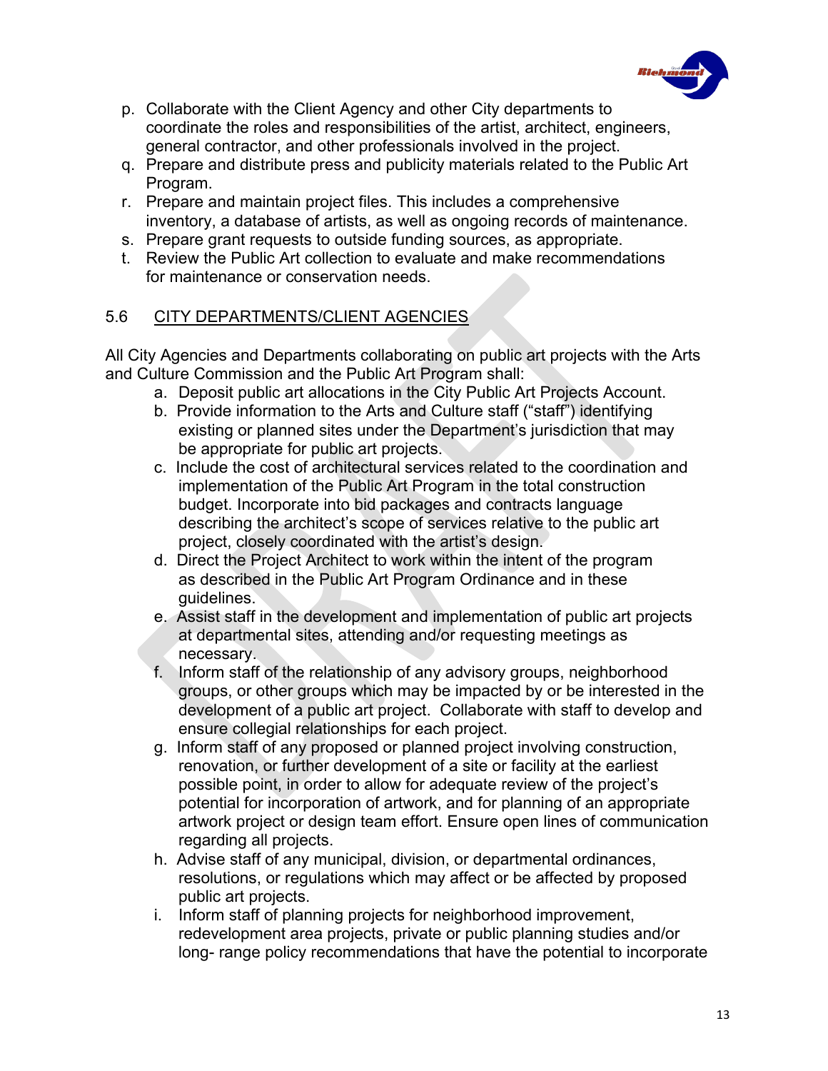p. Collaborate with the Client Agency and other City departments to coordinate the roles and responsibilities of the artist, architect, engineers, general contractor, and other professionals involved in the project.
q. Prepare and distribute press and publicity materials related to the Public Art Program.
r. Prepare and maintain project files. This includes a comprehensive inventory, a database of artists, as well as ongoing records of maintenance.
s. Prepare grant requests to outside funding sources, as appropriate.
t. Review the Public Art collection to evaluate and make recommendations for maintenance or conservation needs.

## 5.6 CITY DEPARTMENTS/CLIENT AGENCIES

All City Agencies and Departments collaborating on public art projects with the Arts and Culture Commission and the Public Art Program shall:

a. Deposit public art allocations in the City Public Art Projects Account.
b. Provide information to the Arts and Culture staff ("staff") identifying existing or planned sites under the Department's jurisdiction that may be appropriate for public art projects.
c. Include the cost of architectural services related to the coordination and implementation of the Public Art Program in the total construction budget. Incorporate into bid packages and contracts language describing the architect's scope of services relative to the public art project, closely coordinated with the artist's design.
d. Direct the Project Architect to work within the intent of the program as described in the Public Art Program Ordinance and in these guidelines.
e. Assist staff in the development and implementation of public art projects at departmental sites, attending and/or requesting meetings as necessary.
f. Inform staff of the relationship of any advisory groups, neighborhood groups, or other groups which may be impacted by or be interested in the development of a public art project. Collaborate with staff to develop and ensure collegial relationships for each project.
g. Inform staff of any proposed or planned project involving construction, renovation, or further development of a site or facility at the earliest possible point, in order to allow for adequate review of the project's potential for incorporation of artwork, and for planning of an appropriate artwork project or design team effort. Ensure open lines of communication regarding all projects.
h. Advise staff of any municipal, division, or departmental ordinances, resolutions, or regulations which may affect or be affected by proposed public art projects.
i. Inform staff of planning projects for neighborhood improvement, redevelopment area projects, private or public planning studies and/or long- range policy recommendations that have the potential to incorporate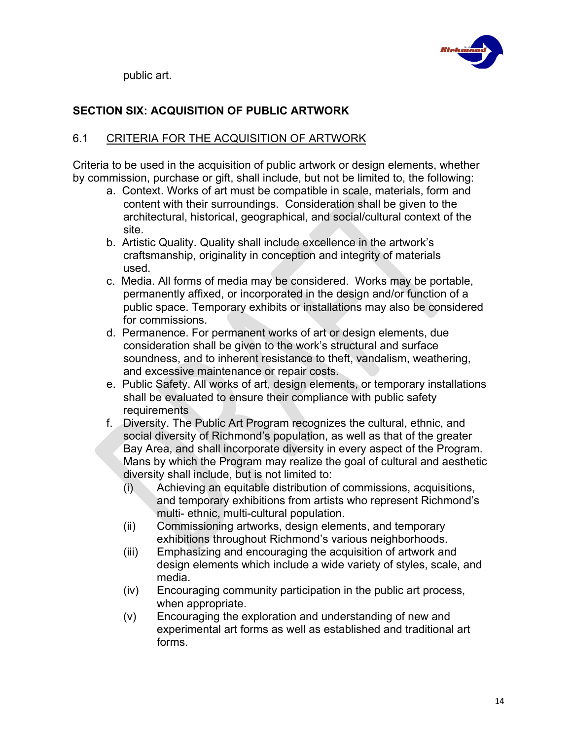public art.

## SECTION SIX: ACQUISITION OF PUBLIC ARTWORK

### 6.1 CRITERIA FOR THE ACQUISITION OF ARTWORK

Criteria to be used in the acquisition of public artwork or design elements, whether by commission, purchase or gift, shall include, but not be limited to, the following:

a. Context. Works of art must be compatible in scale, materials, form and content with their surroundings. Consideration shall be given to the architectural, historical, geographical, and social/cultural context of the site.
b. Artistic Quality. Quality shall include excellence in the artwork's craftsmanship, originality in conception and integrity of materials used.
c. Media. All forms of media may be considered. Works may be portable, permanently affixed, or incorporated in the design and/or function of a public space. Temporary exhibits or installations may also be considered for commissions.
d. Permanence. For permanent works of art or design elements, due consideration shall be given to the work's structural and surface soundness, and to inherent resistance to theft, vandalism, weathering, and excessive maintenance or repair costs.
e. Public Safety. All works of art, design elements, or temporary installations shall be evaluated to ensure their compliance with public safety requirements
f. Diversity. The Public Art Program recognizes the cultural, ethnic, and social diversity of Richmond's population, as well as that of the greater Bay Area, and shall incorporate diversity in every aspect of the Program. Mans by which the Program may realize the goal of cultural and aesthetic diversity shall include, but is not limited to:
   - (i) Achieving an equitable distribution of commissions, acquisitions, and temporary exhibitions from artists who represent Richmond's multi- ethnic, multi-cultural population.
   - (ii) Commissioning artworks, design elements, and temporary exhibitions throughout Richmond's various neighborhoods.
   - (iii) Emphasizing and encouraging the acquisition of artwork and design elements which include a wide variety of styles, scale, and media.
   - (iv) Encouraging community participation in the public art process, when appropriate.
   - (v) Encouraging the exploration and understanding of new and experimental art forms as well as established and traditional art forms.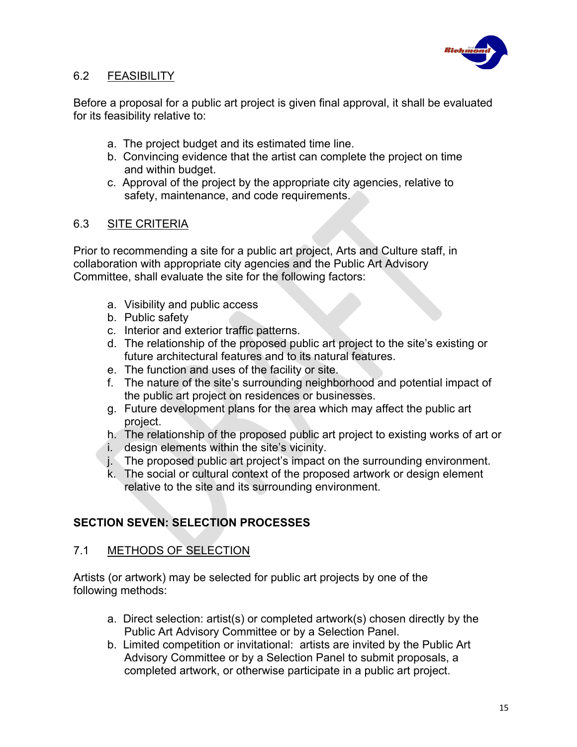### 6.2 FEASIBILITY

Before a proposal for a public art project is given final approval, it shall be evaluated for its feasibility relative to:

a. The project budget and its estimated time line.
b. Convincing evidence that the artist can complete the project on time and within budget.
c. Approval of the project by the appropriate city agencies, relative to safety, maintenance, and code requirements.

### 6.3 SITE CRITERIA

Prior to recommending a site for a public art project, Arts and Culture staff, in collaboration with appropriate city agencies and the Public Art Advisory Committee, shall evaluate the site for the following factors:

a. Visibility and public access
b. Public safety
c. Interior and exterior traffic patterns.
d. The relationship of the proposed public art project to the site's existing or future architectural features and to its natural features.
e. The function and uses of the facility or site.
f. The nature of the site's surrounding neighborhood and potential impact of the public art project on residences or businesses.
g. Future development plans for the area which may affect the public art project.
h. The relationship of the proposed public art project to existing works of art or
i. design elements within the site's vicinity.
j. The proposed public art project's impact on the surrounding environment.
k. The social or cultural context of the proposed artwork or design element relative to the site and its surrounding environment.

## SECTION SEVEN: SELECTION PROCESSES

### 7.1 METHODS OF SELECTION

Artists (or artwork) may be selected for public art projects by one of the following methods:

a. Direct selection: artist(s) or completed artwork(s) chosen directly by the Public Art Advisory Committee or by a Selection Panel.
b. Limited competition or invitational: artists are invited by the Public Art Advisory Committee or by a Selection Panel to submit proposals, a completed artwork, or otherwise participate in a public art project.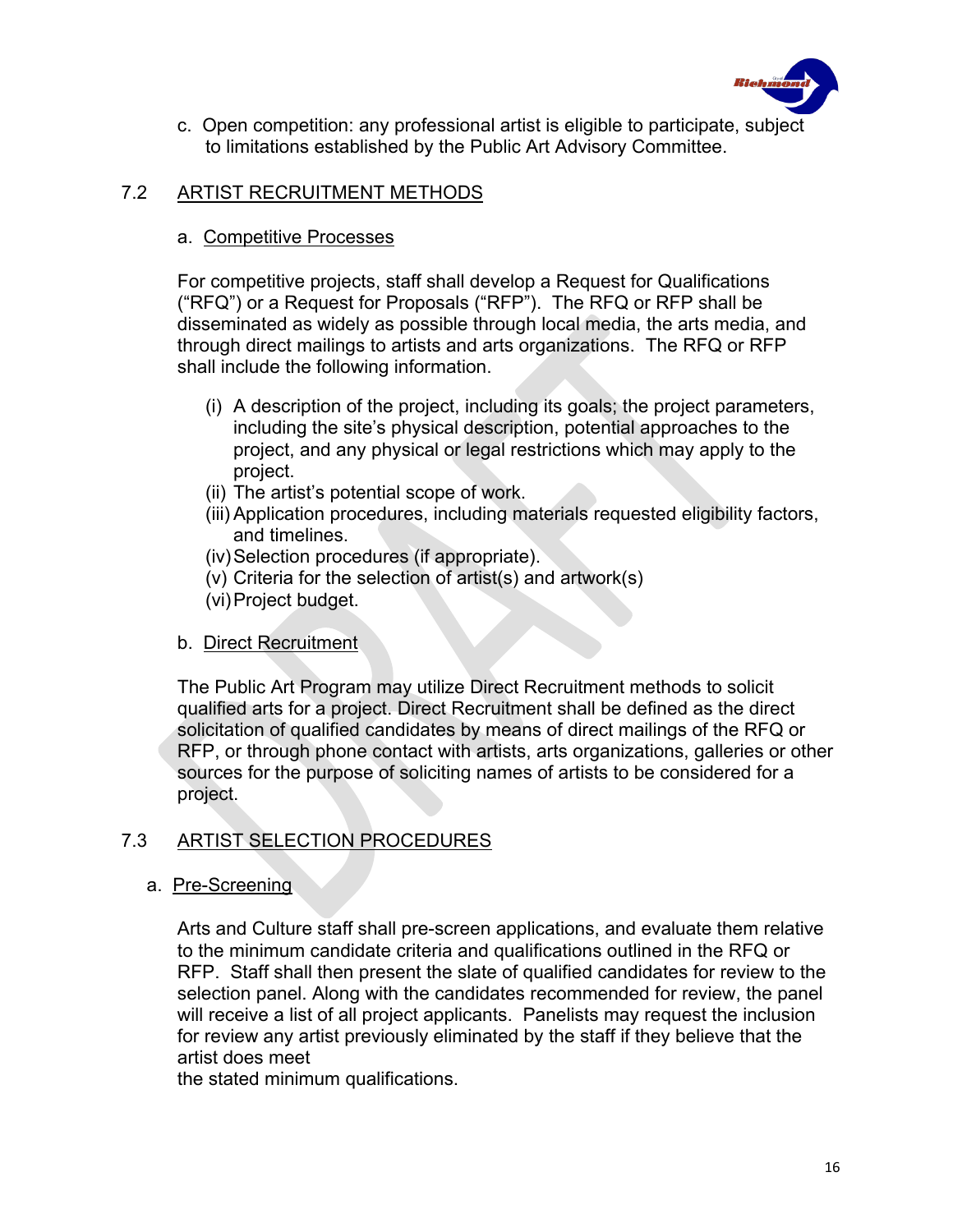c. Open competition: any professional artist is eligible to participate, subject to limitations established by the Public Art Advisory Committee.

## 7.2 ARTIST RECRUITMENT METHODS

### a. Competitive Processes

For competitive projects, staff shall develop a Request for Qualifications ("RFQ") or a Request for Proposals ("RFP"). The RFQ or RFP shall be disseminated as widely as possible through local media, the arts media, and through direct mailings to artists and arts organizations. The RFQ or RFP shall include the following information.

(i) A description of the project, including its goals; the project parameters, including the site's physical description, potential approaches to the project, and any physical or legal restrictions which may apply to the project.
(ii) The artist's potential scope of work.
(iii) Application procedures, including materials requested eligibility factors, and timelines.
(iv) Selection procedures (if appropriate).
(v) Criteria for the selection of artist(s) and artwork(s)
(vi) Project budget.

### b. Direct Recruitment

The Public Art Program may utilize Direct Recruitment methods to solicit qualified arts for a project. Direct Recruitment shall be defined as the direct solicitation of qualified candidates by means of direct mailings of the RFQ or RFP, or through phone contact with artists, arts organizations, galleries or other sources for the purpose of soliciting names of artists to be considered for a project.

## 7.3 ARTIST SELECTION PROCEDURES

### a. Pre-Screening

Arts and Culture staff shall pre-screen applications, and evaluate them relative to the minimum candidate criteria and qualifications outlined in the RFQ or RFP. Staff shall then present the slate of qualified candidates for review to the selection panel. Along with the candidates recommended for review, the panel will receive a list of all project applicants. Panelists may request the inclusion for review any artist previously eliminated by the staff if they believe that the artist does meet the stated minimum qualifications.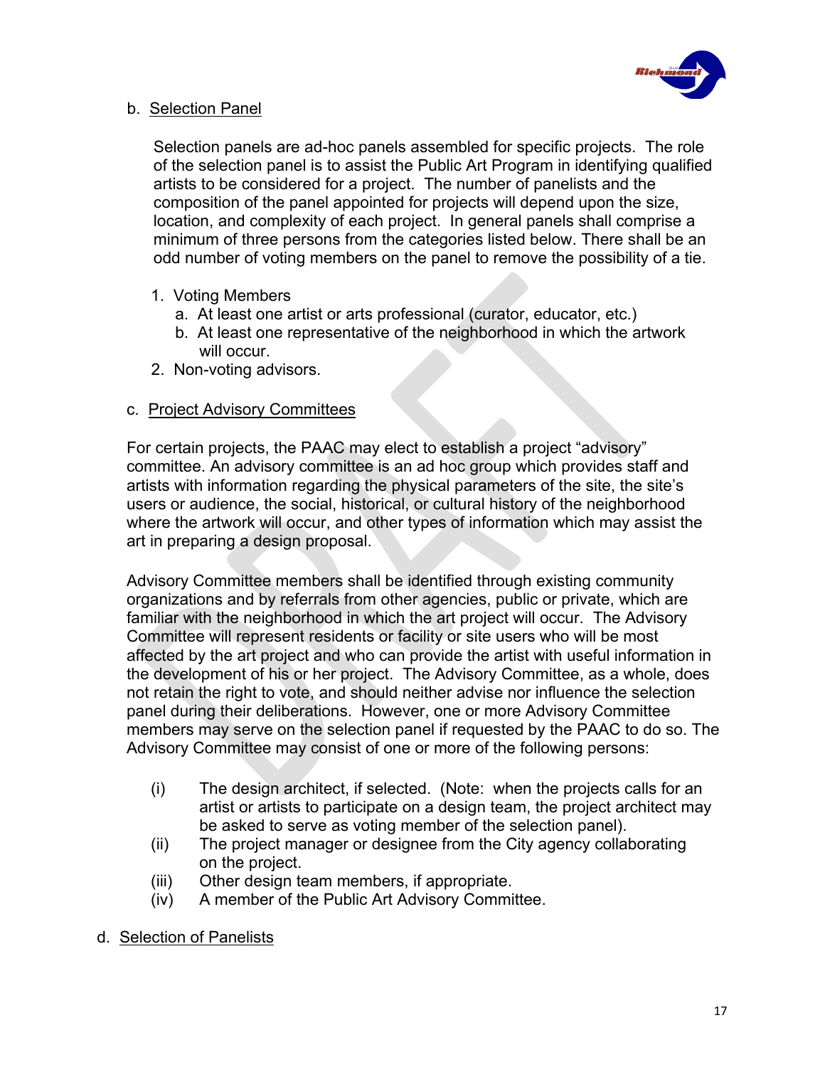b. <u>Selection Panel</u>

Selection panels are ad-hoc panels assembled for specific projects. The role of the selection panel is to assist the Public Art Program in identifying qualified artists to be considered for a project. The number of panelists and the composition of the panel appointed for projects will depend upon the size, location, and complexity of each project. In general panels shall comprise a minimum of three persons from the categories listed below. There shall be an odd number of voting members on the panel to remove the possibility of a tie.

1. Voting Members
   a. At least one artist or arts professional (curator, educator, etc.)
   b. At least one representative of the neighborhood in which the artwork will occur.
2. Non-voting advisors.

c. <u>Project Advisory Committees</u>

For certain projects, the PAAC may elect to establish a project “advisory” committee. An advisory committee is an ad hoc group which provides staff and artists with information regarding the physical parameters of the site, the site’s users or audience, the social, historical, or cultural history of the neighborhood where the artwork will occur, and other types of information which may assist the art in preparing a design proposal.

Advisory Committee members shall be identified through existing community organizations and by referrals from other agencies, public or private, which are familiar with the neighborhood in which the art project will occur. The Advisory Committee will represent residents or facility or site users who will be most affected by the art project and who can provide the artist with useful information in the development of his or her project. The Advisory Committee, as a whole, does not retain the right to vote, and should neither advise nor influence the selection panel during their deliberations. However, one or more Advisory Committee members may serve on the selection panel if requested by the PAAC to do so. The Advisory Committee may consist of one or more of the following persons:

(i) The design architect, if selected. (Note: when the projects calls for an artist or artists to participate on a design team, the project architect may be asked to serve as voting member of the selection panel).

(ii) The project manager or designee from the City agency collaborating on the project.

(iii) Other design team members, if appropriate.

(iv) A member of the Public Art Advisory Committee.

d. <u>Selection of Panelists</u>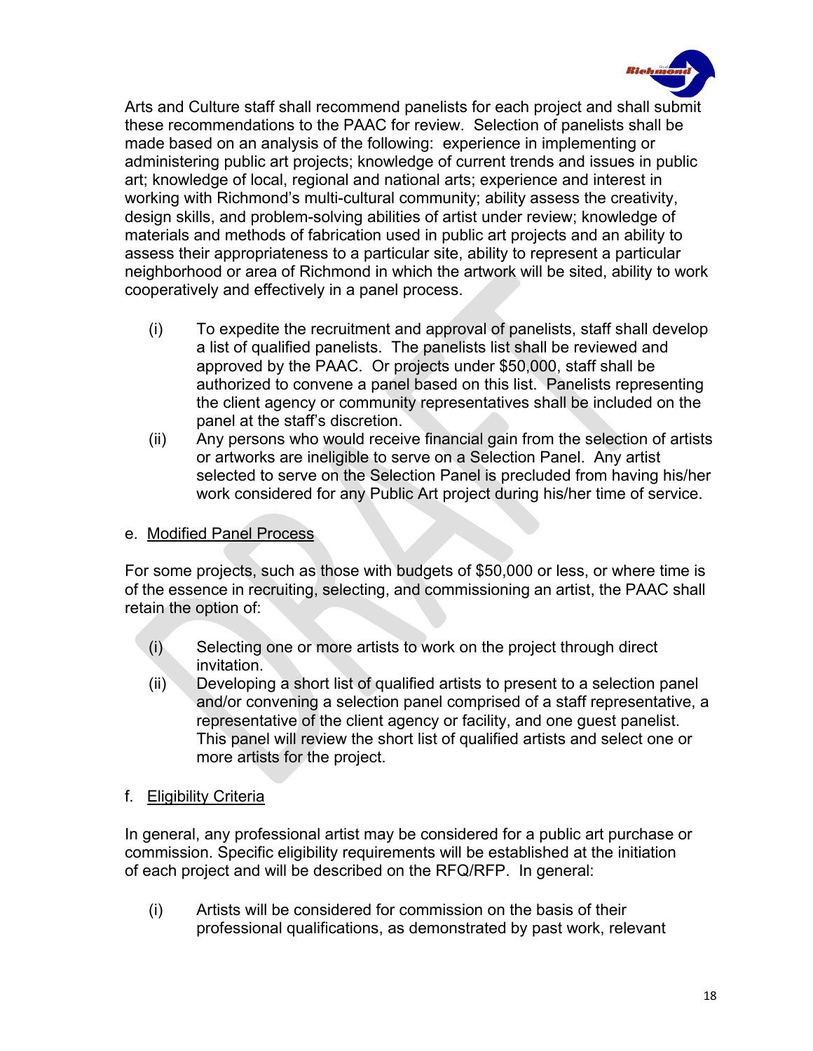Arts and Culture staff shall recommend panelists for each project and shall submit these recommendations to the PAAC for review. Selection of panelists shall be made based on an analysis of the following: experience in implementing or administering public art projects; knowledge of current trends and issues in public art; knowledge of local, regional and national arts; experience and interest in working with Richmond's multi-cultural community; ability assess the creativity, design skills, and problem-solving abilities of artist under review; knowledge of materials and methods of fabrication used in public art projects and an ability to assess their appropriateness to a particular site, ability to represent a particular neighborhood or area of Richmond in which the artwork will be sited, ability to work cooperatively and effectively in a panel process.

(i) To expedite the recruitment and approval of panelists, staff shall develop a list of qualified panelists. The panelists list shall be reviewed and approved by the PAAC. Or projects under $50,000, staff shall be authorized to convene a panel based on this list. Panelists representing the client agency or community representatives shall be included on the panel at the staff's discretion.

(ii) Any persons who would receive financial gain from the selection of artists or artworks are ineligible to serve on a Selection Panel. Any artist selected to serve on the Selection Panel is precluded from having his/her work considered for any Public Art project during his/her time of service.

e. <u>Modified Panel Process</u>

For some projects, such as those with budgets of $50,000 or less, or where time is of the essence in recruiting, selecting, and commissioning an artist, the PAAC shall retain the option of:

(i) Selecting one or more artists to work on the project through direct invitation.

(ii) Developing a short list of qualified artists to present to a selection panel and/or convening a selection panel comprised of a staff representative, a representative of the client agency or facility, and one guest panelist. This panel will review the short list of qualified artists and select one or more artists for the project.

f. <u>Eligibility Criteria</u>

In general, any professional artist may be considered for a public art purchase or commission. Specific eligibility requirements will be established at the initiation of each project and will be described on the RFQ/RFP. In general:

(i) Artists will be considered for commission on the basis of their professional qualifications, as demonstrated by past work, relevant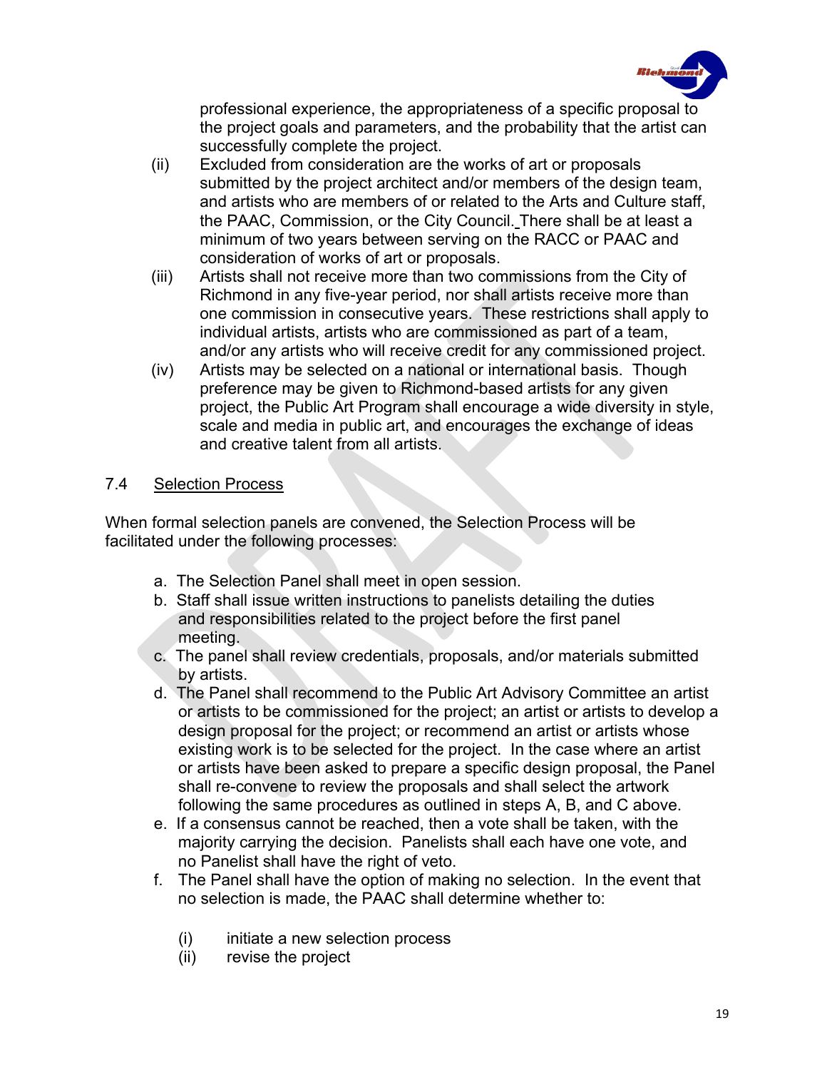professional experience, the appropriateness of a specific proposal to the project goals and parameters, and the probability that the artist can successfully complete the project.

(ii) Excluded from consideration are the works of art or proposals submitted by the project architect and/or members of the design team, and artists who are members of or related to the Arts and Culture staff, the PAAC, Commission, or the City Council. There shall be at least a minimum of two years between serving on the RACC or PAAC and consideration of works of art or proposals.

(iii) Artists shall not receive more than two commissions from the City of Richmond in any five-year period, nor shall artists receive more than one commission in consecutive years. These restrictions shall apply to individual artists, artists who are commissioned as part of a team, and/or any artists who will receive credit for any commissioned project.

(iv) Artists may be selected on a national or international basis. Though preference may be given to Richmond-based artists for any given project, the Public Art Program shall encourage a wide diversity in style, scale and media in public art, and encourages the exchange of ideas and creative talent from all artists.

## 7.4 Selection Process

When formal selection panels are convened, the Selection Process will be facilitated under the following processes:

a. The Selection Panel shall meet in open session.
b. Staff shall issue written instructions to panelists detailing the duties and responsibilities related to the project before the first panel meeting.
c. The panel shall review credentials, proposals, and/or materials submitted by artists.
d. The Panel shall recommend to the Public Art Advisory Committee an artist or artists to be commissioned for the project; an artist or artists to develop a design proposal for the project; or recommend an artist or artists whose existing work is to be selected for the project. In the case where an artist or artists have been asked to prepare a specific design proposal, the Panel shall re-convene to review the proposals and shall select the artwork following the same procedures as outlined in steps A, B, and C above.
e. If a consensus cannot be reached, then a vote shall be taken, with the majority carrying the decision. Panelists shall each have one vote, and no Panelist shall have the right of veto.
f. The Panel shall have the option of making no selection. In the event that no selection is made, the PAAC shall determine whether to:

    (i) initiate a new selection process
    (ii) revise the project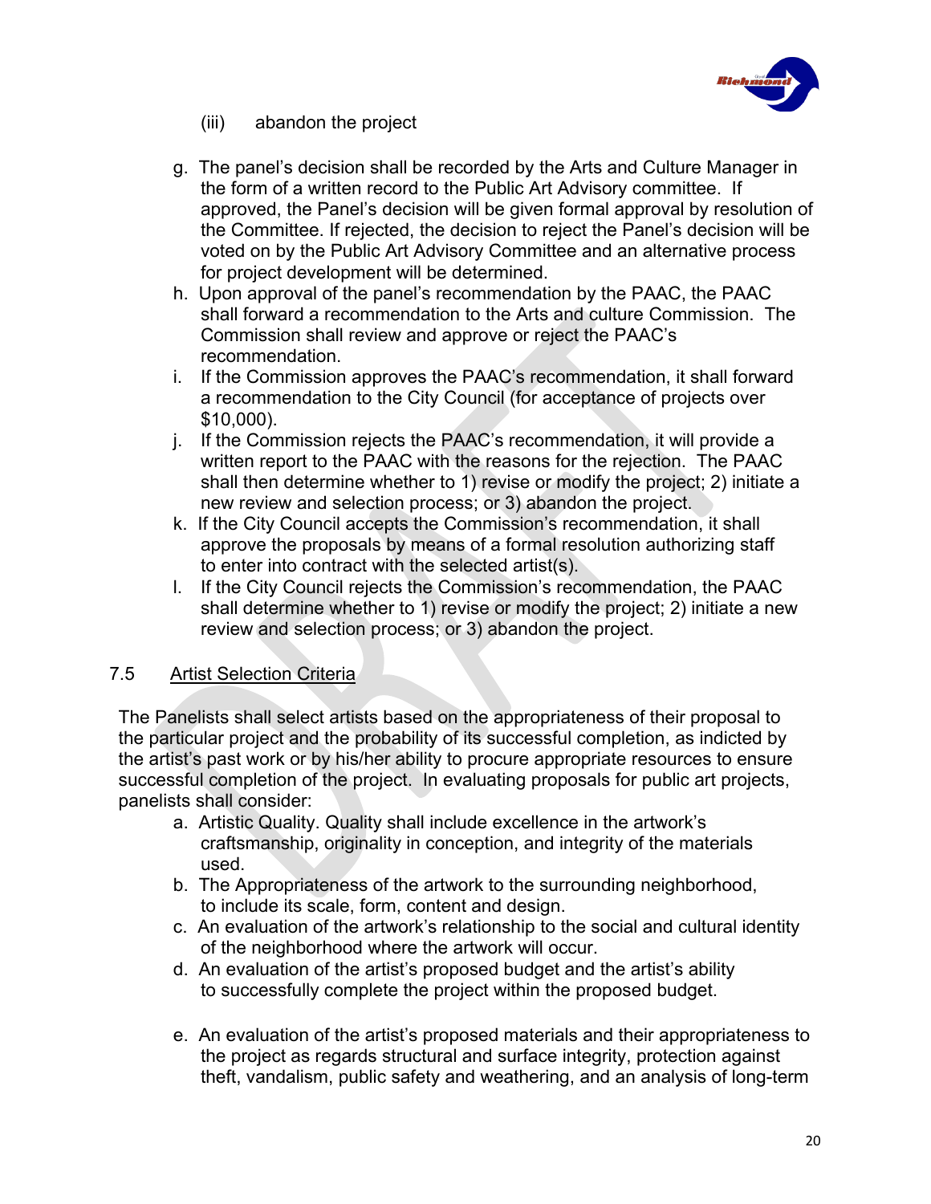(iii) abandon the project

g. The panel's decision shall be recorded by the Arts and Culture Manager in the form of a written record to the Public Art Advisory committee. If approved, the Panel's decision will be given formal approval by resolution of the Committee. If rejected, the decision to reject the Panel's decision will be voted on by the Public Art Advisory Committee and an alternative process for project development will be determined.

h. Upon approval of the panel's recommendation by the PAAC, the PAAC shall forward a recommendation to the Arts and culture Commission. The Commission shall review and approve or reject the PAAC's recommendation.

i. If the Commission approves the PAAC's recommendation, it shall forward a recommendation to the City Council (for acceptance of projects over $10,000).

j. If the Commission rejects the PAAC's recommendation, it will provide a written report to the PAAC with the reasons for the rejection. The PAAC shall then determine whether to 1) revise or modify the project; 2) initiate a new review and selection process; or 3) abandon the project.

k. If the City Council accepts the Commission's recommendation, it shall approve the proposals by means of a formal resolution authorizing staff to enter into contract with the selected artist(s).

l. If the City Council rejects the Commission's recommendation, the PAAC shall determine whether to 1) revise or modify the project; 2) initiate a new review and selection process; or 3) abandon the project.

7.5 Artist Selection Criteria

The Panelists shall select artists based on the appropriateness of their proposal to the particular project and the probability of its successful completion, as indicted by the artist's past work or by his/her ability to procure appropriate resources to ensure successful completion of the project. In evaluating proposals for public art projects, panelists shall consider:

a. Artistic Quality. Quality shall include excellence in the artwork's craftsmanship, originality in conception, and integrity of the materials used.
b. The Appropriateness of the artwork to the surrounding neighborhood, to include its scale, form, content and design.
c. An evaluation of the artwork's relationship to the social and cultural identity of the neighborhood where the artwork will occur.
d. An evaluation of the artist's proposed budget and the artist's ability to successfully complete the project within the proposed budget.
e. An evaluation of the artist's proposed materials and their appropriateness to the project as regards structural and surface integrity, protection against theft, vandalism, public safety and weathering, and an analysis of long-term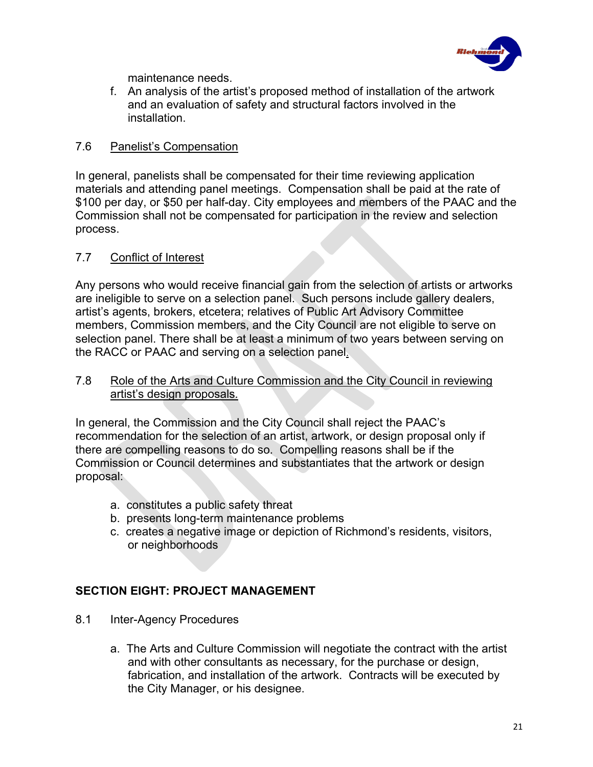maintenance needs.

f. An analysis of the artist's proposed method of installation of the artwork and an evaluation of safety and structural factors involved in the installation.

7.6 Panelist's Compensation

In general, panelists shall be compensated for their time reviewing application materials and attending panel meetings. Compensation shall be paid at the rate of $100 per day, or $50 per half-day. City employees and members of the PAAC and the Commission shall not be compensated for participation in the review and selection process.

7.7 Conflict of Interest

Any persons who would receive financial gain from the selection of artists or artworks are ineligible to serve on a selection panel. Such persons include gallery dealers, artist's agents, brokers, etcetera; relatives of Public Art Advisory Committee members, Commission members, and the City Council are not eligible to serve on selection panel. There shall be at least a minimum of two years between serving on the RACC or PAAC and serving on a selection panel.

7.8 Role of the Arts and Culture Commission and the City Council in reviewing artist's design proposals.

In general, the Commission and the City Council shall reject the PAAC's recommendation for the selection of an artist, artwork, or design proposal only if there are compelling reasons to do so. Compelling reasons shall be if the Commission or Council determines and substantiates that the artwork or design proposal:

a. constitutes a public safety threat
b. presents long-term maintenance problems
c. creates a negative image or depiction of Richmond's residents, visitors, or neighborhoods

## SECTION EIGHT: PROJECT MANAGEMENT

8.1 Inter-Agency Procedures

a. The Arts and Culture Commission will negotiate the contract with the artist and with other consultants as necessary, for the purchase or design, fabrication, and installation of the artwork. Contracts will be executed by the City Manager, or his designee.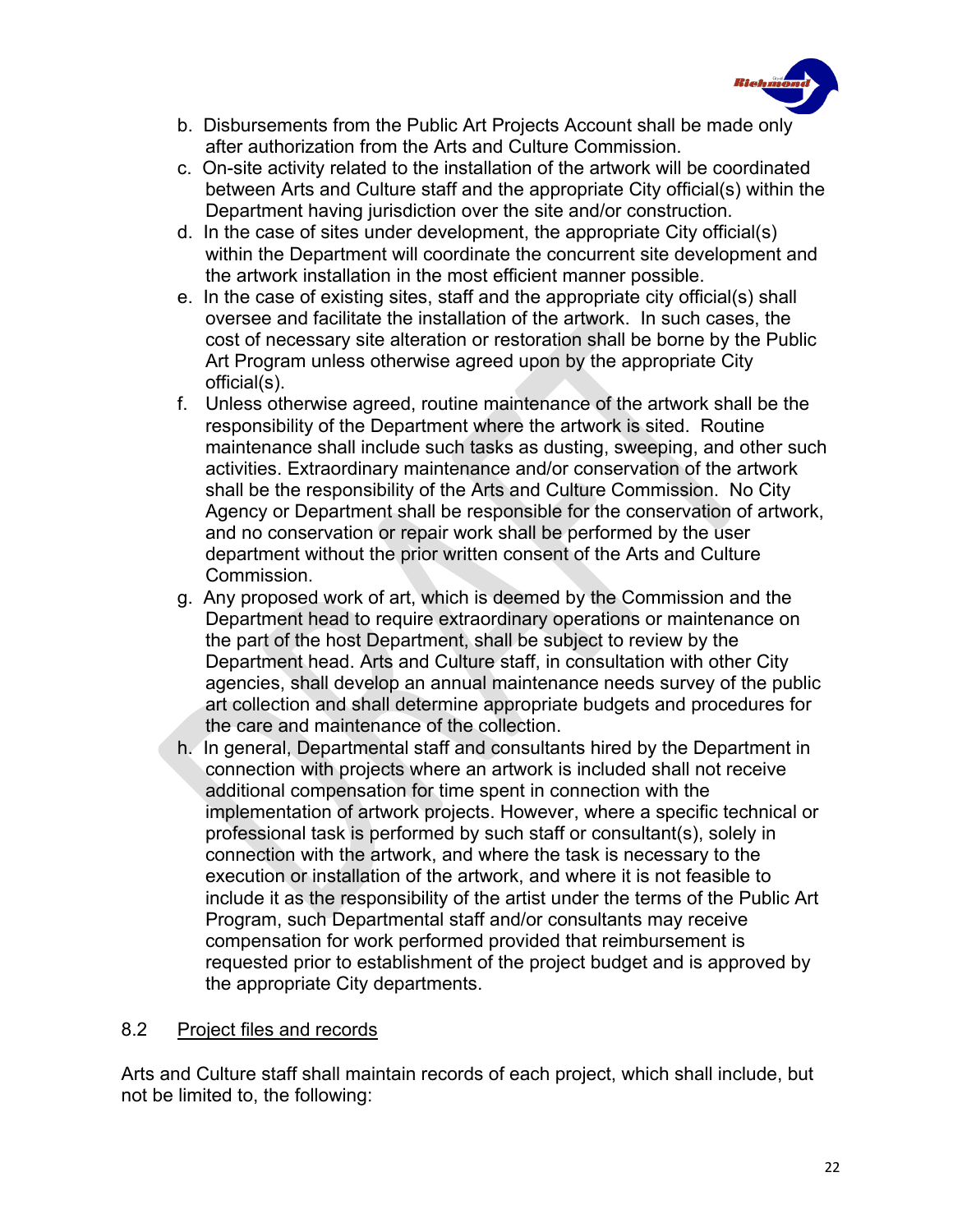b. Disbursements from the Public Art Projects Account shall be made only after authorization from the Arts and Culture Commission.

c. On-site activity related to the installation of the artwork will be coordinated between Arts and Culture staff and the appropriate City official(s) within the Department having jurisdiction over the site and/or construction.

d. In the case of sites under development, the appropriate City official(s) within the Department will coordinate the concurrent site development and the artwork installation in the most efficient manner possible.

e. In the case of existing sites, staff and the appropriate city official(s) shall oversee and facilitate the installation of the artwork. In such cases, the cost of necessary site alteration or restoration shall be borne by the Public Art Program unless otherwise agreed upon by the appropriate City official(s).

f. Unless otherwise agreed, routine maintenance of the artwork shall be the responsibility of the Department where the artwork is sited. Routine maintenance shall include such tasks as dusting, sweeping, and other such activities. Extraordinary maintenance and/or conservation of the artwork shall be the responsibility of the Arts and Culture Commission. No City Agency or Department shall be responsible for the conservation of artwork, and no conservation or repair work shall be performed by the user department without the prior written consent of the Arts and Culture Commission.

g. Any proposed work of art, which is deemed by the Commission and the Department head to require extraordinary operations or maintenance on the part of the host Department, shall be subject to review by the Department head. Arts and Culture staff, in consultation with other City agencies, shall develop an annual maintenance needs survey of the public art collection and shall determine appropriate budgets and procedures for the care and maintenance of the collection.

h. In general, Departmental staff and consultants hired by the Department in connection with projects where an artwork is included shall not receive additional compensation for time spent in connection with the implementation of artwork projects. However, where a specific technical or professional task is performed by such staff or consultant(s), solely in connection with the artwork, and where the task is necessary to the execution or installation of the artwork, and where it is not feasible to include it as the responsibility of the artist under the terms of the Public Art Program, such Departmental staff and/or consultants may receive compensation for work performed provided that reimbursement is requested prior to establishment of the project budget and is approved by the appropriate City departments.

### 8.2 Project files and records

Arts and Culture staff shall maintain records of each project, which shall include, but not be limited to, the following: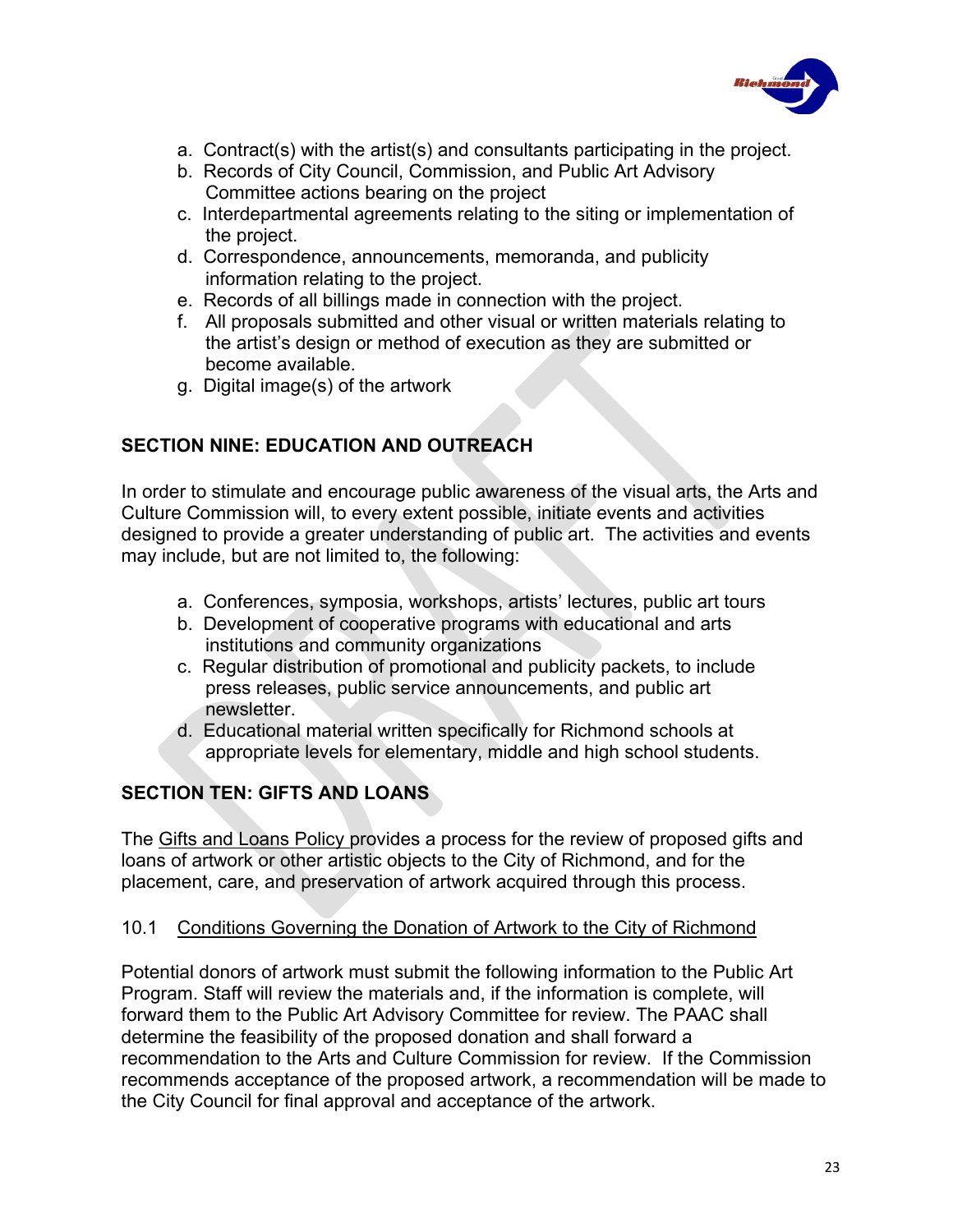a. Contract(s) with the artist(s) and consultants participating in the project.
b. Records of City Council, Commission, and Public Art Advisory Committee actions bearing on the project
c. Interdepartmental agreements relating to the siting or implementation of the project.
d. Correspondence, announcements, memoranda, and publicity information relating to the project.
e. Records of all billings made in connection with the project.
f. All proposals submitted and other visual or written materials relating to the artist's design or method of execution as they are submitted or become available.
g. Digital image(s) of the artwork

## SECTION NINE: EDUCATION AND OUTREACH

In order to stimulate and encourage public awareness of the visual arts, the Arts and Culture Commission will, to every extent possible, initiate events and activities designed to provide a greater understanding of public art. The activities and events may include, but are not limited to, the following:

a. Conferences, symposia, workshops, artists' lectures, public art tours
b. Development of cooperative programs with educational and arts institutions and community organizations
c. Regular distribution of promotional and publicity packets, to include press releases, public service announcements, and public art newsletter.
d. Educational material written specifically for Richmond schools at appropriate levels for elementary, middle and high school students.

## SECTION TEN: GIFTS AND LOANS

The Gifts and Loans Policy provides a process for the review of proposed gifts and loans of artwork or other artistic objects to the City of Richmond, and for the placement, care, and preservation of artwork acquired through this process.

### 10.1 Conditions Governing the Donation of Artwork to the City of Richmond

Potential donors of artwork must submit the following information to the Public Art Program. Staff will review the materials and, if the information is complete, will forward them to the Public Art Advisory Committee for review. The PAAC shall determine the feasibility of the proposed donation and shall forward a recommendation to the Arts and Culture Commission for review. If the Commission recommends acceptance of the proposed artwork, a recommendation will be made to the City Council for final approval and acceptance of the artwork.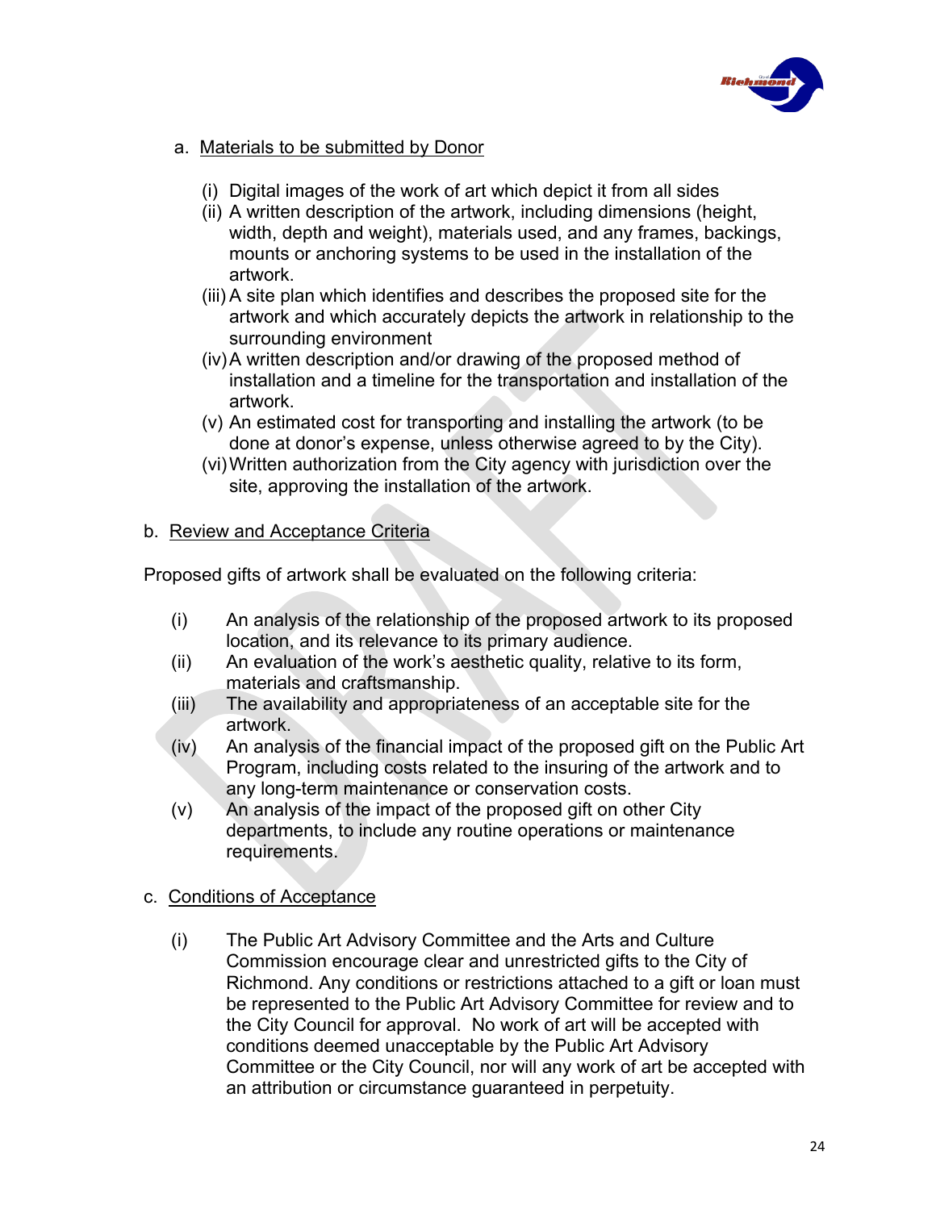a. <u>Materials to be submitted by Donor</u>

(i) Digital images of the work of art which depict it from all sides
(ii) A written description of the artwork, including dimensions (height, width, depth and weight), materials used, and any frames, backings, mounts or anchoring systems to be used in the installation of the artwork.
(iii) A site plan which identifies and describes the proposed site for the artwork and which accurately depicts the artwork in relationship to the surrounding environment
(iv) A written description and/or drawing of the proposed method of installation and a timeline for the transportation and installation of the artwork.
(v) An estimated cost for transporting and installing the artwork (to be done at donor's expense, unless otherwise agreed to by the City).
(vi) Written authorization from the City agency with jurisdiction over the site, approving the installation of the artwork.

b. <u>Review and Acceptance Criteria</u>

Proposed gifts of artwork shall be evaluated on the following criteria:

(i) An analysis of the relationship of the proposed artwork to its proposed location, and its relevance to its primary audience.
(ii) An evaluation of the work's aesthetic quality, relative to its form, materials and craftsmanship.
(iii) The availability and appropriateness of an acceptable site for the artwork.
(iv) An analysis of the financial impact of the proposed gift on the Public Art Program, including costs related to the insuring of the artwork and to any long-term maintenance or conservation costs.
(v) An analysis of the impact of the proposed gift on other City departments, to include any routine operations or maintenance requirements.

c. <u>Conditions of Acceptance</u>

(i) The Public Art Advisory Committee and the Arts and Culture Commission encourage clear and unrestricted gifts to the City of Richmond. Any conditions or restrictions attached to a gift or loan must be represented to the Public Art Advisory Committee for review and to the City Council for approval. No work of art will be accepted with conditions deemed unacceptable by the Public Art Advisory Committee or the City Council, nor will any work of art be accepted with an attribution or circumstance guaranteed in perpetuity.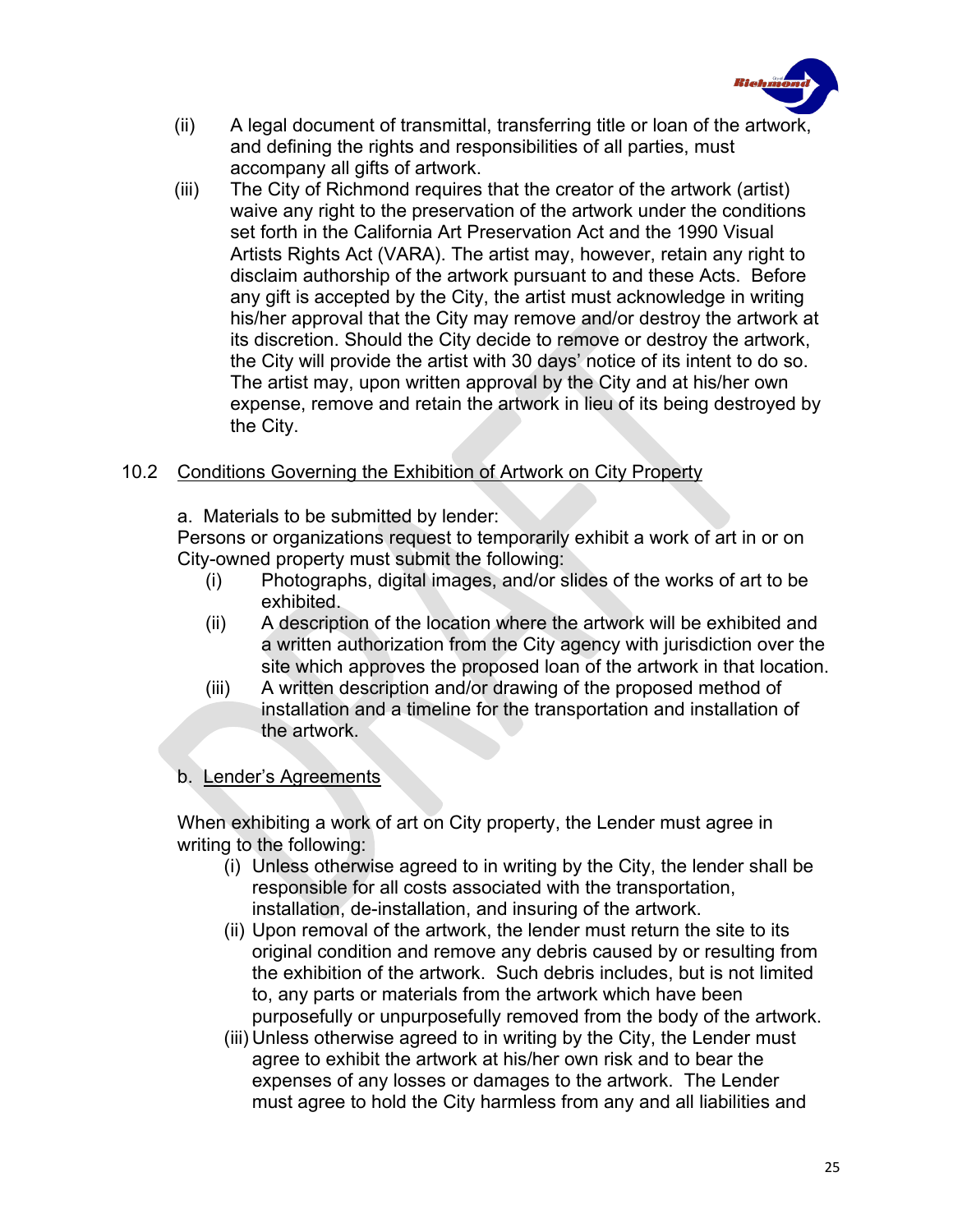(ii) A legal document of transmittal, transferring title or loan of the artwork, and defining the rights and responsibilities of all parties, must accompany all gifts of artwork.

(iii) The City of Richmond requires that the creator of the artwork (artist) waive any right to the preservation of the artwork under the conditions set forth in the California Art Preservation Act and the 1990 Visual Artists Rights Act (VARA). The artist may, however, retain any right to disclaim authorship of the artwork pursuant to and these Acts. Before any gift is accepted by the City, the artist must acknowledge in writing his/her approval that the City may remove and/or destroy the artwork at its discretion. Should the City decide to remove or destroy the artwork, the City will provide the artist with 30 days' notice of its intent to do so. The artist may, upon written approval by the City and at his/her own expense, remove and retain the artwork in lieu of its being destroyed by the City.

10.2 <u>Conditions Governing the Exhibition of Artwork on City Property</u>

a. Materials to be submitted by lender:
Persons or organizations request to temporarily exhibit a work of art in or on City-owned property must submit the following:

(i) Photographs, digital images, and/or slides of the works of art to be exhibited.

(ii) A description of the location where the artwork will be exhibited and a written authorization from the City agency with jurisdiction over the site which approves the proposed loan of the artwork in that location.

(iii) A written description and/or drawing of the proposed method of installation and a timeline for the transportation and installation of the artwork.

b. <u>Lender's Agreements</u>

When exhibiting a work of art on City property, the Lender must agree in writing to the following:

(i) Unless otherwise agreed to in writing by the City, the lender shall be responsible for all costs associated with the transportation, installation, de-installation, and insuring of the artwork.

(ii) Upon removal of the artwork, the lender must return the site to its original condition and remove any debris caused by or resulting from the exhibition of the artwork. Such debris includes, but is not limited to, any parts or materials from the artwork which have been purposefully or unpurposefully removed from the body of the artwork.

(iii) Unless otherwise agreed to in writing by the City, the Lender must agree to exhibit the artwork at his/her own risk and to bear the expenses of any losses or damages to the artwork. The Lender must agree to hold the City harmless from any and all liabilities and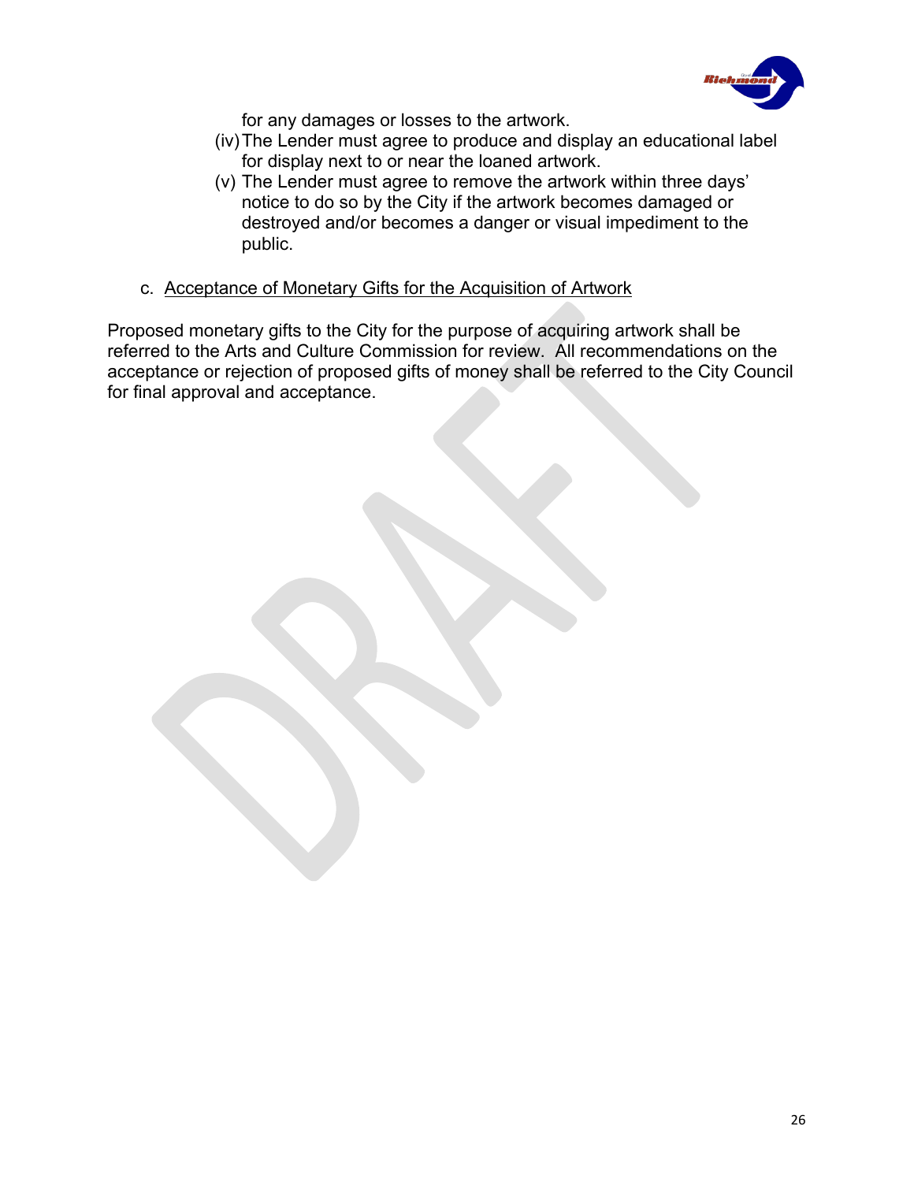for any damages or losses to the artwork.

(iv) The Lender must agree to produce and display an educational label for display next to or near the loaned artwork.

(v) The Lender must agree to remove the artwork within three days' notice to do so by the City if the artwork becomes damaged or destroyed and/or becomes a danger or visual impediment to the public.

c. <u>Acceptance of Monetary Gifts for the Acquisition of Artwork</u>

Proposed monetary gifts to the City for the purpose of acquiring artwork shall be referred to the Arts and Culture Commission for review. All recommendations on the acceptance or rejection of proposed gifts of money shall be referred to the City Council for final approval and acceptance.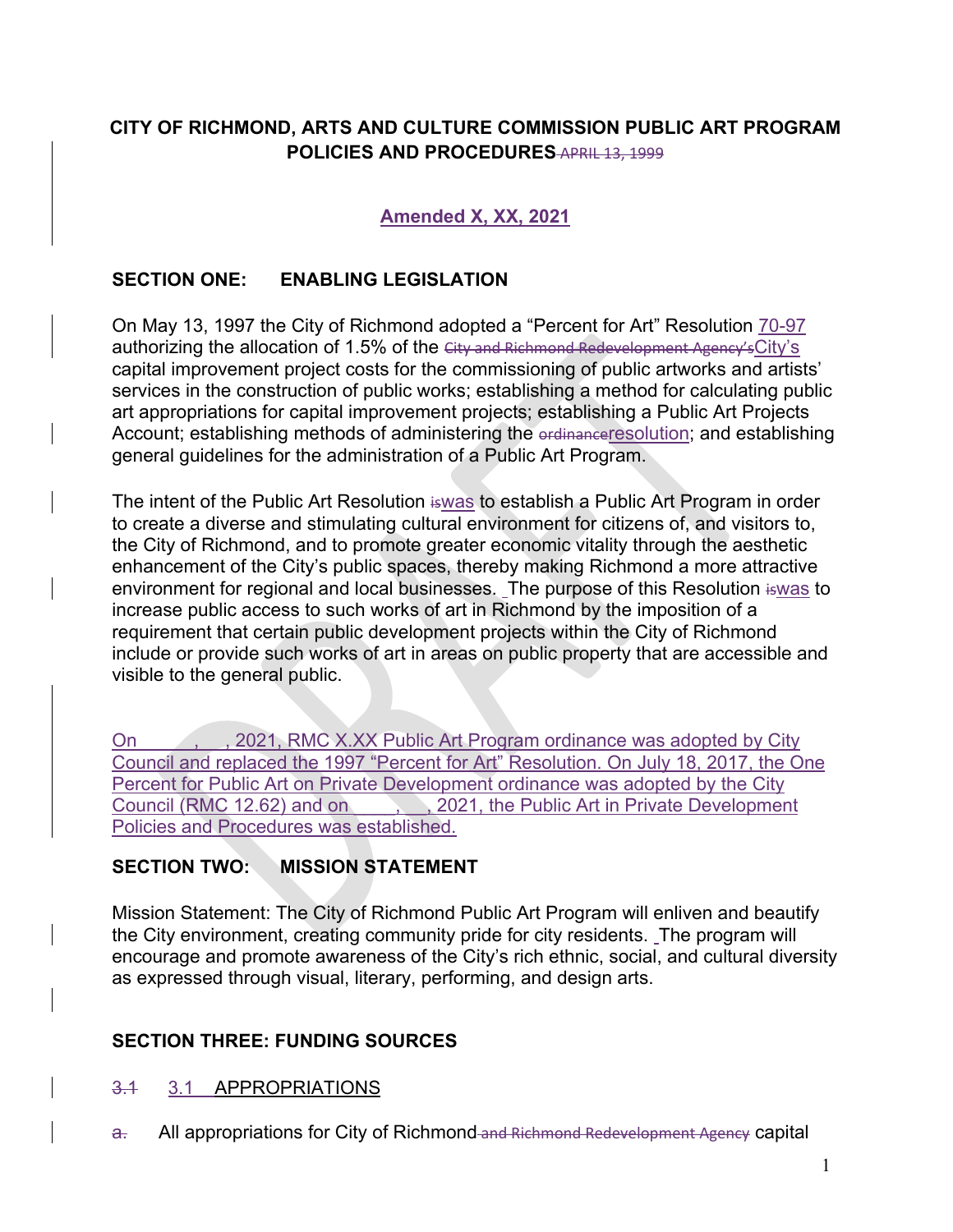**CITY OF RICHMOND, ARTS AND CULTURE COMMISSION PUBLIC ART PROGRAM POLICIES AND PROCEDURES** ~~APRIL 13, 1999~~

**<u>Amended X, XX, 2021</u>**

## SECTION ONE: ENABLING LEGISLATION

On May 13, 1997 the City of Richmond adopted a "Percent for Art" Resolution <u>70-97</u> authorizing the allocation of 1.5% of the ~~City and Richmond Redevelopment Agency's~~<u>City's</u> capital improvement project costs for the commissioning of public artworks and artists' services in the construction of public works; establishing a method for calculating public art appropriations for capital improvement projects; establishing a Public Art Projects Account; establishing methods of administering the ~~ordinance~~<u>resolution</u>; and establishing general guidelines for the administration of a Public Art Program.

The intent of the Public Art Resolution ~~is~~<u>was</u> to establish a Public Art Program in order to create a diverse and stimulating cultural environment for citizens of, and visitors to, the City of Richmond, and to promote greater economic vitality through the aesthetic enhancement of the City's public spaces, thereby making Richmond a more attractive environment for regional and local businesses. The purpose of this Resolution ~~is~~<u>was</u> to increase public access to such works of art in Richmond by the imposition of a requirement that certain public development projects within the City of Richmond include or provide such works of art in areas on public property that are accessible and visible to the general public.

<u>On \_\_\_\_\_, \_\_, 2021, RMC X.XX Public Art Program ordinance was adopted by City Council and replaced the 1997 "Percent for Art" Resolution. On July 18, 2017, the One Percent for Public Art on Private Development ordinance was adopted by the City Council (RMC 12.62) and on \_\_\_\_\_, \_\_, 2021, the Public Art in Private Development Policies and Procedures was established.</u>

## SECTION TWO: MISSION STATEMENT

Mission Statement: The City of Richmond Public Art Program will enliven and beautify the City environment, creating community pride for city residents. The program will encourage and promote awareness of the City's rich ethnic, social, and cultural diversity as expressed through visual, literary, performing, and design arts.

## SECTION THREE: FUNDING SOURCES

~~3.1~~ <u>3.1 APPROPRIATIONS</u>

~~a.~~ All appropriations for City of Richmond ~~and Richmond Redevelopment Agency~~ capital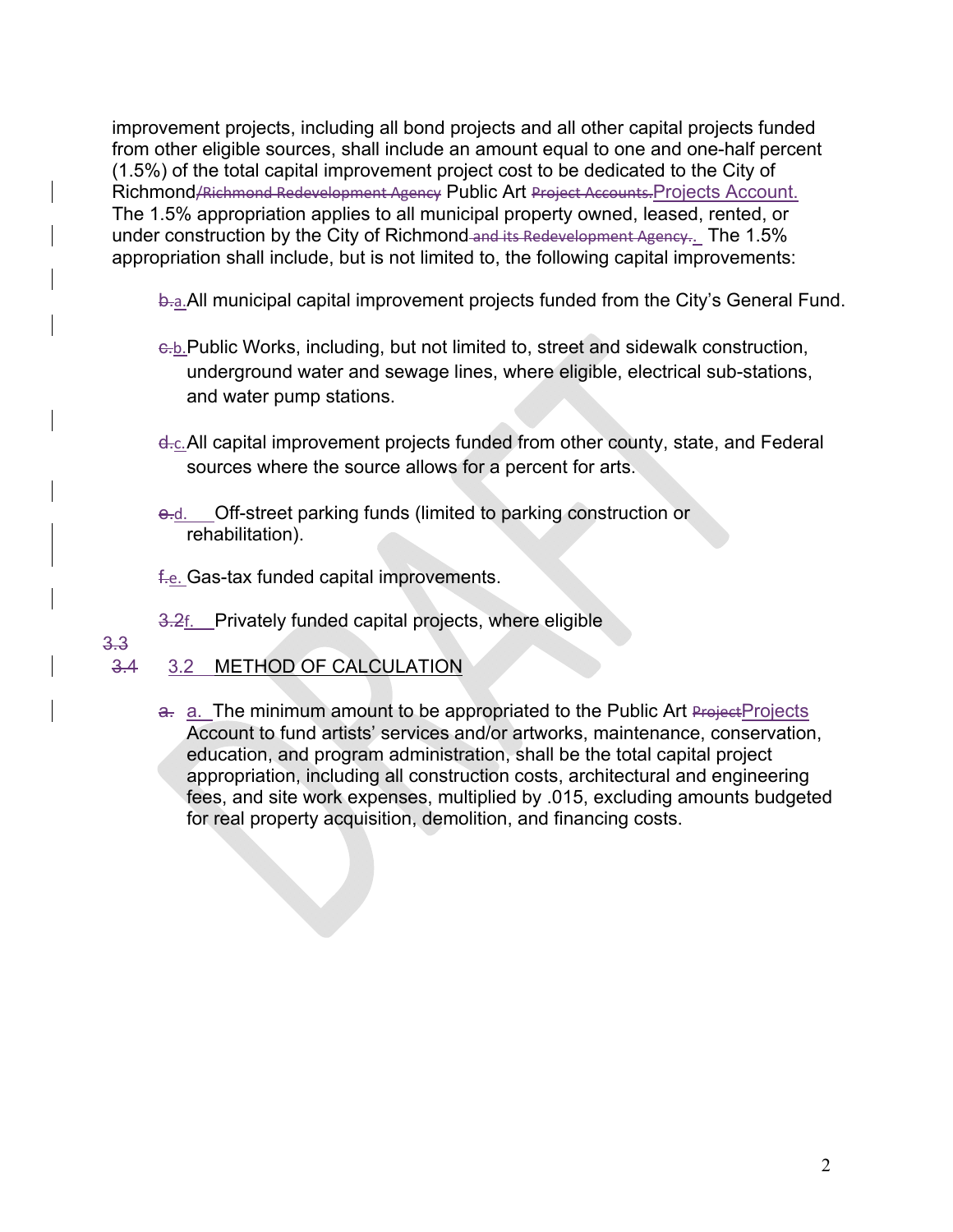improvement projects, including all bond projects and all other capital projects funded from other eligible sources, shall include an amount equal to one and one-half percent (1.5%) of the total capital improvement project cost to be dedicated to the City of Richmond/Richmond Redevelopment Agency Public Art Project Accounts.Projects Account. The 1.5% appropriation applies to all municipal property owned, leased, rented, or under construction by the City of Richmond and its Redevelopment Agency.. The 1.5% appropriation shall include, but is not limited to, the following capital improvements:

b.a. All municipal capital improvement projects funded from the City's General Fund.

c.b. Public Works, including, but not limited to, street and sidewalk construction, underground water and sewage lines, where eligible, electrical sub-stations, and water pump stations.

d.c. All capital improvement projects funded from other county, state, and Federal sources where the source allows for a percent for arts.

e.d. Off-street parking funds (limited to parking construction or rehabilitation).

f.e. Gas-tax funded capital improvements.

3.2f. Privately funded capital projects, where eligible

3.3

3.4 3.2 METHOD OF CALCULATION

a. a. The minimum amount to be appropriated to the Public Art ProjectProjects Account to fund artists' services and/or artworks, maintenance, conservation, education, and program administration, shall be the total capital project appropriation, including all construction costs, architectural and engineering fees, and site work expenses, multiplied by .015, excluding amounts budgeted for real property acquisition, demolition, and financing costs.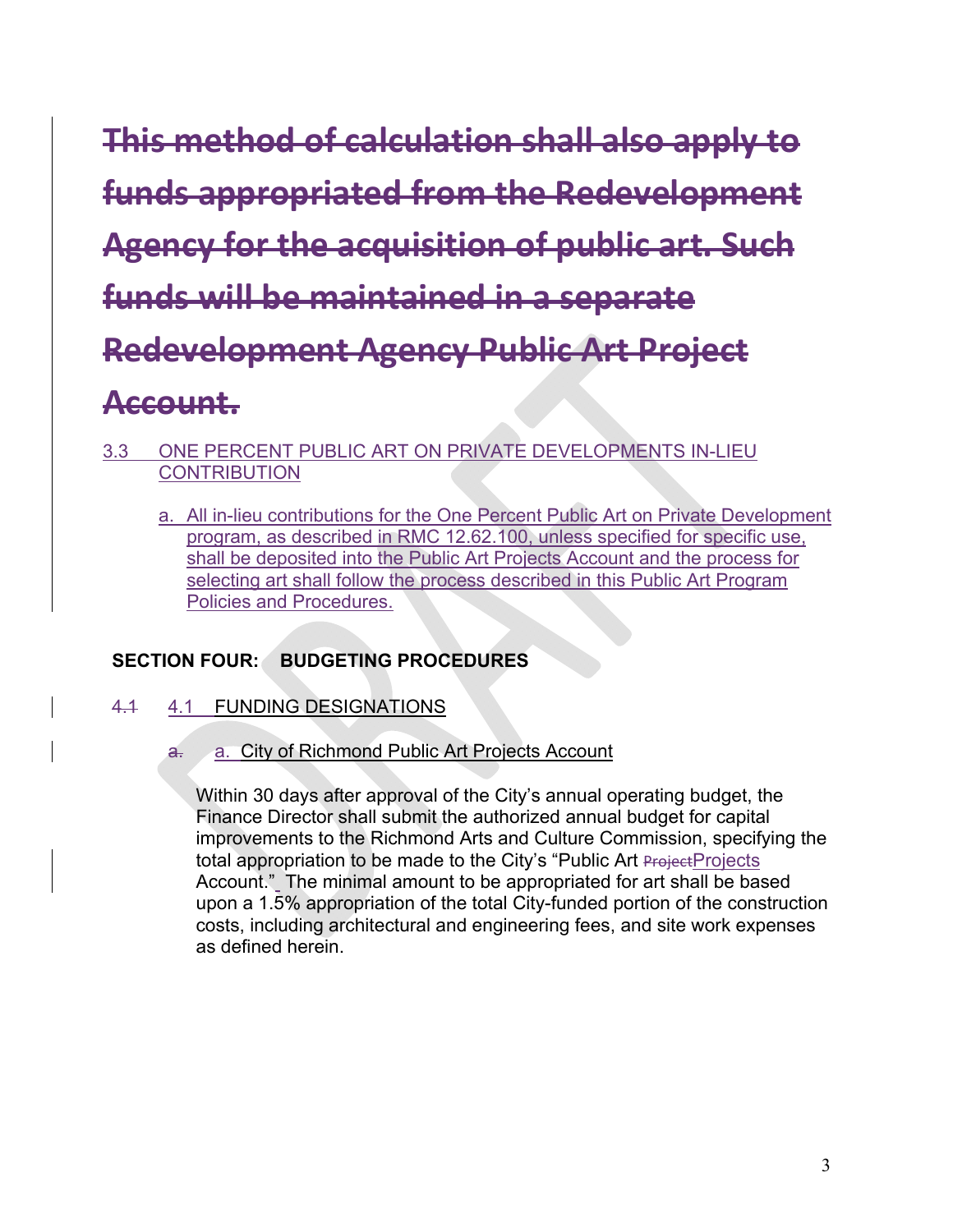~~This method of calculation shall also apply to funds appropriated from the Redevelopment Agency for the acquisition of public art. Such funds will be maintained in a separate Redevelopment Agency Public Art Project Account.~~

3.3 ONE PERCENT PUBLIC ART ON PRIVATE DEVELOPMENTS IN-LIEU CONTRIBUTION

a. All in-lieu contributions for the One Percent Public Art on Private Development program, as described in RMC 12.62.100, unless specified for specific use, shall be deposited into the Public Art Projects Account and the process for selecting art shall follow the process described in this Public Art Program Policies and Procedures.

**SECTION FOUR: BUDGETING PROCEDURES**

~~4.1~~ 4.1 FUNDING DESIGNATIONS

~~a.~~ a. City of Richmond Public Art Projects Account

Within 30 days after approval of the City's annual operating budget, the Finance Director shall submit the authorized annual budget for capital improvements to the Richmond Arts and Culture Commission, specifying the total appropriation to be made to the City's "Public Art ~~Project~~Projects Account." The minimal amount to be appropriated for art shall be based upon a 1.5% appropriation of the total City-funded portion of the construction costs, including architectural and engineering fees, and site work expenses as defined herein.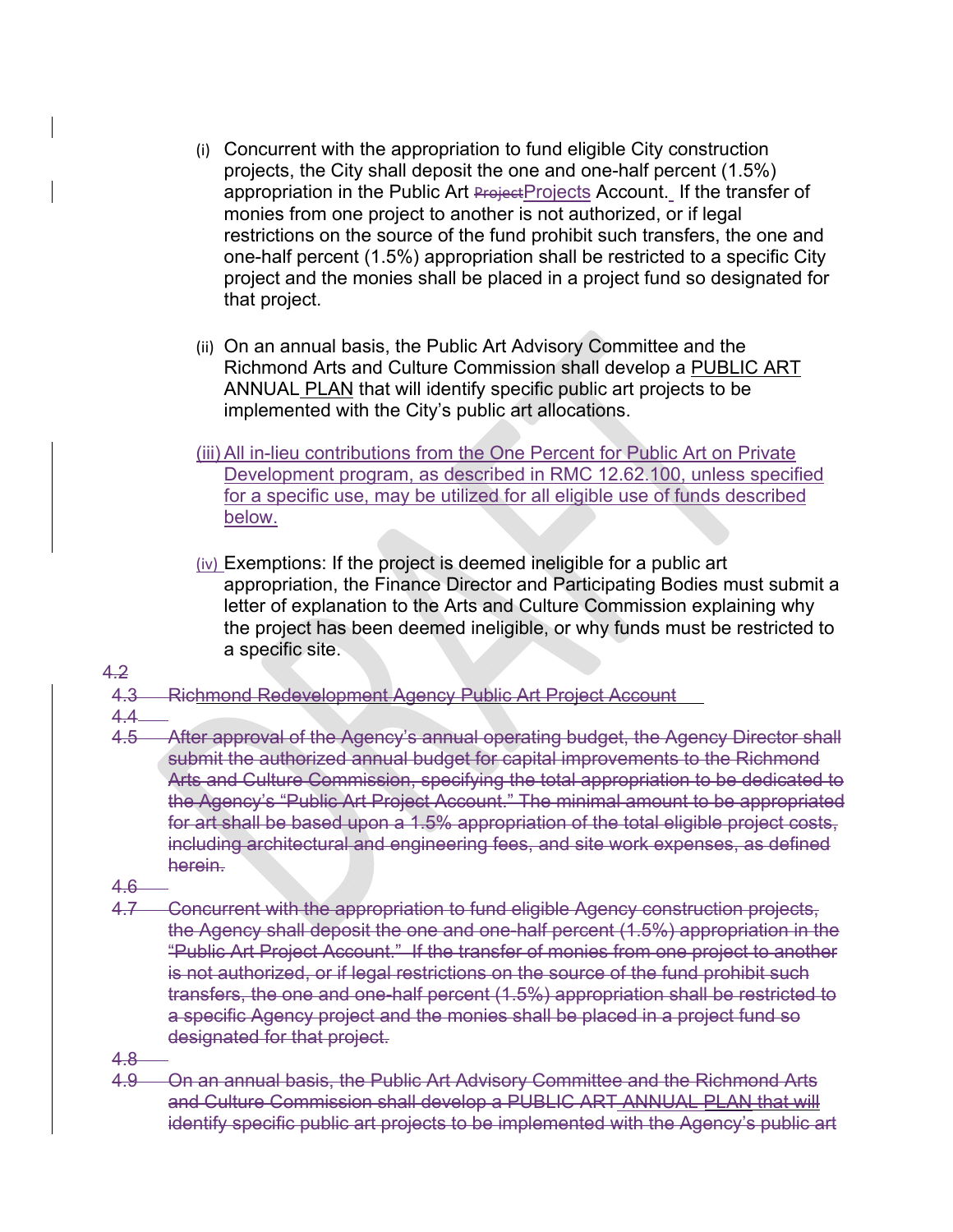(i) Concurrent with the appropriation to fund eligible City construction projects, the City shall deposit the one and one-half percent (1.5%) appropriation in the Public Art ~~Project~~Projects Account. If the transfer of monies from one project to another is not authorized, or if legal restrictions on the source of the fund prohibit such transfers, the one and one-half percent (1.5%) appropriation shall be restricted to a specific City project and the monies shall be placed in a project fund so designated for that project.

(ii) On an annual basis, the Public Art Advisory Committee and the Richmond Arts and Culture Commission shall develop a PUBLIC ART ANNUAL PLAN that will identify specific public art projects to be implemented with the City's public art allocations.

(iii) All in-lieu contributions from the One Percent for Public Art on Private Development program, as described in RMC 12.62.100, unless specified for a specific use, may be utilized for all eligible use of funds described below.

(iv) Exemptions: If the project is deemed ineligible for a public art appropriation, the Finance Director and Participating Bodies must submit a letter of explanation to the Arts and Culture Commission explaining why the project has been deemed ineligible, or why funds must be restricted to a specific site.

~~4.2~~

~~4.3 Richmond Redevelopment Agency Public Art Project Account~~

~~4.4~~

~~4.5 After approval of the Agency's annual operating budget, the Agency Director shall submit the authorized annual budget for capital improvements to the Richmond Arts and Culture Commission, specifying the total appropriation to be dedicated to the Agency's "Public Art Project Account." The minimal amount to be appropriated for art shall be based upon a 1.5% appropriation of the total eligible project costs, including architectural and engineering fees, and site work expenses, as defined herein.~~

~~4.6~~

~~4.7 Concurrent with the appropriation to fund eligible Agency construction projects, the Agency shall deposit the one and one-half percent (1.5%) appropriation in the "Public Art Project Account." If the transfer of monies from one project to another is not authorized, or if legal restrictions on the source of the fund prohibit such transfers, the one and one-half percent (1.5%) appropriation shall be restricted to a specific Agency project and the monies shall be placed in a project fund so designated for that project.~~

~~4.8~~

~~4.9 On an annual basis, the Public Art Advisory Committee and the Richmond Arts and Culture Commission shall develop a PUBLIC ART ANNUAL PLAN that will identify specific public art projects to be implemented with the Agency's public art~~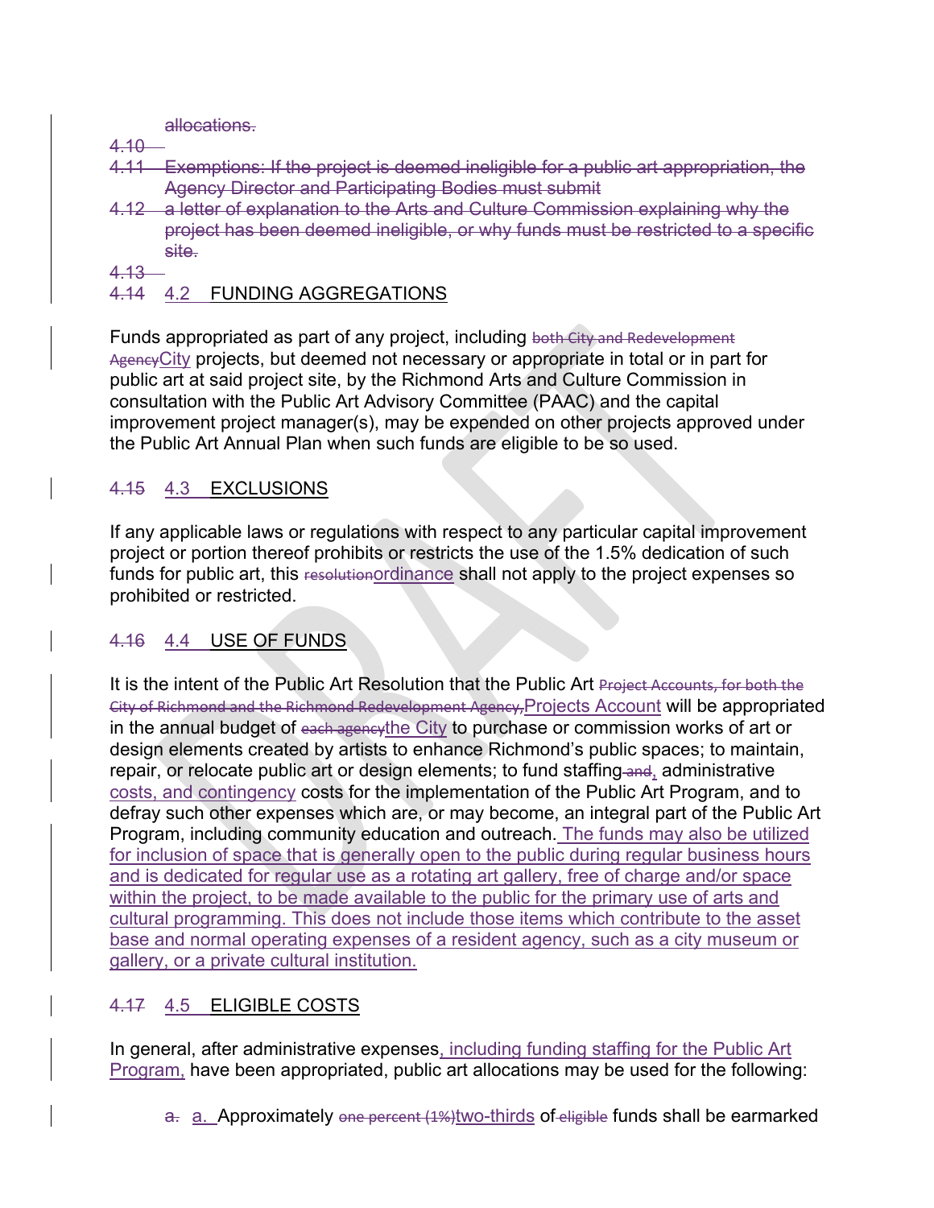~~allocations.~~

~~4.10~~

~~4.11 Exemptions: If the project is deemed ineligible for a public art appropriation, the Agency Director and Participating Bodies must submit~~

~~4.12 a letter of explanation to the Arts and Culture Commission explaining why the project has been deemed ineligible, or why funds must be restricted to a specific site.~~

~~4.13~~

## ~~4.14~~ 4.2 FUNDING AGGREGATIONS

Funds appropriated as part of any project, including ~~both City and Redevelopment Agency~~City projects, but deemed not necessary or appropriate in total or in part for public art at said project site, by the Richmond Arts and Culture Commission in consultation with the Public Art Advisory Committee (PAAC) and the capital improvement project manager(s), may be expended on other projects approved under the Public Art Annual Plan when such funds are eligible to be so used.

## ~~4.15~~ 4.3 EXCLUSIONS

If any applicable laws or regulations with respect to any particular capital improvement project or portion thereof prohibits or restricts the use of the 1.5% dedication of such funds for public art, this ~~resolution~~ordinance shall not apply to the project expenses so prohibited or restricted.

## ~~4.16~~ 4.4 USE OF FUNDS

It is the intent of the Public Art Resolution that the Public Art ~~Project Accounts, for both the City of Richmond and the Richmond Redevelopment Agency,~~Projects Account will be appropriated in the annual budget of ~~each agency~~the City to purchase or commission works of art or design elements created by artists to enhance Richmond's public spaces; to maintain, repair, or relocate public art or design elements; to fund staffing ~~and~~, administrative costs, and contingency costs for the implementation of the Public Art Program, and to defray such other expenses which are, or may become, an integral part of the Public Art Program, including community education and outreach. The funds may also be utilized for inclusion of space that is generally open to the public during regular business hours and is dedicated for regular use as a rotating art gallery, free of charge and/or space within the project, to be made available to the public for the primary use of arts and cultural programming. This does not include those items which contribute to the asset base and normal operating expenses of a resident agency, such as a city museum or gallery, or a private cultural institution.

## ~~4.17~~ 4.5 ELIGIBLE COSTS

In general, after administrative expenses, including funding staffing for the Public Art Program, have been appropriated, public art allocations may be used for the following:

~~a.~~ a. Approximately ~~one percent (1%)~~two-thirds of ~~eligible~~ funds shall be earmarked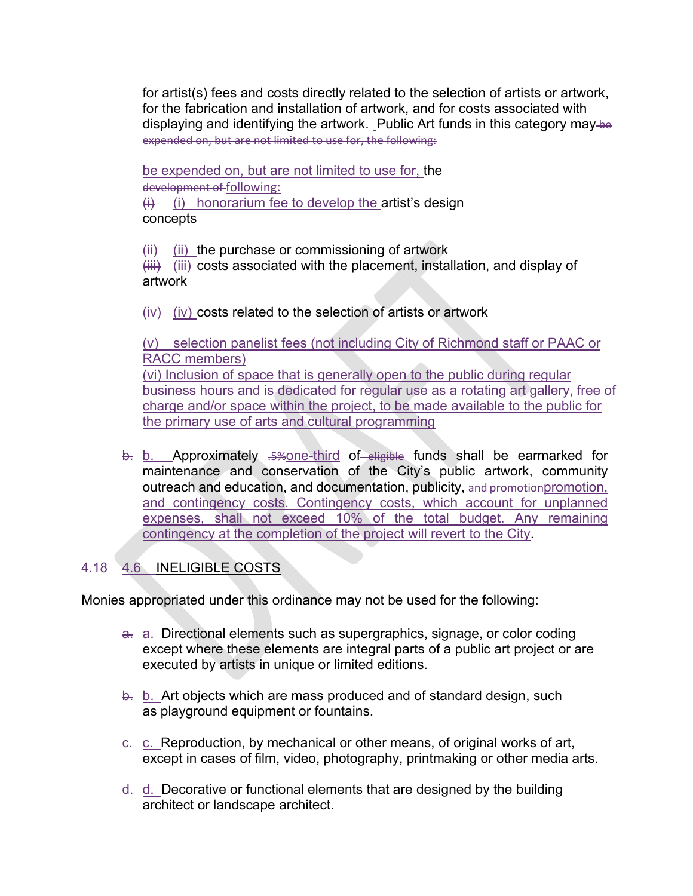for artist(s) fees and costs directly related to the selection of artists or artwork, for the fabrication and installation of artwork, and for costs associated with displaying and identifying the artwork. Public Art funds in this category may ~~be expended on, but are not limited to use for, the following:~~

be expended on, but are not limited to use for, the ~~development of~~ following:

~~(i)~~ (i) honorarium fee to develop the artist's design concepts

~~(ii)~~ (ii) the purchase or commissioning of artwork

~~(iii)~~ (iii) costs associated with the placement, installation, and display of artwork

~~(iv)~~ (iv) costs related to the selection of artists or artwork

(v) selection panelist fees (not including City of Richmond staff or PAAC or RACC members)

(vi) Inclusion of space that is generally open to the public during regular business hours and is dedicated for regular use as a rotating art gallery, free of charge and/or space within the project, to be made available to the public for the primary use of arts and cultural programming

~~b.~~ b. Approximately ~~.5%~~one-third of ~~eligible~~ funds shall be earmarked for maintenance and conservation of the City's public artwork, community outreach and education, and documentation, publicity, ~~and promotion~~promotion, and contingency costs. Contingency costs, which account for unplanned expenses, shall not exceed 10% of the total budget. Any remaining contingency at the completion of the project will revert to the City.

## ~~4.18~~ 4.6 INELIGIBLE COSTS

Monies appropriated under this ordinance may not be used for the following:

~~a.~~ a. Directional elements such as supergraphics, signage, or color coding except where these elements are integral parts of a public art project or are executed by artists in unique or limited editions.

~~b.~~ b. Art objects which are mass produced and of standard design, such as playground equipment or fountains.

~~c.~~ c. Reproduction, by mechanical or other means, of original works of art, except in cases of film, video, photography, printmaking or other media arts.

~~d.~~ d. Decorative or functional elements that are designed by the building architect or landscape architect.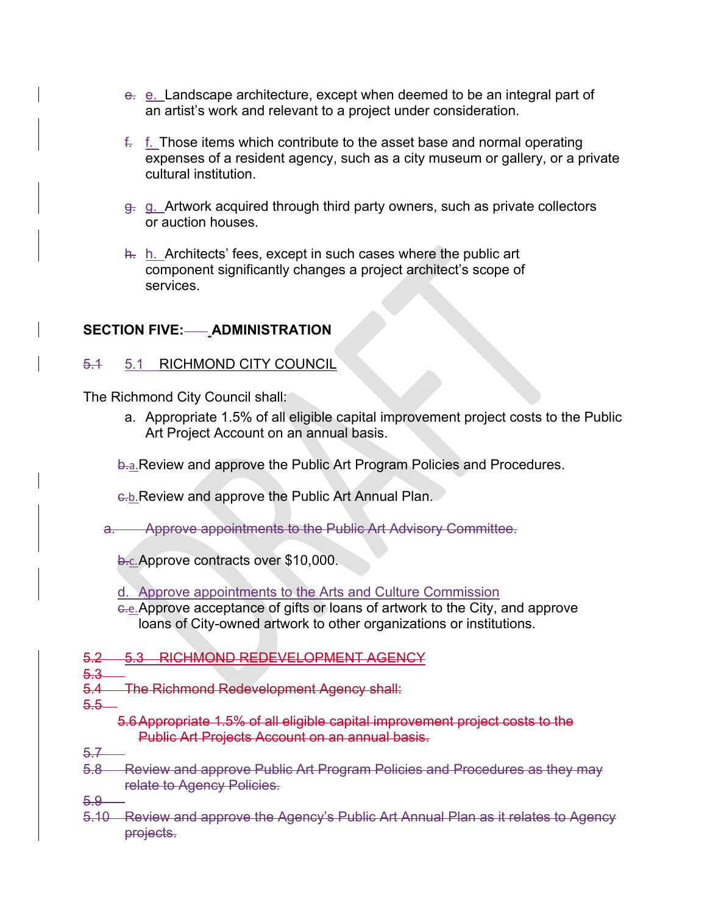e. Landscape architecture, except when deemed to be an integral part of an artist's work and relevant to a project under consideration.

f. Those items which contribute to the asset base and normal operating expenses of a resident agency, such as a city museum or gallery, or a private cultural institution.

g. Artwork acquired through third party owners, such as private collectors or auction houses.

h. Architects' fees, except in such cases where the public art component significantly changes a project architect's scope of services.

**SECTION FIVE: ADMINISTRATION**

5.1 RICHMOND CITY COUNCIL

The Richmond City Council shall:

a. Appropriate 1.5% of all eligible capital improvement project costs to the Public Art Project Account on an annual basis.

~~b.~~a. Review and approve the Public Art Program Policies and Procedures.

~~c.~~b. Review and approve the Public Art Annual Plan.

~~a. Approve appointments to the Public Art Advisory Committee.~~

~~b.~~c. Approve contracts over $10,000.

d. Approve appointments to the Arts and Culture Commission

~~c.~~e. Approve acceptance of gifts or loans of artwork to the City, and approve loans of City-owned artwork to other organizations or institutions.

~~5.2 5.3 RICHMOND REDEVELOPMENT AGENCY~~

~~5.3~~

~~5.4 The Richmond Redevelopment Agency shall:~~

~~5.5~~

~~5.6 Appropriate 1.5% of all eligible capital improvement project costs to the Public Art Projects Account on an annual basis.~~

~~5.7~~

~~5.8 Review and approve Public Art Program Policies and Procedures as they may relate to Agency Policies.~~

~~5.9~~

~~5.10 Review and approve the Agency's Public Art Annual Plan as it relates to Agency projects.~~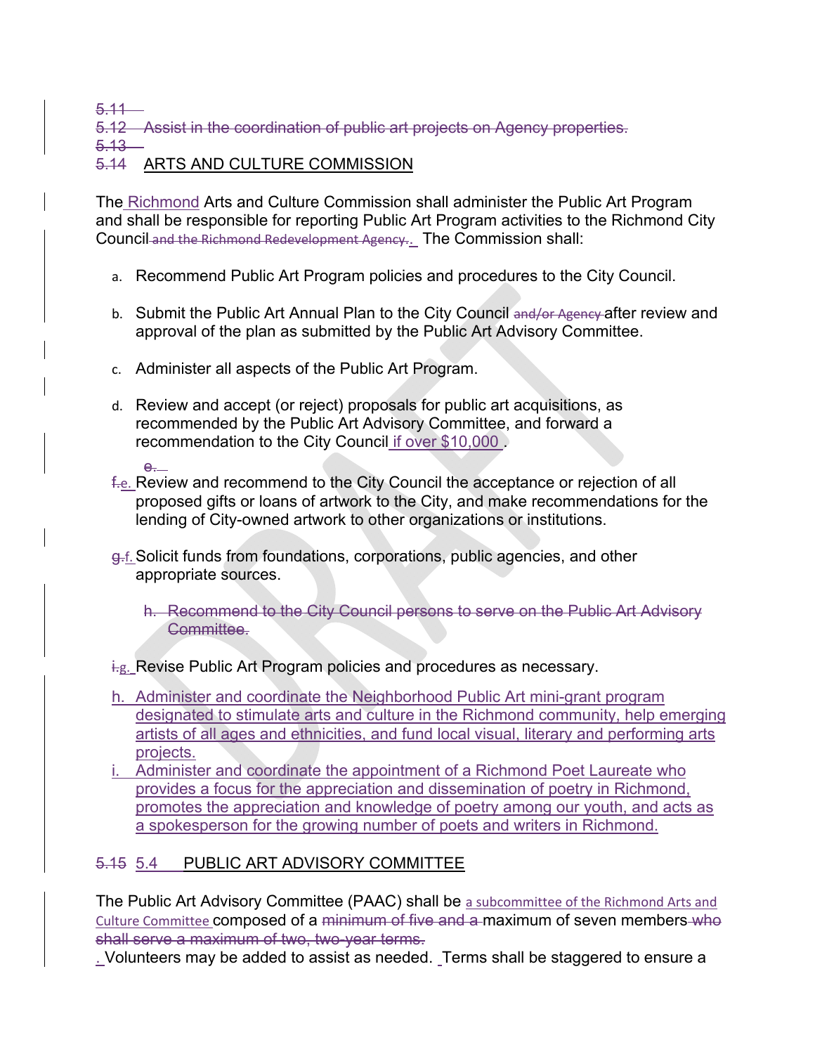~~5.11~~
~~5.12 Assist in the coordination of public art projects on Agency properties.~~
~~5.13~~

## ~~5.14~~ ARTS AND CULTURE COMMISSION

The Richmond Arts and Culture Commission shall administer the Public Art Program and shall be responsible for reporting Public Art Program activities to the Richmond City Council ~~and the Richmond Redevelopment Agency.~~. The Commission shall:

a. Recommend Public Art Program policies and procedures to the City Council.

b. Submit the Public Art Annual Plan to the City Council ~~and/or Agency~~ after review and approval of the plan as submitted by the Public Art Advisory Committee.

c. Administer all aspects of the Public Art Program.

d. Review and accept (or reject) proposals for public art acquisitions, as recommended by the Public Art Advisory Committee, and forward a recommendation to the City Council if over $10,000 .

~~e.~~

~~f.~~e. Review and recommend to the City Council the acceptance or rejection of all proposed gifts or loans of artwork to the City, and make recommendations for the lending of City-owned artwork to other organizations or institutions.

~~g.~~f. Solicit funds from foundations, corporations, public agencies, and other appropriate sources.

~~h. Recommend to the City Council persons to serve on the Public Art Advisory Committee.~~

~~i.~~g. Revise Public Art Program policies and procedures as necessary.

h. Administer and coordinate the Neighborhood Public Art mini-grant program designated to stimulate arts and culture in the Richmond community, help emerging artists of all ages and ethnicities, and fund local visual, literary and performing arts projects.

i. Administer and coordinate the appointment of a Richmond Poet Laureate who provides a focus for the appreciation and dissemination of poetry in Richmond, promotes the appreciation and knowledge of poetry among our youth, and acts as a spokesperson for the growing number of poets and writers in Richmond.

## ~~5.15~~ 5.4 PUBLIC ART ADVISORY COMMITTEE

The Public Art Advisory Committee (PAAC) shall be a subcommittee of the Richmond Arts and Culture Committee composed of a ~~minimum of five and a~~ maximum of seven members ~~who shall serve a maximum of two, two-year terms.~~

. Volunteers may be added to assist as needed. Terms shall be staggered to ensure a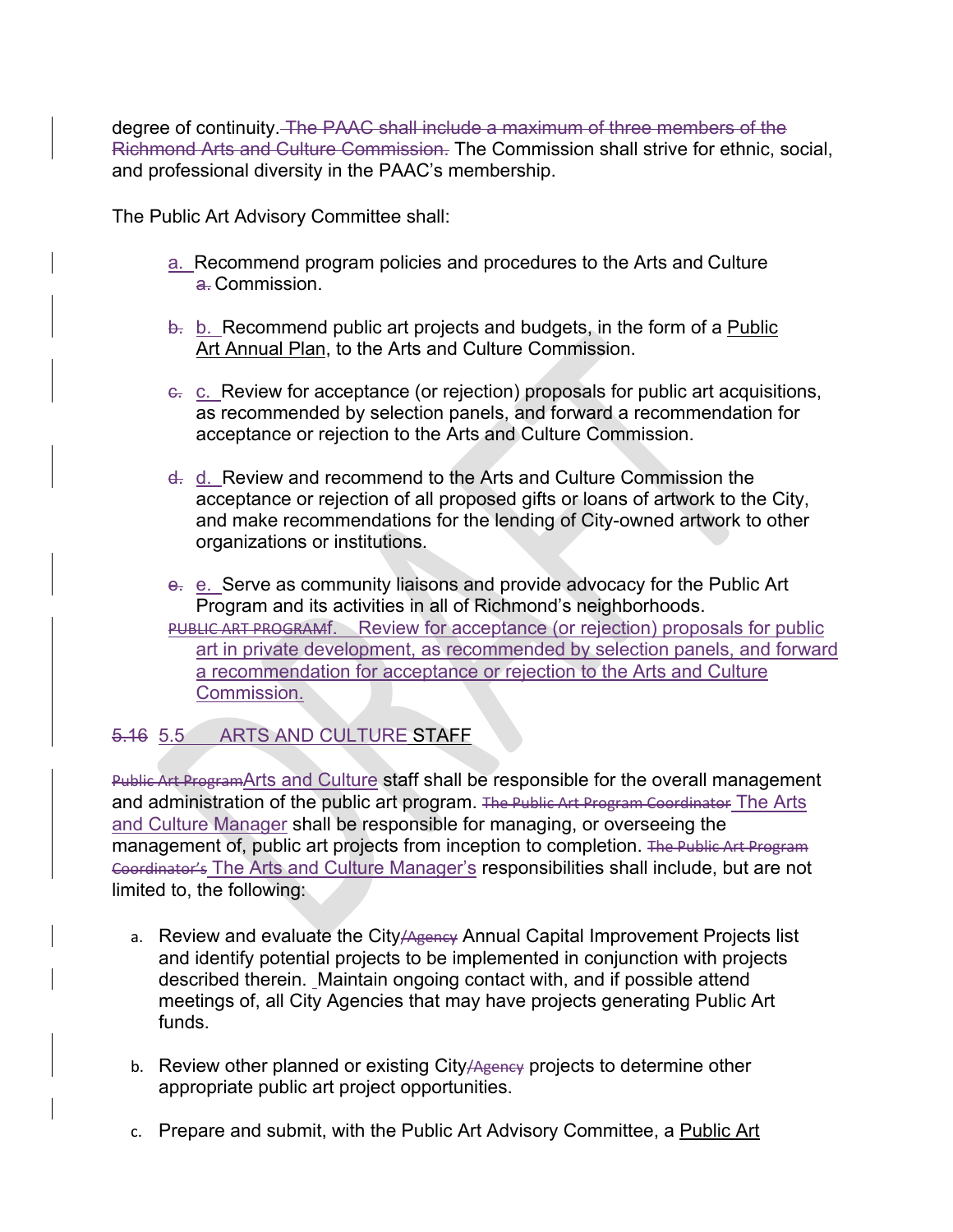degree of continuity. ~~The PAAC shall include a maximum of three members of the Richmond Arts and Culture Commission.~~ The Commission shall strive for ethnic, social, and professional diversity in the PAAC's membership.

The Public Art Advisory Committee shall:

a. Recommend program policies and procedures to the Arts and Culture ~~a.~~ Commission.

~~b.~~ b. Recommend public art projects and budgets, in the form of a Public Art Annual Plan, to the Arts and Culture Commission.

~~c.~~ c. Review for acceptance (or rejection) proposals for public art acquisitions, as recommended by selection panels, and forward a recommendation for acceptance or rejection to the Arts and Culture Commission.

~~d.~~ d. Review and recommend to the Arts and Culture Commission the acceptance or rejection of all proposed gifts or loans of artwork to the City, and make recommendations for the lending of City-owned artwork to other organizations or institutions.

~~e.~~ e. Serve as community liaisons and provide advocacy for the Public Art Program and its activities in all of Richmond's neighborhoods.

~~PUBLIC ART PROGRAM~~f. Review for acceptance (or rejection) proposals for public art in private development, as recommended by selection panels, and forward a recommendation for acceptance or rejection to the Arts and Culture Commission.

## ~~5.16~~ 5.5 ARTS AND CULTURE STAFF

~~Public Art Program~~Arts and Culture staff shall be responsible for the overall management and administration of the public art program. ~~The Public Art Program Coordinator~~ The Arts and Culture Manager shall be responsible for managing, or overseeing the management of, public art projects from inception to completion. ~~The Public Art Program Coordinator's~~ The Arts and Culture Manager's responsibilities shall include, but are not limited to, the following:

a. Review and evaluate the City~~/Agency~~ Annual Capital Improvement Projects list and identify potential projects to be implemented in conjunction with projects described therein. Maintain ongoing contact with, and if possible attend meetings of, all City Agencies that may have projects generating Public Art funds.

b. Review other planned or existing City~~/Agency~~ projects to determine other appropriate public art project opportunities.

c. Prepare and submit, with the Public Art Advisory Committee, a Public Art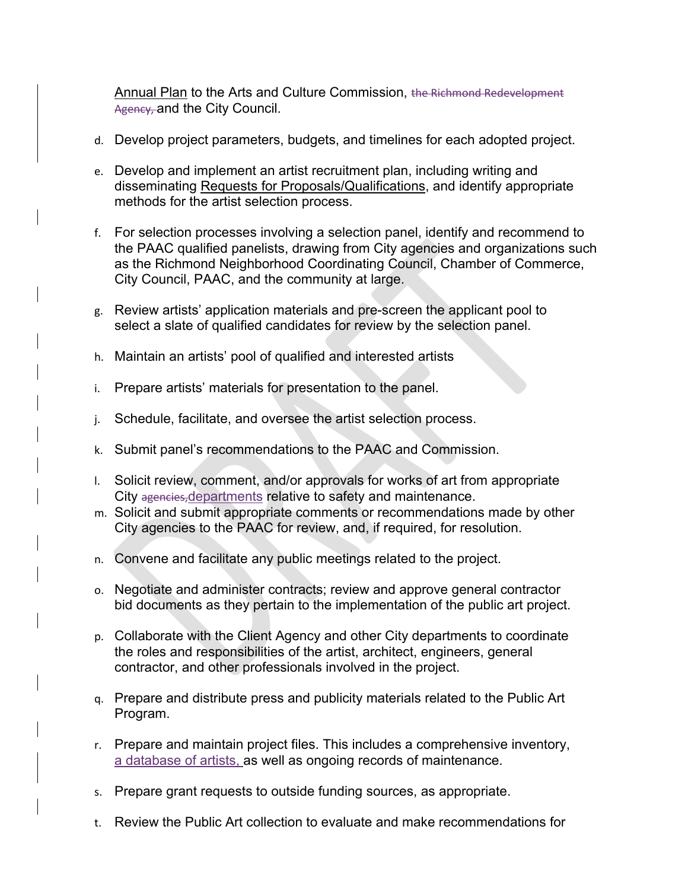Annual Plan to the Arts and Culture Commission, ~~the Richmond Redevelopment Agency,~~ and the City Council.

d. Develop project parameters, budgets, and timelines for each adopted project.

e. Develop and implement an artist recruitment plan, including writing and disseminating Requests for Proposals/Qualifications, and identify appropriate methods for the artist selection process.

f. For selection processes involving a selection panel, identify and recommend to the PAAC qualified panelists, drawing from City agencies and organizations such as the Richmond Neighborhood Coordinating Council, Chamber of Commerce, City Council, PAAC, and the community at large.

g. Review artists' application materials and pre-screen the applicant pool to select a slate of qualified candidates for review by the selection panel.

h. Maintain an artists' pool of qualified and interested artists

i. Prepare artists' materials for presentation to the panel.

j. Schedule, facilitate, and oversee the artist selection process.

k. Submit panel's recommendations to the PAAC and Commission.

l. Solicit review, comment, and/or approvals for works of art from appropriate City ~~agencies,~~departments relative to safety and maintenance.

m. Solicit and submit appropriate comments or recommendations made by other City agencies to the PAAC for review, and, if required, for resolution.

n. Convene and facilitate any public meetings related to the project.

o. Negotiate and administer contracts; review and approve general contractor bid documents as they pertain to the implementation of the public art project.

p. Collaborate with the Client Agency and other City departments to coordinate the roles and responsibilities of the artist, architect, engineers, general contractor, and other professionals involved in the project.

q. Prepare and distribute press and publicity materials related to the Public Art Program.

r. Prepare and maintain project files. This includes a comprehensive inventory, a database of artists, as well as ongoing records of maintenance.

s. Prepare grant requests to outside funding sources, as appropriate.

t. Review the Public Art collection to evaluate and make recommendations for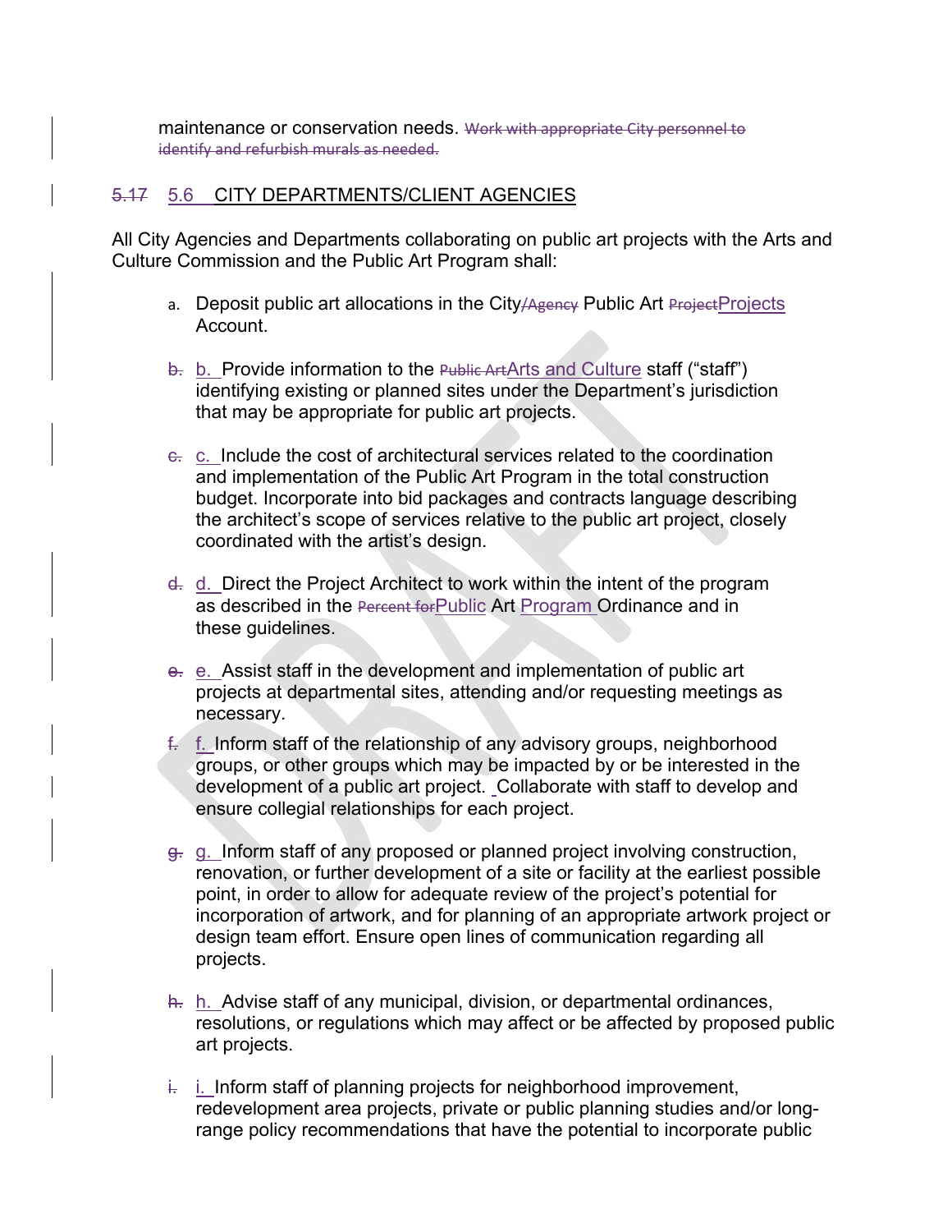maintenance or conservation needs. ~~Work with appropriate City personnel to identify and refurbish murals as needed.~~

## ~~5.17~~ 5.6 CITY DEPARTMENTS/CLIENT AGENCIES

All City Agencies and Departments collaborating on public art projects with the Arts and Culture Commission and the Public Art Program shall:

a. Deposit public art allocations in the City~~/Agency~~ Public Art ~~Project~~Projects Account.

~~b.~~ b. Provide information to the ~~Public Art~~Arts and Culture staff ("staff") identifying existing or planned sites under the Department's jurisdiction that may be appropriate for public art projects.

~~c.~~ c. Include the cost of architectural services related to the coordination and implementation of the Public Art Program in the total construction budget. Incorporate into bid packages and contracts language describing the architect's scope of services relative to the public art project, closely coordinated with the artist's design.

~~d.~~ d. Direct the Project Architect to work within the intent of the program as described in the ~~Percent for~~Public Art Program Ordinance and in these guidelines.

~~e.~~ e. Assist staff in the development and implementation of public art projects at departmental sites, attending and/or requesting meetings as necessary.

~~f.~~ f. Inform staff of the relationship of any advisory groups, neighborhood groups, or other groups which may be impacted by or be interested in the development of a public art project. Collaborate with staff to develop and ensure collegial relationships for each project.

~~g.~~ g. Inform staff of any proposed or planned project involving construction, renovation, or further development of a site or facility at the earliest possible point, in order to allow for adequate review of the project's potential for incorporation of artwork, and for planning of an appropriate artwork project or design team effort. Ensure open lines of communication regarding all projects.

~~h.~~ h. Advise staff of any municipal, division, or departmental ordinances, resolutions, or regulations which may affect or be affected by proposed public art projects.

~~i.~~ i. Inform staff of planning projects for neighborhood improvement, redevelopment area projects, private or public planning studies and/or long-range policy recommendations that have the potential to incorporate public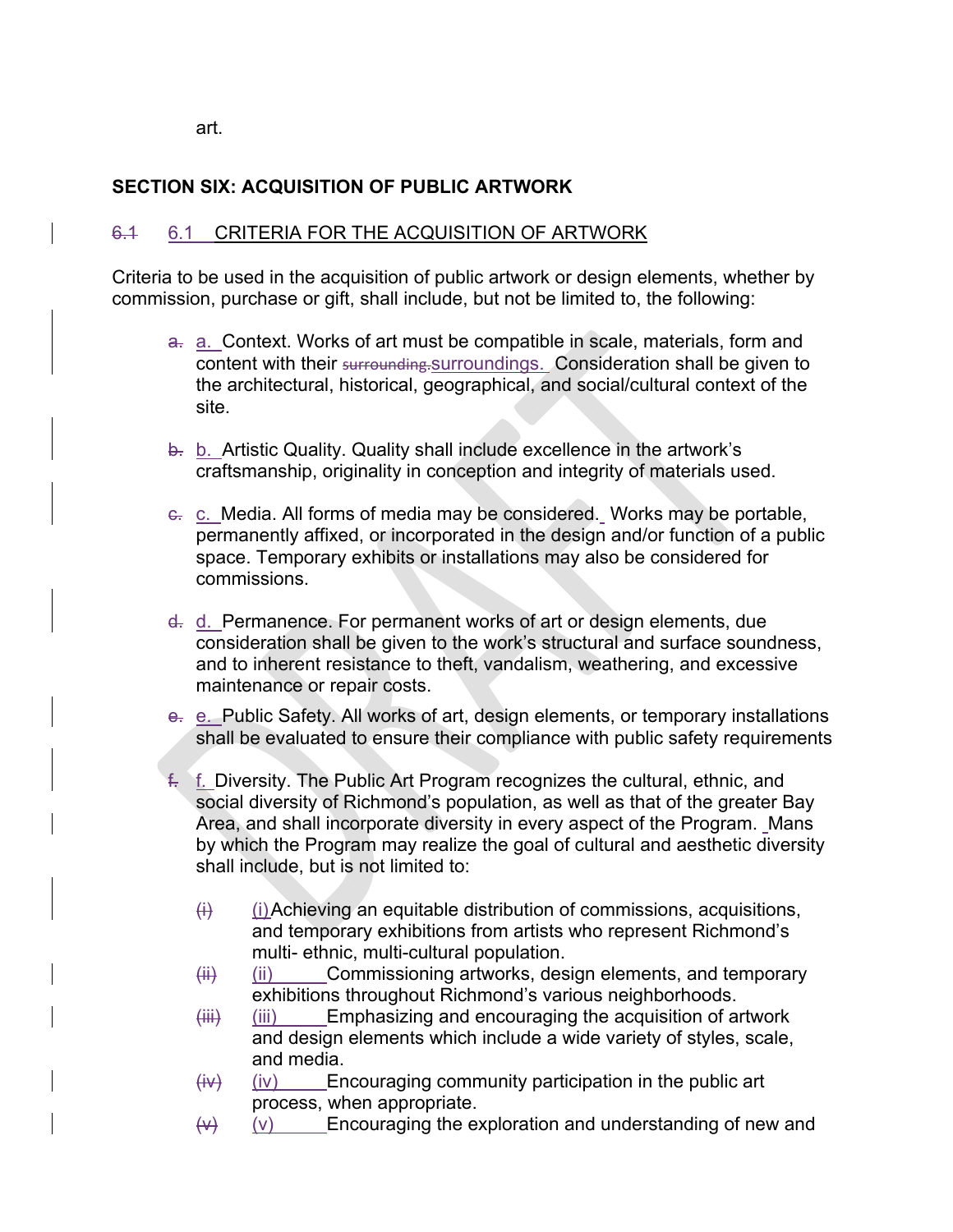art.

## SECTION SIX: ACQUISITION OF PUBLIC ARTWORK

### ~~6.1~~ 6.1 CRITERIA FOR THE ACQUISITION OF ARTWORK

Criteria to be used in the acquisition of public artwork or design elements, whether by commission, purchase or gift, shall include, but not be limited to, the following:

~~a.~~ a. Context. Works of art must be compatible in scale, materials, form and content with their ~~surrounding.~~surroundings. Consideration shall be given to the architectural, historical, geographical, and social/cultural context of the site.

~~b.~~ b. Artistic Quality. Quality shall include excellence in the artwork's craftsmanship, originality in conception and integrity of materials used.

~~c.~~ c. Media. All forms of media may be considered. Works may be portable, permanently affixed, or incorporated in the design and/or function of a public space. Temporary exhibits or installations may also be considered for commissions.

~~d.~~ d. Permanence. For permanent works of art or design elements, due consideration shall be given to the work's structural and surface soundness, and to inherent resistance to theft, vandalism, weathering, and excessive maintenance or repair costs.

~~e.~~ e. Public Safety. All works of art, design elements, or temporary installations shall be evaluated to ensure their compliance with public safety requirements

~~f.~~ f. Diversity. The Public Art Program recognizes the cultural, ethnic, and social diversity of Richmond's population, as well as that of the greater Bay Area, and shall incorporate diversity in every aspect of the Program. Mans by which the Program may realize the goal of cultural and aesthetic diversity shall include, but is not limited to:

~~(i)~~ (i) Achieving an equitable distribution of commissions, acquisitions, and temporary exhibitions from artists who represent Richmond's multi- ethnic, multi-cultural population.

~~(ii)~~ (ii) Commissioning artworks, design elements, and temporary exhibitions throughout Richmond's various neighborhoods.

~~(iii)~~ (iii) Emphasizing and encouraging the acquisition of artwork and design elements which include a wide variety of styles, scale, and media.

~~(iv)~~ (iv) Encouraging community participation in the public art process, when appropriate.

~~(v)~~ (v) Encouraging the exploration and understanding of new and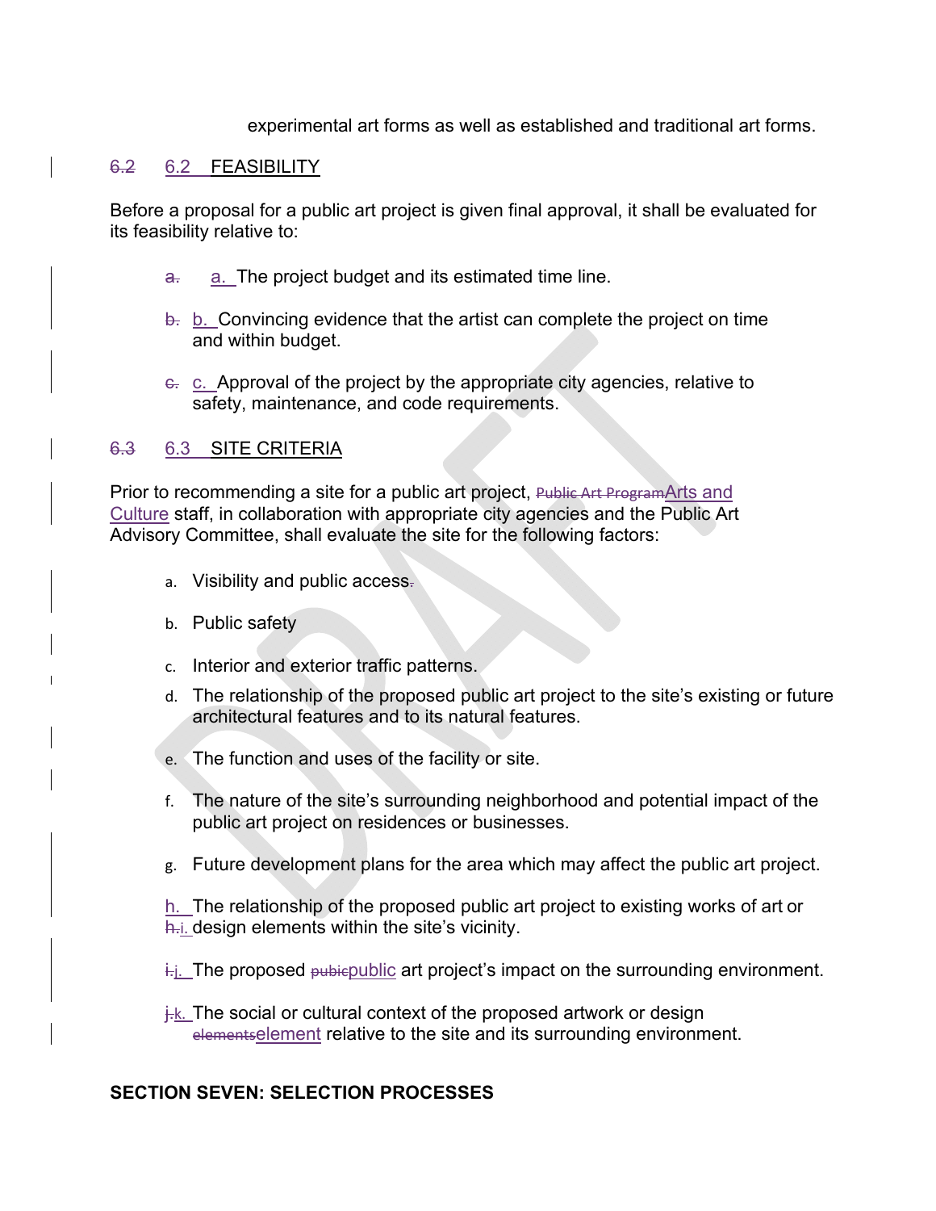experimental art forms as well as established and traditional art forms.

## 6.2 FEASIBILITY

Before a proposal for a public art project is given final approval, it shall be evaluated for its feasibility relative to:

a. The project budget and its estimated time line.

b. Convincing evidence that the artist can complete the project on time and within budget.

c. Approval of the project by the appropriate city agencies, relative to safety, maintenance, and code requirements.

## 6.3 SITE CRITERIA

Prior to recommending a site for a public art project, Arts and Culture staff, in collaboration with appropriate city agencies and the Public Art Advisory Committee, shall evaluate the site for the following factors:

a. Visibility and public access

b. Public safety

c. Interior and exterior traffic patterns.

d. The relationship of the proposed public art project to the site's existing or future architectural features and to its natural features.

e. The function and uses of the facility or site.

f. The nature of the site's surrounding neighborhood and potential impact of the public art project on residences or businesses.

g. Future development plans for the area which may affect the public art project.

h. The relationship of the proposed public art project to existing works of art or

i. design elements within the site's vicinity.

j. The proposed public art project's impact on the surrounding environment.

k. The social or cultural context of the proposed artwork or design element relative to the site and its surrounding environment.

**SECTION SEVEN: SELECTION PROCESSES**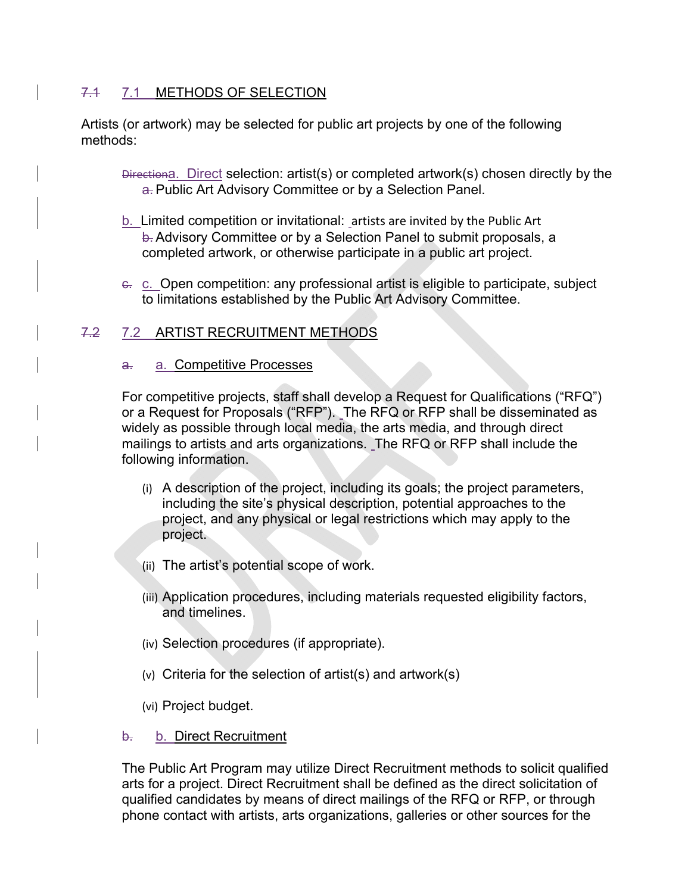## 7.1 METHODS OF SELECTION

Artists (or artwork) may be selected for public art projects by one of the following methods:

a. Direct selection: artist(s) or completed artwork(s) chosen directly by the Public Art Advisory Committee or by a Selection Panel.

b. Limited competition or invitational: artists are invited by the Public Art Advisory Committee or by a Selection Panel to submit proposals, a completed artwork, or otherwise participate in a public art project.

c. Open competition: any professional artist is eligible to participate, subject to limitations established by the Public Art Advisory Committee.

## 7.2 ARTIST RECRUITMENT METHODS

### a. Competitive Processes

For competitive projects, staff shall develop a Request for Qualifications (“RFQ”) or a Request for Proposals (“RFP”). The RFQ or RFP shall be disseminated as widely as possible through local media, the arts media, and through direct mailings to artists and arts organizations. The RFQ or RFP shall include the following information.

(i) A description of the project, including its goals; the project parameters, including the site’s physical description, potential approaches to the project, and any physical or legal restrictions which may apply to the project.

(ii) The artist’s potential scope of work.

(iii) Application procedures, including materials requested eligibility factors, and timelines.

(iv) Selection procedures (if appropriate).

(v) Criteria for the selection of artist(s) and artwork(s)

(vi) Project budget.

### b. Direct Recruitment

The Public Art Program may utilize Direct Recruitment methods to solicit qualified arts for a project. Direct Recruitment shall be defined as the direct solicitation of qualified candidates by means of direct mailings of the RFQ or RFP, or through phone contact with artists, arts organizations, galleries or other sources for the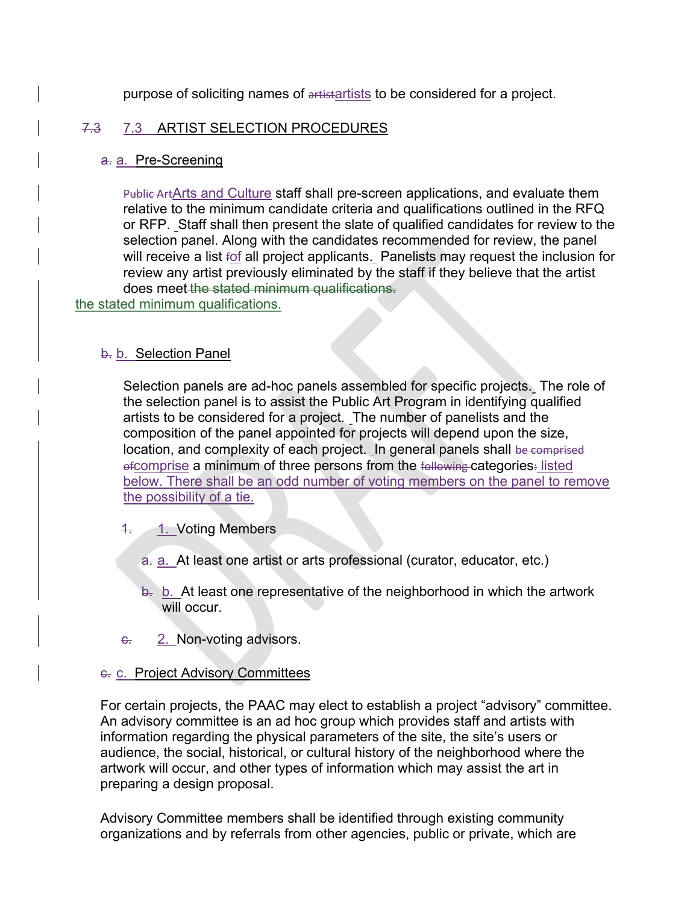purpose of soliciting names of artists to be considered for a project.

## 7.3 ARTIST SELECTION PROCEDURES

### a. Pre-Screening

Arts and Culture staff shall pre-screen applications, and evaluate them relative to the minimum candidate criteria and qualifications outlined in the RFQ or RFP. Staff shall then present the slate of qualified candidates for review to the selection panel. Along with the candidates recommended for review, the panel will receive a list of all project applicants. Panelists may request the inclusion for review any artist previously eliminated by the staff if they believe that the artist does meet the stated minimum qualifications.

### b. Selection Panel

Selection panels are ad-hoc panels assembled for specific projects. The role of the selection panel is to assist the Public Art Program in identifying qualified artists to be considered for a project. The number of panelists and the composition of the panel appointed for projects will depend upon the size, location, and complexity of each project. In general panels shall comprise a minimum of three persons from the categories listed below. There shall be an odd number of voting members on the panel to remove the possibility of a tie.

1. Voting Members
   - a. At least one artist or arts professional (curator, educator, etc.)
   - b. At least one representative of the neighborhood in which the artwork will occur.
2. Non-voting advisors.

### c. Project Advisory Committees

For certain projects, the PAAC may elect to establish a project "advisory" committee. An advisory committee is an ad hoc group which provides staff and artists with information regarding the physical parameters of the site, the site's users or audience, the social, historical, or cultural history of the neighborhood where the artwork will occur, and other types of information which may assist the art in preparing a design proposal.

Advisory Committee members shall be identified through existing community organizations and by referrals from other agencies, public or private, which are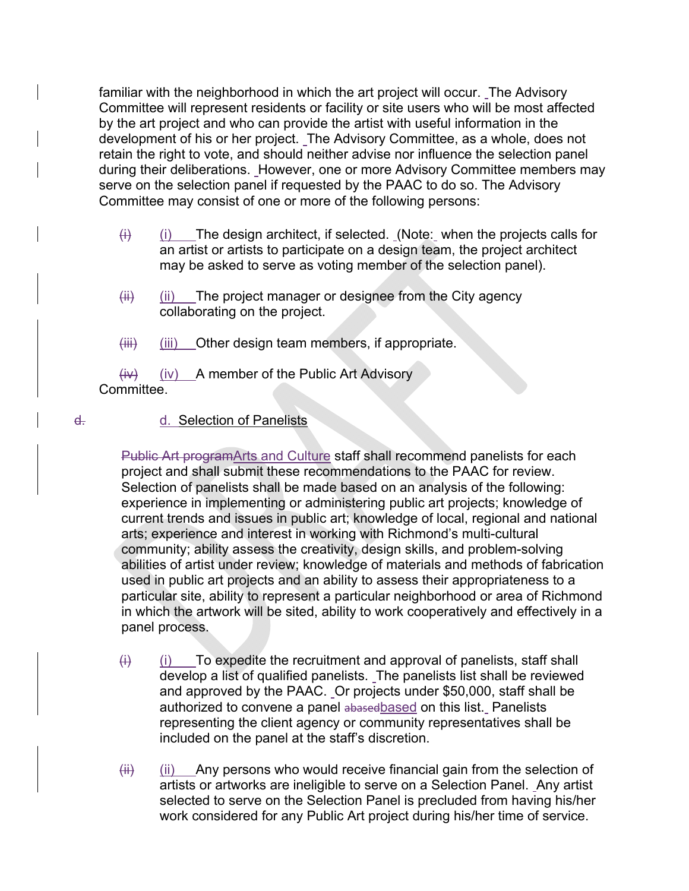familiar with the neighborhood in which the art project will occur. The Advisory Committee will represent residents or facility or site users who will be most affected by the art project and who can provide the artist with useful information in the development of his or her project. The Advisory Committee, as a whole, does not retain the right to vote, and should neither advise nor influence the selection panel during their deliberations. However, one or more Advisory Committee members may serve on the selection panel if requested by the PAAC to do so. The Advisory Committee may consist of one or more of the following persons:

- (i) The design architect, if selected. (Note: when the projects calls for an artist or artists to participate on a design team, the project architect may be asked to serve as voting member of the selection panel).
- (ii) The project manager or designee from the City agency collaborating on the project.
- (iii) Other design team members, if appropriate.
- (iv) A member of the Public Art Advisory Committee.

d. Selection of Panelists

~~Public Art program~~Arts and Culture staff shall recommend panelists for each project and shall submit these recommendations to the PAAC for review. Selection of panelists shall be made based on an analysis of the following: experience in implementing or administering public art projects; knowledge of current trends and issues in public art; knowledge of local, regional and national arts; experience and interest in working with Richmond's multi-cultural community; ability assess the creativity, design skills, and problem-solving abilities of artist under review; knowledge of materials and methods of fabrication used in public art projects and an ability to assess their appropriateness to a particular site, ability to represent a particular neighborhood or area of Richmond in which the artwork will be sited, ability to work cooperatively and effectively in a panel process.

- (i) To expedite the recruitment and approval of panelists, staff shall develop a list of qualified panelists. The panelists list shall be reviewed and approved by the PAAC. Or projects under $50,000, staff shall be authorized to convene a panel ~~abased~~based on this list. Panelists representing the client agency or community representatives shall be included on the panel at the staff's discretion.
- (ii) Any persons who would receive financial gain from the selection of artists or artworks are ineligible to serve on a Selection Panel. Any artist selected to serve on the Selection Panel is precluded from having his/her work considered for any Public Art project during his/her time of service.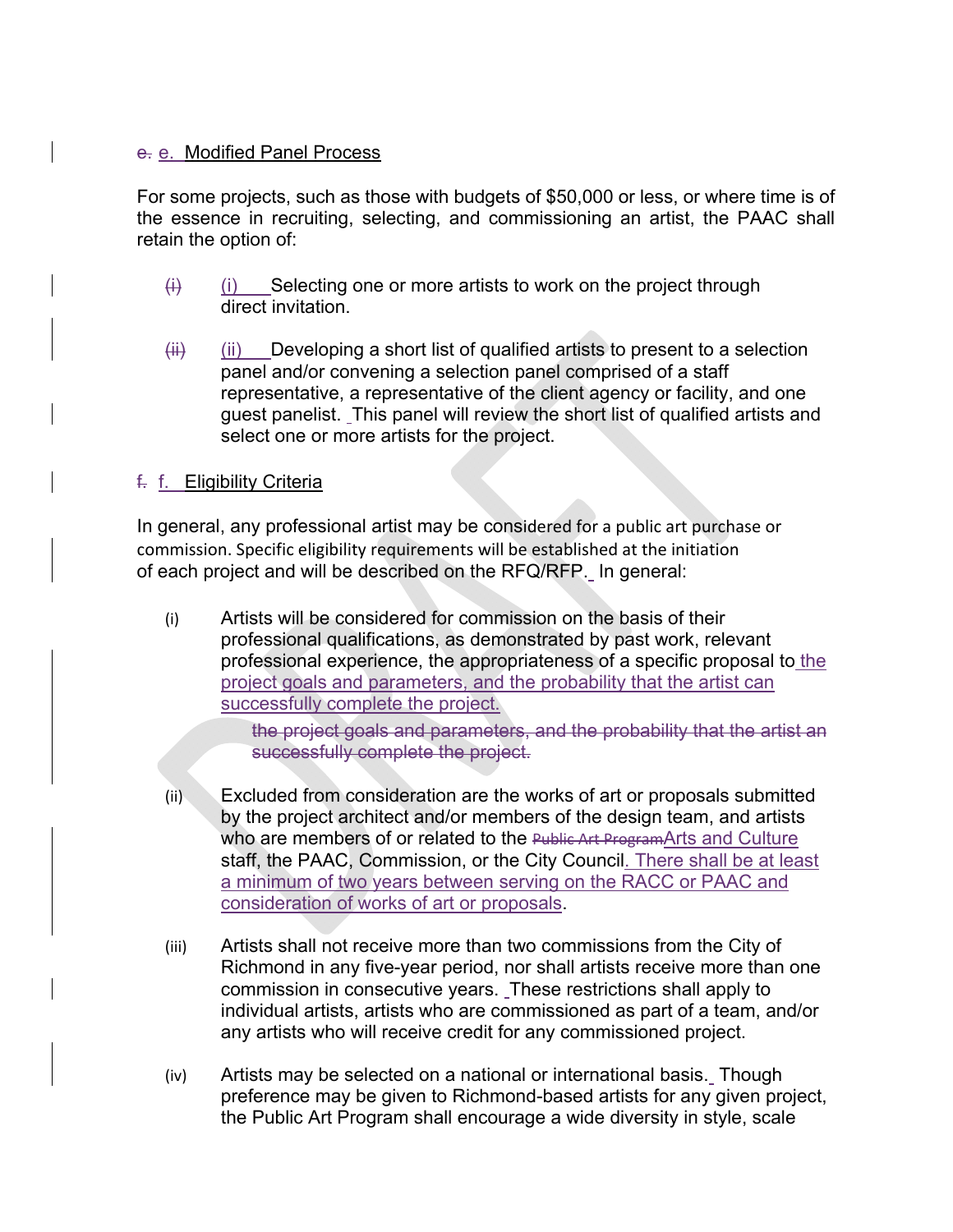e. Modified Panel Process

For some projects, such as those with budgets of $50,000 or less, or where time is of the essence in recruiting, selecting, and commissioning an artist, the PAAC shall retain the option of:

(i) Selecting one or more artists to work on the project through direct invitation.

(ii) Developing a short list of qualified artists to present to a selection panel and/or convening a selection panel comprised of a staff representative, a representative of the client agency or facility, and one guest panelist. This panel will review the short list of qualified artists and select one or more artists for the project.

f. Eligibility Criteria

In general, any professional artist may be considered for a public art purchase or commission. Specific eligibility requirements will be established at the initiation of each project and will be described on the RFQ/RFP. In general:

(i) Artists will be considered for commission on the basis of their professional qualifications, as demonstrated by past work, relevant professional experience, the appropriateness of a specific proposal to the project goals and parameters, and the probability that the artist can successfully complete the project.

(ii) Excluded from consideration are the works of art or proposals submitted by the project architect and/or members of the design team, and artists who are members of or related to the Arts and Culture staff, the PAAC, Commission, or the City Council. There shall be at least a minimum of two years between serving on the RACC or PAAC and consideration of works of art or proposals.

(iii) Artists shall not receive more than two commissions from the City of Richmond in any five-year period, nor shall artists receive more than one commission in consecutive years. These restrictions shall apply to individual artists, artists who are commissioned as part of a team, and/or any artists who will receive credit for any commissioned project.

(iv) Artists may be selected on a national or international basis. Though preference may be given to Richmond-based artists for any given project, the Public Art Program shall encourage a wide diversity in style, scale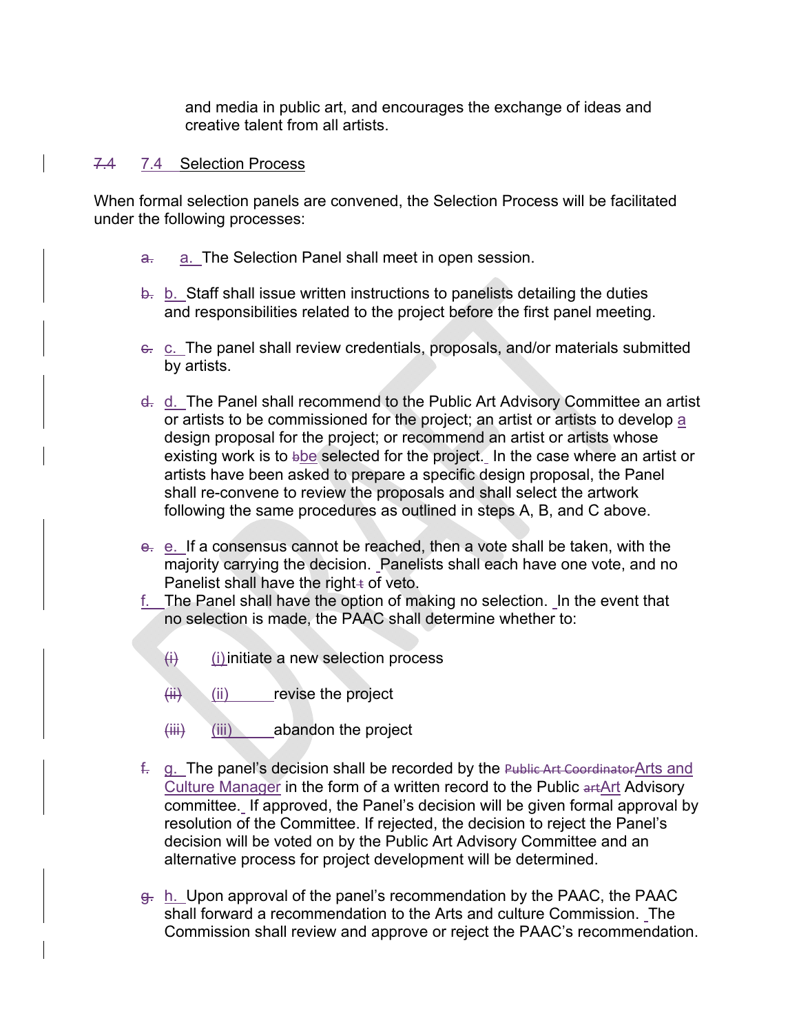and media in public art, and encourages the exchange of ideas and creative talent from all artists.

## 7.4 Selection Process

When formal selection panels are convened, the Selection Process will be facilitated under the following processes:

a. The Selection Panel shall meet in open session.

b. Staff shall issue written instructions to panelists detailing the duties and responsibilities related to the project before the first panel meeting.

c. The panel shall review credentials, proposals, and/or materials submitted by artists.

d. The Panel shall recommend to the Public Art Advisory Committee an artist or artists to be commissioned for the project; an artist or artists to develop a design proposal for the project; or recommend an artist or artists whose existing work is to be selected for the project. In the case where an artist or artists have been asked to prepare a specific design proposal, the Panel shall re-convene to review the proposals and shall select the artwork following the same procedures as outlined in steps A, B, and C above.

e. If a consensus cannot be reached, then a vote shall be taken, with the majority carrying the decision. Panelists shall each have one vote, and no Panelist shall have the right of veto.

f. The Panel shall have the option of making no selection. In the event that no selection is made, the PAAC shall determine whether to:

(i) initiate a new selection process

(ii) revise the project

(iii) abandon the project

g. The panel's decision shall be recorded by the Arts and Culture Manager in the form of a written record to the Public Art Advisory committee. If approved, the Panel's decision will be given formal approval by resolution of the Committee. If rejected, the decision to reject the Panel's decision will be voted on by the Public Art Advisory Committee and an alternative process for project development will be determined.

h. Upon approval of the panel's recommendation by the PAAC, the PAAC shall forward a recommendation to the Arts and culture Commission. The Commission shall review and approve or reject the PAAC's recommendation.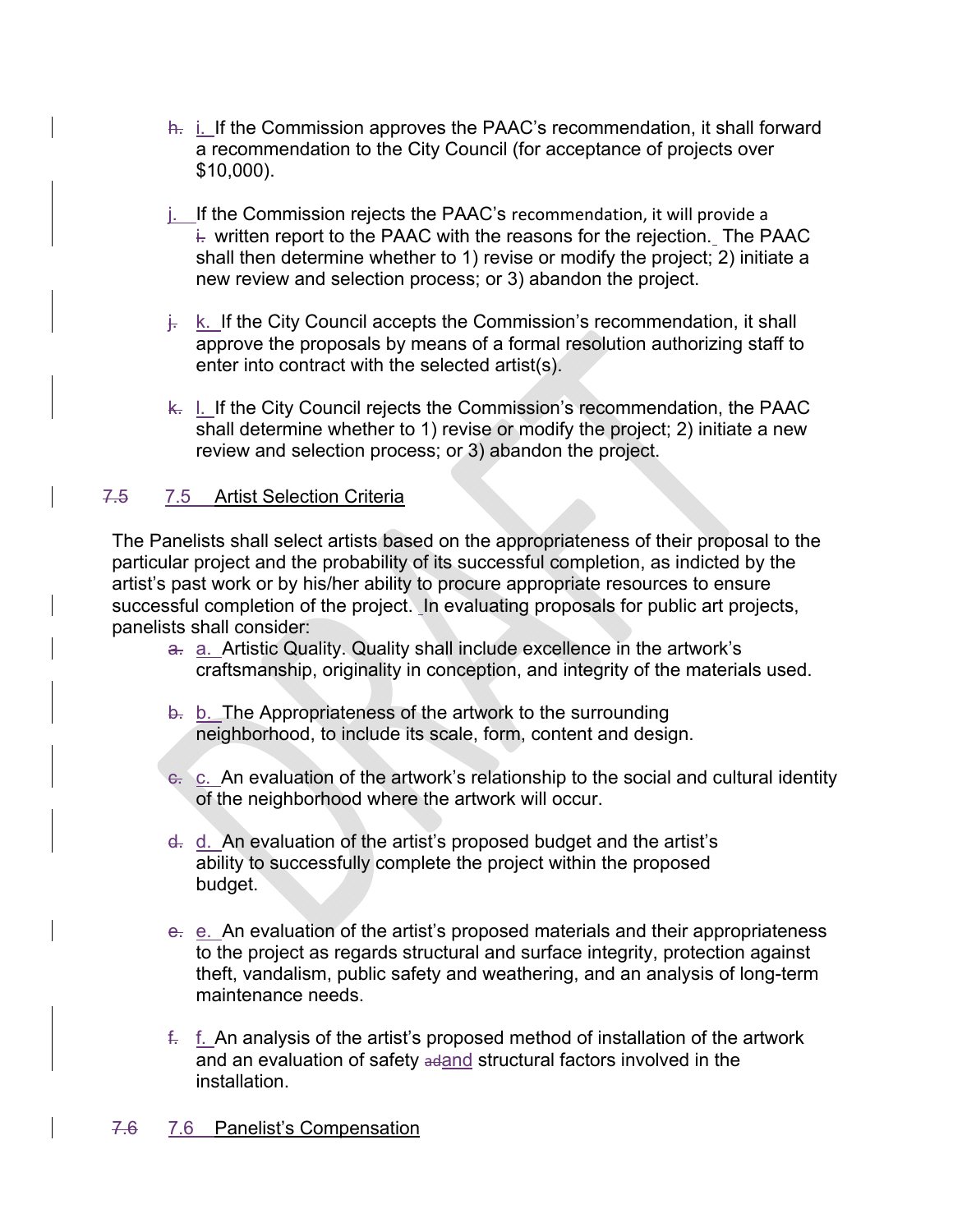i. If the Commission approves the PAAC's recommendation, it shall forward a recommendation to the City Council (for acceptance of projects over $10,000).

j. If the Commission rejects the PAAC's recommendation, it will provide a written report to the PAAC with the reasons for the rejection. The PAAC shall then determine whether to 1) revise or modify the project; 2) initiate a new review and selection process; or 3) abandon the project.

k. If the City Council accepts the Commission's recommendation, it shall approve the proposals by means of a formal resolution authorizing staff to enter into contract with the selected artist(s).

l. If the City Council rejects the Commission's recommendation, the PAAC shall determine whether to 1) revise or modify the project; 2) initiate a new review and selection process; or 3) abandon the project.

## 7.5 Artist Selection Criteria

The Panelists shall select artists based on the appropriateness of their proposal to the particular project and the probability of its successful completion, as indicted by the artist's past work or by his/her ability to procure appropriate resources to ensure successful completion of the project. In evaluating proposals for public art projects, panelists shall consider:

a. Artistic Quality. Quality shall include excellence in the artwork's craftsmanship, originality in conception, and integrity of the materials used.

b. The Appropriateness of the artwork to the surrounding neighborhood, to include its scale, form, content and design.

c. An evaluation of the artwork's relationship to the social and cultural identity of the neighborhood where the artwork will occur.

d. An evaluation of the artist's proposed budget and the artist's ability to successfully complete the project within the proposed budget.

e. An evaluation of the artist's proposed materials and their appropriateness to the project as regards structural and surface integrity, protection against theft, vandalism, public safety and weathering, and an analysis of long-term maintenance needs.

f. An analysis of the artist's proposed method of installation of the artwork and an evaluation of safety and structural factors involved in the installation.

## 7.6 Panelist's Compensation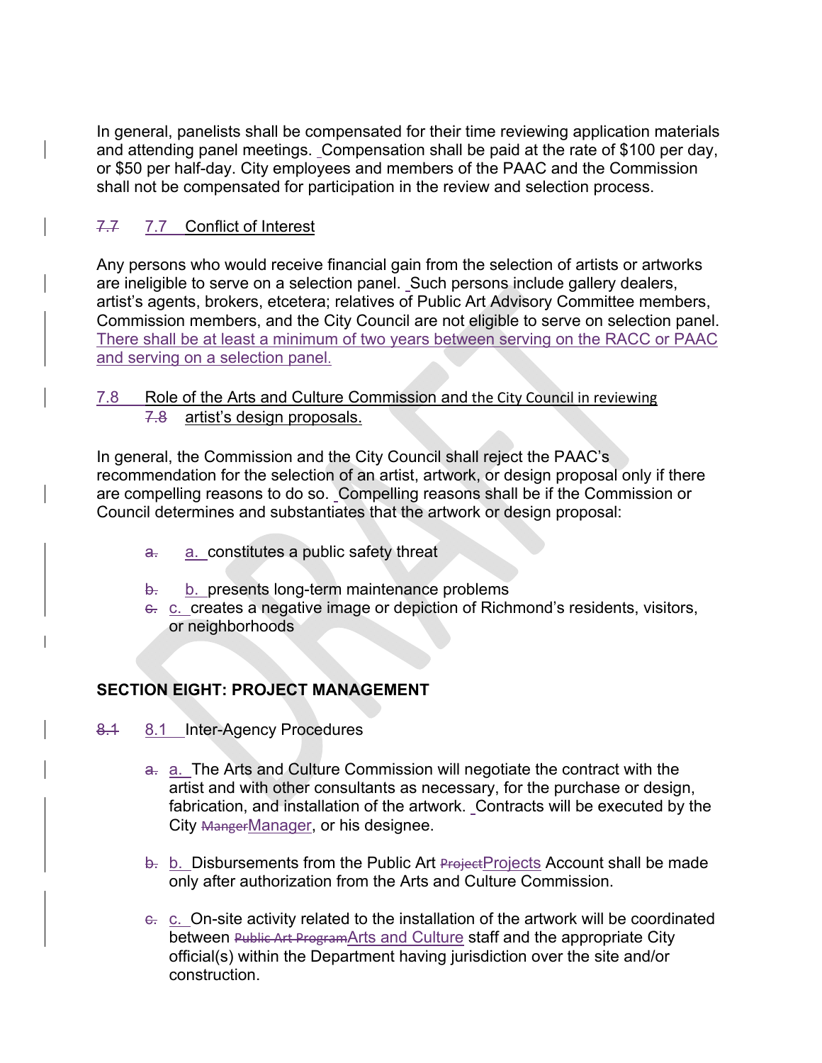In general, panelists shall be compensated for their time reviewing application materials and attending panel meetings. Compensation shall be paid at the rate of $100 per day, or $50 per half-day. City employees and members of the PAAC and the Commission shall not be compensated for participation in the review and selection process.

### ~~7.7~~ 7.7 Conflict of Interest

Any persons who would receive financial gain from the selection of artists or artworks are ineligible to serve on a selection panel. Such persons include gallery dealers, artist's agents, brokers, etcetera; relatives of Public Art Advisory Committee members, Commission members, and the City Council are not eligible to serve on selection panel. There shall be at least a minimum of two years between serving on the RACC or PAAC and serving on a selection panel.

### 7.8 Role of the Arts and Culture Commission and the City Council in reviewing ~~7.8~~ artist's design proposals.

In general, the Commission and the City Council shall reject the PAAC's recommendation for the selection of an artist, artwork, or design proposal only if there are compelling reasons to do so. Compelling reasons shall be if the Commission or Council determines and substantiates that the artwork or design proposal:

~~a.~~ a. constitutes a public safety threat

~~b.~~ b. presents long-term maintenance problems

~~c.~~ c. creates a negative image or depiction of Richmond's residents, visitors, or neighborhoods

## SECTION EIGHT: PROJECT MANAGEMENT

### ~~8.1~~ 8.1 Inter-Agency Procedures

~~a.~~ a. The Arts and Culture Commission will negotiate the contract with the artist and with other consultants as necessary, for the purchase or design, fabrication, and installation of the artwork. Contracts will be executed by the City ~~Manger~~Manager, or his designee.

~~b.~~ b. Disbursements from the Public Art ~~Project~~Projects Account shall be made only after authorization from the Arts and Culture Commission.

~~c.~~ c. On-site activity related to the installation of the artwork will be coordinated between ~~Public Art Program~~Arts and Culture staff and the appropriate City official(s) within the Department having jurisdiction over the site and/or construction.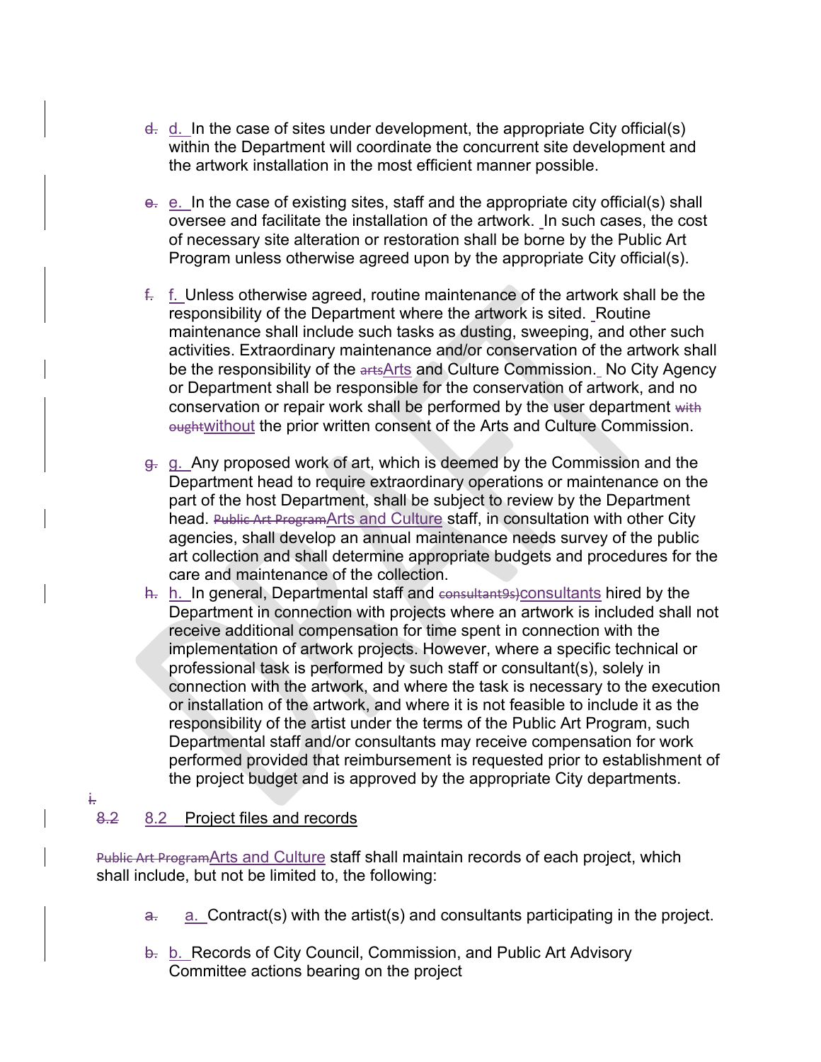d. In the case of sites under development, the appropriate City official(s) within the Department will coordinate the concurrent site development and the artwork installation in the most efficient manner possible.

e. In the case of existing sites, staff and the appropriate city official(s) shall oversee and facilitate the installation of the artwork. In such cases, the cost of necessary site alteration or restoration shall be borne by the Public Art Program unless otherwise agreed upon by the appropriate City official(s).

f. Unless otherwise agreed, routine maintenance of the artwork shall be the responsibility of the Department where the artwork is sited. Routine maintenance shall include such tasks as dusting, sweeping, and other such activities. Extraordinary maintenance and/or conservation of the artwork shall be the responsibility of the Arts and Culture Commission. No City Agency or Department shall be responsible for the conservation of artwork, and no conservation or repair work shall be performed by the user department without the prior written consent of the Arts and Culture Commission.

g. Any proposed work of art, which is deemed by the Commission and the Department head to require extraordinary operations or maintenance on the part of the host Department, shall be subject to review by the Department head. Arts and Culture staff, in consultation with other City agencies, shall develop an annual maintenance needs survey of the public art collection and shall determine appropriate budgets and procedures for the care and maintenance of the collection.

h. In general, Departmental staff and consultants hired by the Department in connection with projects where an artwork is included shall not receive additional compensation for time spent in connection with the implementation of artwork projects. However, where a specific technical or professional task is performed by such staff or consultant(s), solely in connection with the artwork, and where the task is necessary to the execution or installation of the artwork, and where it is not feasible to include it as the responsibility of the artist under the terms of the Public Art Program, such Departmental staff and/or consultants may receive compensation for work performed provided that reimbursement is requested prior to establishment of the project budget and is approved by the appropriate City departments.

## 8.2 Project files and records

Arts and Culture staff shall maintain records of each project, which shall include, but not be limited to, the following:

a. Contract(s) with the artist(s) and consultants participating in the project.

b. Records of City Council, Commission, and Public Art Advisory Committee actions bearing on the project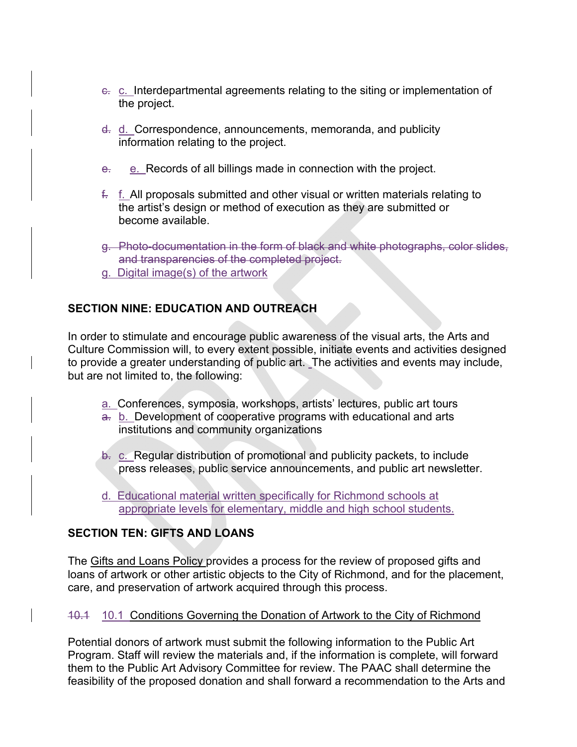~~c.~~ c. Interdepartmental agreements relating to the siting or implementation of the project.

~~d.~~ d. Correspondence, announcements, memoranda, and publicity information relating to the project.

~~e.~~ e. Records of all billings made in connection with the project.

~~f.~~ f. All proposals submitted and other visual or written materials relating to the artist's design or method of execution as they are submitted or become available.

~~g. Photo-documentation in the form of black and white photographs, color slides, and transparencies of the completed project.~~
g. Digital image(s) of the artwork

**SECTION NINE: EDUCATION AND OUTREACH**

In order to stimulate and encourage public awareness of the visual arts, the Arts and Culture Commission will, to every extent possible, initiate events and activities designed to provide a greater understanding of public art. The activities and events may include, but are not limited to, the following:

a. Conferences, symposia, workshops, artists' lectures, public art tours
~~a.~~ b. Development of cooperative programs with educational and arts institutions and community organizations

~~b.~~ c. Regular distribution of promotional and publicity packets, to include press releases, public service announcements, and public art newsletter.

d. Educational material written specifically for Richmond schools at appropriate levels for elementary, middle and high school students.

**SECTION TEN: GIFTS AND LOANS**

The Gifts and Loans Policy provides a process for the review of proposed gifts and loans of artwork or other artistic objects to the City of Richmond, and for the placement, care, and preservation of artwork acquired through this process.

~~10.1~~ 10.1 Conditions Governing the Donation of Artwork to the City of Richmond

Potential donors of artwork must submit the following information to the Public Art Program. Staff will review the materials and, if the information is complete, will forward them to the Public Art Advisory Committee for review. The PAAC shall determine the feasibility of the proposed donation and shall forward a recommendation to the Arts and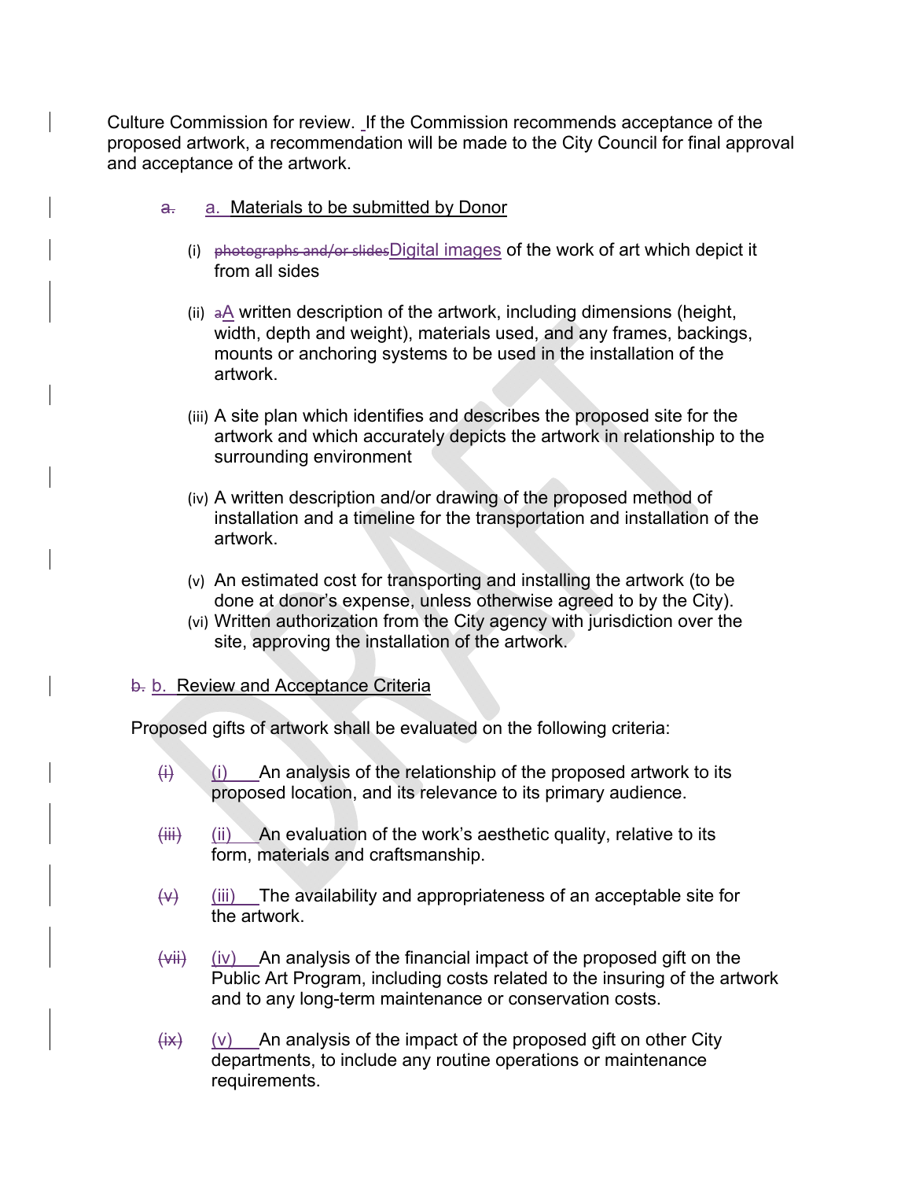Culture Commission for review. If the Commission recommends acceptance of the proposed artwork, a recommendation will be made to the City Council for final approval and acceptance of the artwork.

a. ~~a.~~ a. Materials to be submitted by Donor

(i) ~~photographs and/or slides~~Digital images of the work of art which depict it from all sides

(ii) ~~a~~A written description of the artwork, including dimensions (height, width, depth and weight), materials used, and any frames, backings, mounts or anchoring systems to be used in the installation of the artwork.

(iii) A site plan which identifies and describes the proposed site for the artwork and which accurately depicts the artwork in relationship to the surrounding environment

(iv) A written description and/or drawing of the proposed method of installation and a timeline for the transportation and installation of the artwork.

(v) An estimated cost for transporting and installing the artwork (to be done at donor's expense, unless otherwise agreed to by the City).

(vi) Written authorization from the City agency with jurisdiction over the site, approving the installation of the artwork.

~~b.~~ b. Review and Acceptance Criteria

Proposed gifts of artwork shall be evaluated on the following criteria:

~~(i)~~ (i) An analysis of the relationship of the proposed artwork to its proposed location, and its relevance to its primary audience.

~~(iii)~~ (ii) An evaluation of the work's aesthetic quality, relative to its form, materials and craftsmanship.

~~(v)~~ (iii) The availability and appropriateness of an acceptable site for the artwork.

~~(vii)~~ (iv) An analysis of the financial impact of the proposed gift on the Public Art Program, including costs related to the insuring of the artwork and to any long-term maintenance or conservation costs.

~~(ix)~~ (v) An analysis of the impact of the proposed gift on other City departments, to include any routine operations or maintenance requirements.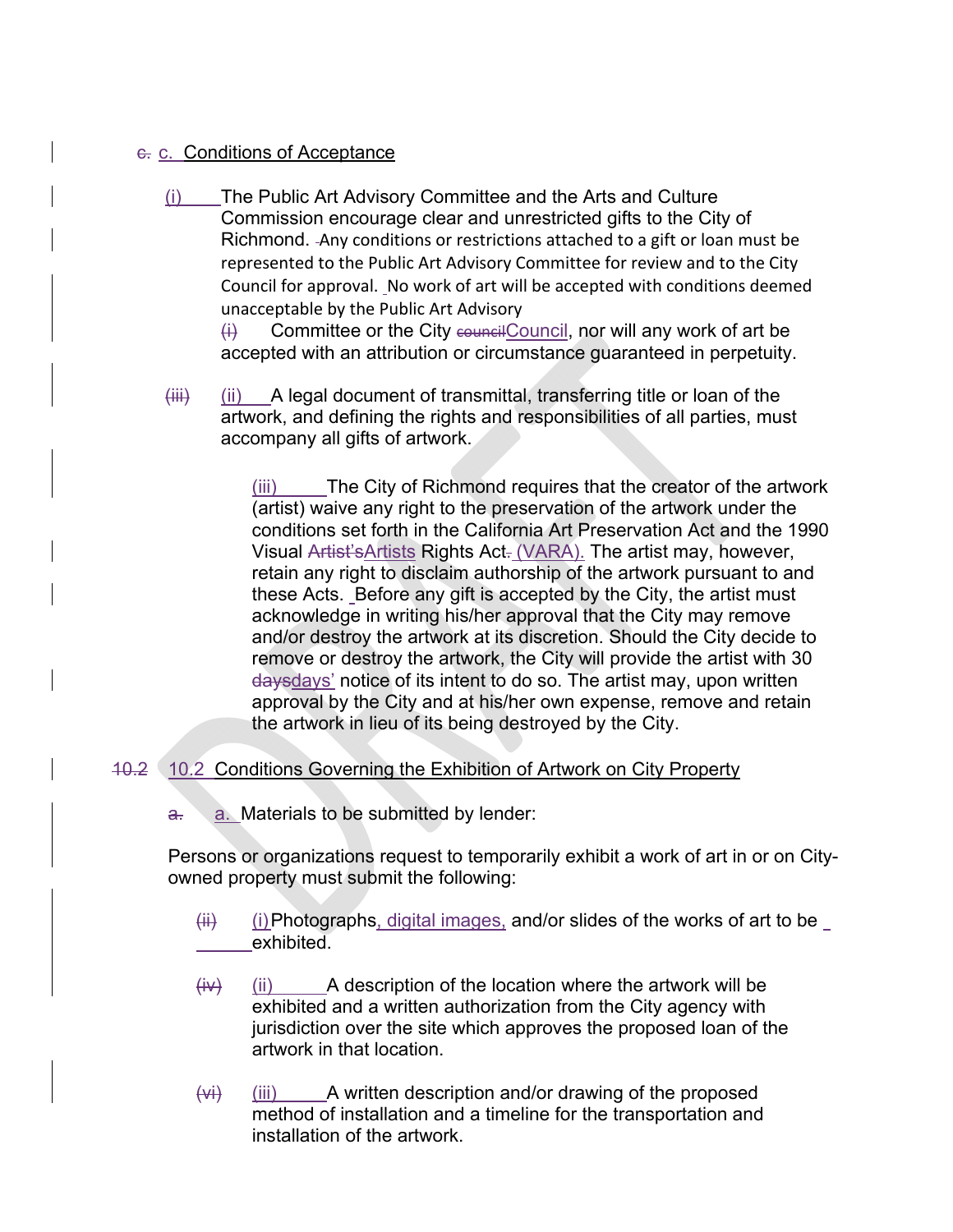c. Conditions of Acceptance

(i) The Public Art Advisory Committee and the Arts and Culture Commission encourage clear and unrestricted gifts to the City of Richmond. Any conditions or restrictions attached to a gift or loan must be represented to the Public Art Advisory Committee for review and to the City Council for approval. No work of art will be accepted with conditions deemed unacceptable by the Public Art Advisory Committee or the City Council, nor will any work of art be accepted with an attribution or circumstance guaranteed in perpetuity.

(ii) A legal document of transmittal, transferring title or loan of the artwork, and defining the rights and responsibilities of all parties, must accompany all gifts of artwork.

(iii) The City of Richmond requires that the creator of the artwork (artist) waive any right to the preservation of the artwork under the conditions set forth in the California Art Preservation Act and the 1990 Visual Artists Rights Act (VARA). The artist may, however, retain any right to disclaim authorship of the artwork pursuant to and these Acts. Before any gift is accepted by the City, the artist must acknowledge in writing his/her approval that the City may remove and/or destroy the artwork at its discretion. Should the City decide to remove or destroy the artwork, the City will provide the artist with 30 days' notice of its intent to do so. The artist may, upon written approval by the City and at his/her own expense, remove and retain the artwork in lieu of its being destroyed by the City.

## 10.2 Conditions Governing the Exhibition of Artwork on City Property

a. Materials to be submitted by lender:

Persons or organizations request to temporarily exhibit a work of art in or on City-owned property must submit the following:

(i) Photographs, digital images, and/or slides of the works of art to be exhibited.

(ii) A description of the location where the artwork will be exhibited and a written authorization from the City agency with jurisdiction over the site which approves the proposed loan of the artwork in that location.

(iii) A written description and/or drawing of the proposed method of installation and a timeline for the transportation and installation of the artwork.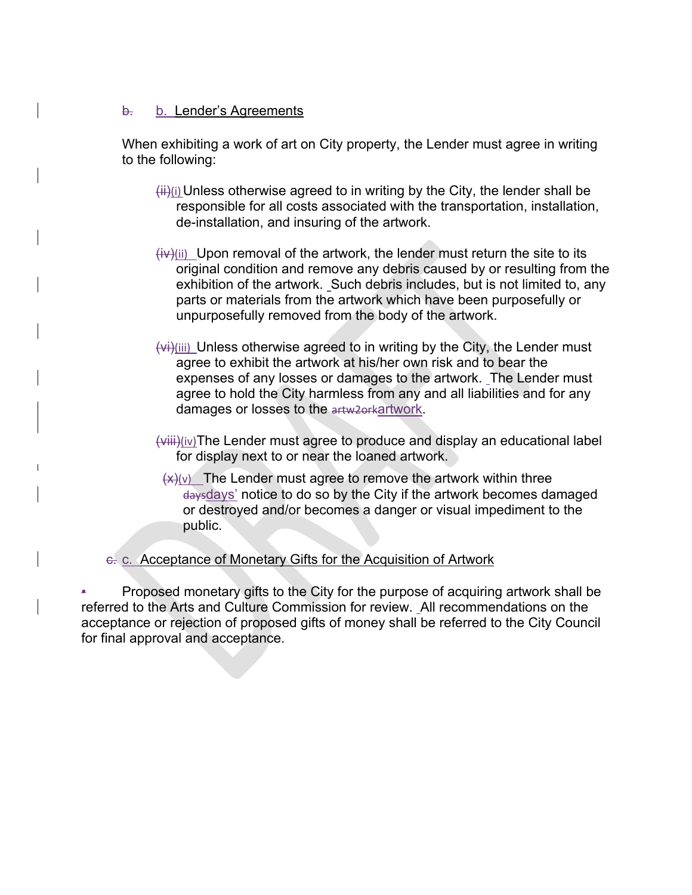b. Lender's Agreements

When exhibiting a work of art on City property, the Lender must agree in writing to the following:

(i) Unless otherwise agreed to in writing by the City, the lender shall be responsible for all costs associated with the transportation, installation, de-installation, and insuring of the artwork.

(ii) Upon removal of the artwork, the lender must return the site to its original condition and remove any debris caused by or resulting from the exhibition of the artwork. Such debris includes, but is not limited to, any parts or materials from the artwork which have been purposefully or unpurposefully removed from the body of the artwork.

(iii) Unless otherwise agreed to in writing by the City, the Lender must agree to exhibit the artwork at his/her own risk and to bear the expenses of any losses or damages to the artwork. The Lender must agree to hold the City harmless from any and all liabilities and for any damages or losses to the artwork.

(iv) The Lender must agree to produce and display an educational label for display next to or near the loaned artwork.

(v) The Lender must agree to remove the artwork within three days' notice to do so by the City if the artwork becomes damaged or destroyed and/or becomes a danger or visual impediment to the public.

c. Acceptance of Monetary Gifts for the Acquisition of Artwork

Proposed monetary gifts to the City for the purpose of acquiring artwork shall be referred to the Arts and Culture Commission for review. All recommendations on the acceptance or rejection of proposed gifts of money shall be referred to the City Council for final approval and acceptance.